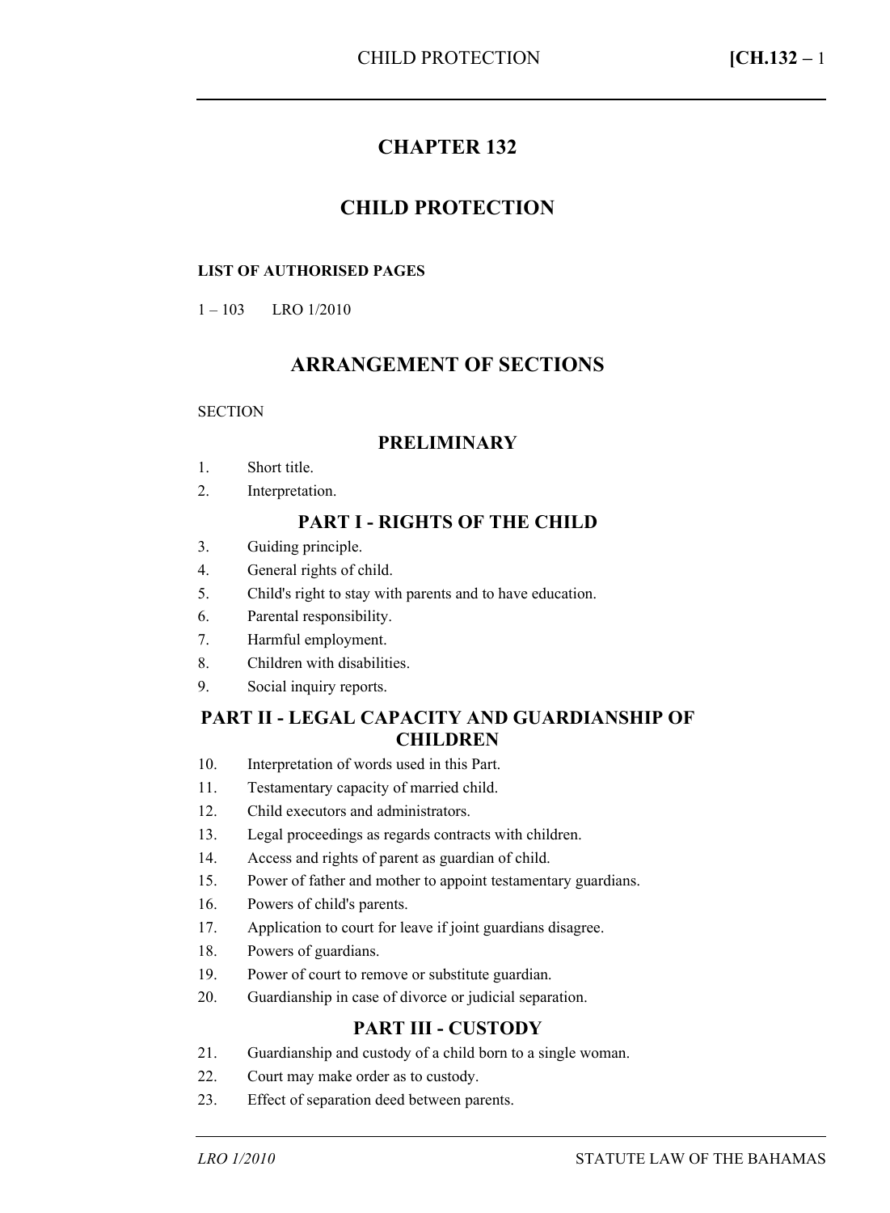# CHAPTER 132

# CHILD PROTECTION

**LIST OF AUTHORISED PAGES**

1 – 103 LRO 1/2010

## ARRANGEMENT OF SECTIONS

SECTION

### PRELIMINARY

1. Short title.
2. Interpretation.

### PART I - RIGHTS OF THE CHILD

3. Guiding principle.
4. General rights of child.
5. Child's right to stay with parents and to have education.
6. Parental responsibility.
7. Harmful employment.
8. Children with disabilities.
9. Social inquiry reports.

### PART II - LEGAL CAPACITY AND GUARDIANSHIP OF CHILDREN

10. Interpretation of words used in this Part.
11. Testamentary capacity of married child.
12. Child executors and administrators.
13. Legal proceedings as regards contracts with children.
14. Access and rights of parent as guardian of child.
15. Power of father and mother to appoint testamentary guardians.
16. Powers of child's parents.
17. Application to court for leave if joint guardians disagree.
18. Powers of guardians.
19. Power of court to remove or substitute guardian.
20. Guardianship in case of divorce or judicial separation.

### PART III - CUSTODY

21. Guardianship and custody of a child born to a single woman.
22. Court may make order as to custody.
23. Effect of separation deed between parents.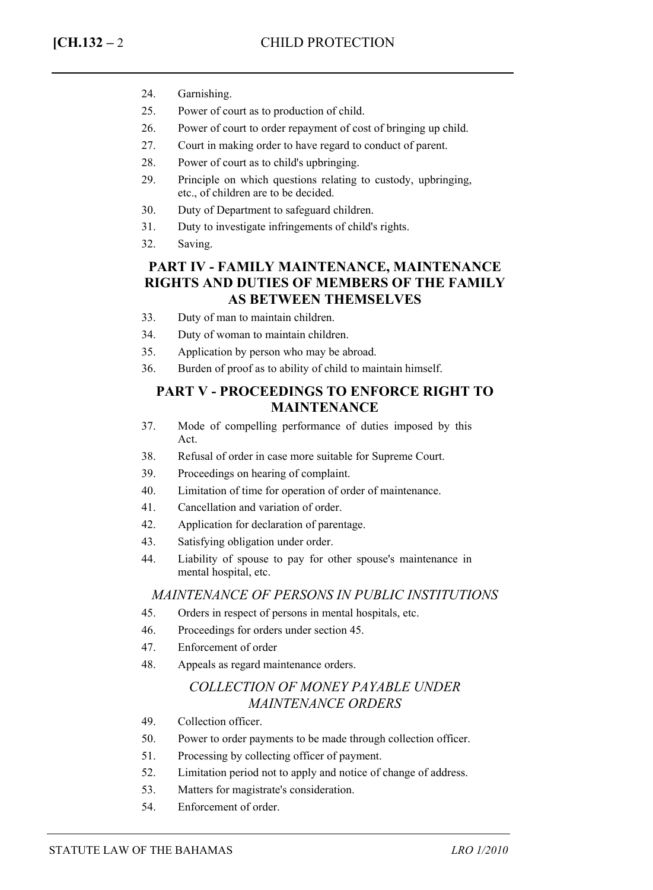24. Garnishing.
25. Power of court as to production of child.
26. Power of court to order repayment of cost of bringing up child.
27. Court in making order to have regard to conduct of parent.
28. Power of court as to child's upbringing.
29. Principle on which questions relating to custody, upbringing, etc., of children are to be decided.
30. Duty of Department to safeguard children.
31. Duty to investigate infringements of child's rights.
32. Saving.

## PART IV - FAMILY MAINTENANCE, MAINTENANCE RIGHTS AND DUTIES OF MEMBERS OF THE FAMILY AS BETWEEN THEMSELVES

33. Duty of man to maintain children.
34. Duty of woman to maintain children.
35. Application by person who may be abroad.
36. Burden of proof as to ability of child to maintain himself.

## PART V - PROCEEDINGS TO ENFORCE RIGHT TO MAINTENANCE

37. Mode of compelling performance of duties imposed by this Act.
38. Refusal of order in case more suitable for Supreme Court.
39. Proceedings on hearing of complaint.
40. Limitation of time for operation of order of maintenance.
41. Cancellation and variation of order.
42. Application for declaration of parentage.
43. Satisfying obligation under order.
44. Liability of spouse to pay for other spouse's maintenance in mental hospital, etc.

### *MAINTENANCE OF PERSONS IN PUBLIC INSTITUTIONS*

45. Orders in respect of persons in mental hospitals, etc.
46. Proceedings for orders under section 45.
47. Enforcement of order
48. Appeals as regard maintenance orders.

### *COLLECTION OF MONEY PAYABLE UNDER MAINTENANCE ORDERS*

49. Collection officer.
50. Power to order payments to be made through collection officer.
51. Processing by collecting officer of payment.
52. Limitation period not to apply and notice of change of address.
53. Matters for magistrate's consideration.
54. Enforcement of order.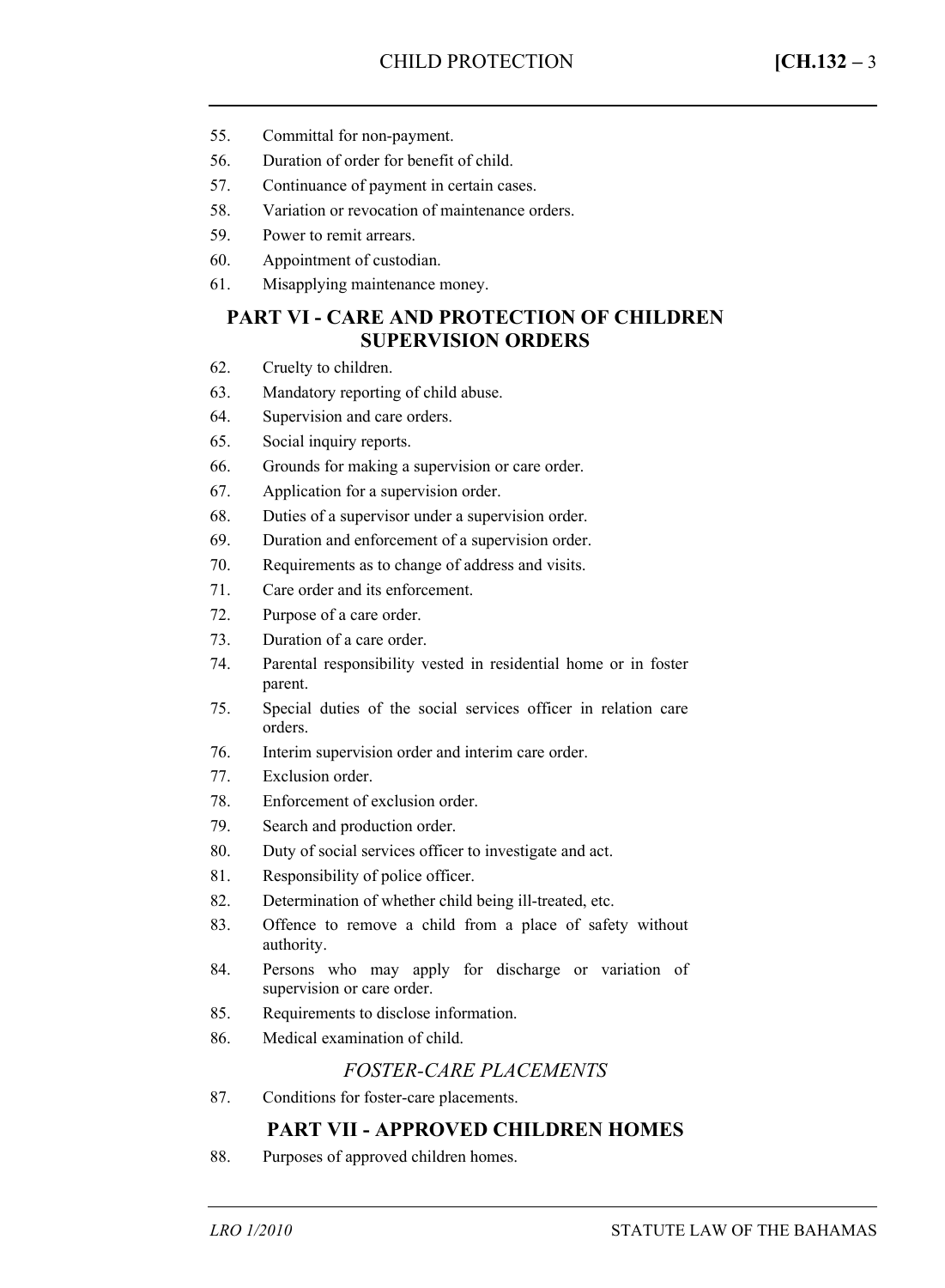55. Committal for non-payment.
56. Duration of order for benefit of child.
57. Continuance of payment in certain cases.
58. Variation or revocation of maintenance orders.
59. Power to remit arrears.
60. Appointment of custodian.
61. Misapplying maintenance money.

## PART VI - CARE AND PROTECTION OF CHILDREN SUPERVISION ORDERS

62. Cruelty to children.
63. Mandatory reporting of child abuse.
64. Supervision and care orders.
65. Social inquiry reports.
66. Grounds for making a supervision or care order.
67. Application for a supervision order.
68. Duties of a supervisor under a supervision order.
69. Duration and enforcement of a supervision order.
70. Requirements as to change of address and visits.
71. Care order and its enforcement.
72. Purpose of a care order.
73. Duration of a care order.
74. Parental responsibility vested in residential home or in foster parent.
75. Special duties of the social services officer in relation care orders.
76. Interim supervision order and interim care order.
77. Exclusion order.
78. Enforcement of exclusion order.
79. Search and production order.
80. Duty of social services officer to investigate and act.
81. Responsibility of police officer.
82. Determination of whether child being ill-treated, etc.
83. Offence to remove a child from a place of safety without authority.
84. Persons who may apply for discharge or variation of supervision or care order.
85. Requirements to disclose information.
86. Medical examination of child.

### *FOSTER-CARE PLACEMENTS*

87. Conditions for foster-care placements.

## PART VII - APPROVED CHILDREN HOMES

88. Purposes of approved children homes.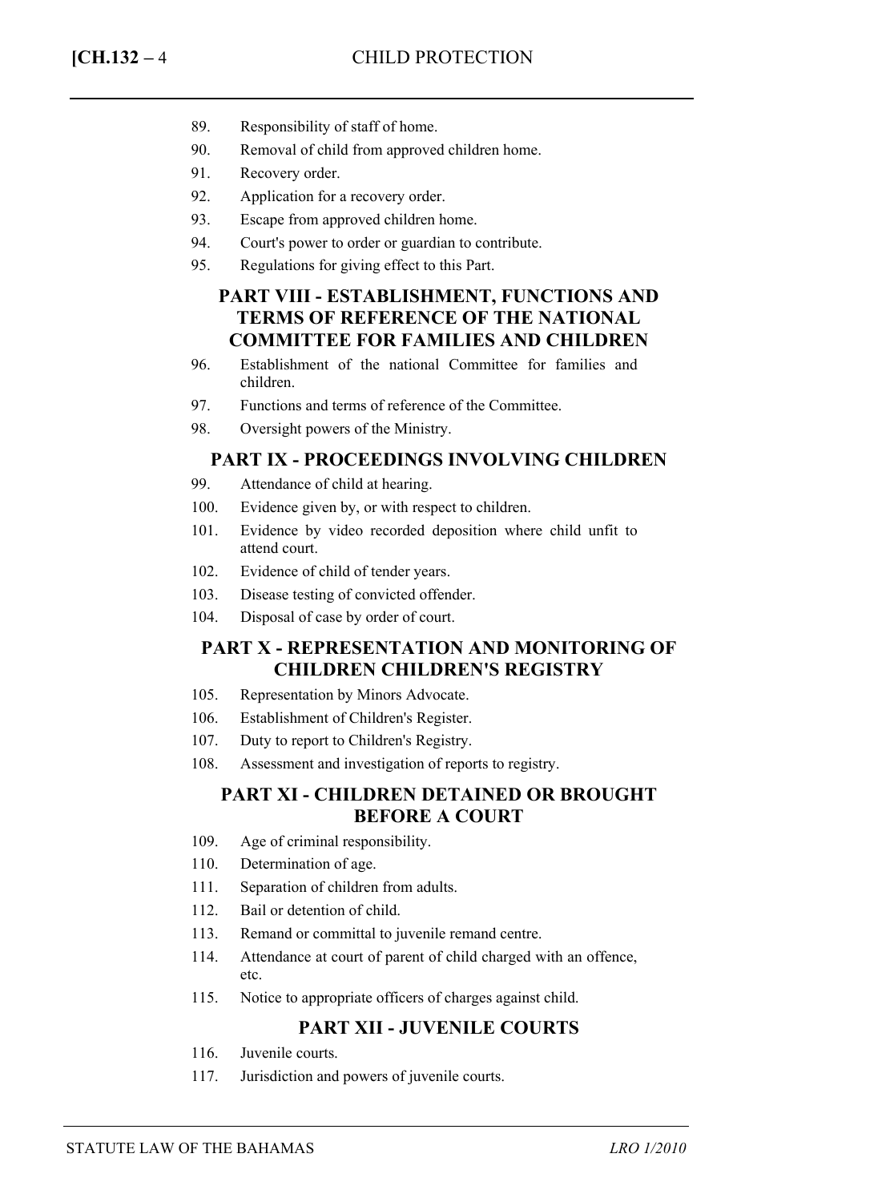89. Responsibility of staff of home.
90. Removal of child from approved children home.
91. Recovery order.
92. Application for a recovery order.
93. Escape from approved children home.
94. Court's power to order or guardian to contribute.
95. Regulations for giving effect to this Part.

## PART VIII - ESTABLISHMENT, FUNCTIONS AND TERMS OF REFERENCE OF THE NATIONAL COMMITTEE FOR FAMILIES AND CHILDREN

96. Establishment of the national Committee for families and children.
97. Functions and terms of reference of the Committee.
98. Oversight powers of the Ministry.

## PART IX - PROCEEDINGS INVOLVING CHILDREN

99. Attendance of child at hearing.
100. Evidence given by, or with respect to children.
101. Evidence by video recorded deposition where child unfit to attend court.
102. Evidence of child of tender years.
103. Disease testing of convicted offender.
104. Disposal of case by order of court.

## PART X - REPRESENTATION AND MONITORING OF CHILDREN CHILDREN'S REGISTRY

105. Representation by Minors Advocate.
106. Establishment of Children's Register.
107. Duty to report to Children's Registry.
108. Assessment and investigation of reports to registry.

## PART XI - CHILDREN DETAINED OR BROUGHT BEFORE A COURT

109. Age of criminal responsibility.
110. Determination of age.
111. Separation of children from adults.
112. Bail or detention of child.
113. Remand or committal to juvenile remand centre.
114. Attendance at court of parent of child charged with an offence, etc.
115. Notice to appropriate officers of charges against child.

## PART XII - JUVENILE COURTS

116. Juvenile courts.
117. Jurisdiction and powers of juvenile courts.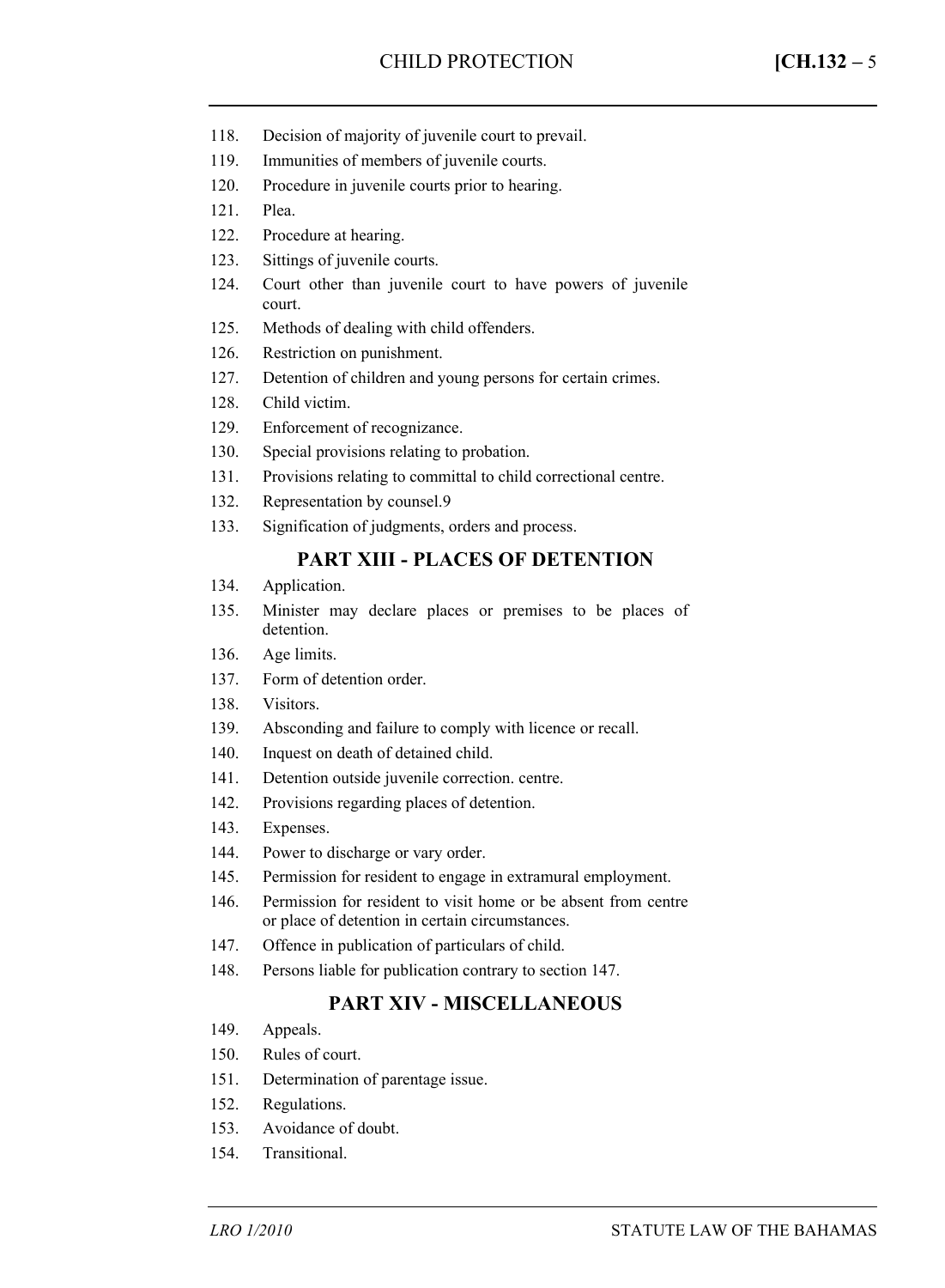118. Decision of majority of juvenile court to prevail.
119. Immunities of members of juvenile courts.
120. Procedure in juvenile courts prior to hearing.
121. Plea.
122. Procedure at hearing.
123. Sittings of juvenile courts.
124. Court other than juvenile court to have powers of juvenile court.
125. Methods of dealing with child offenders.
126. Restriction on punishment.
127. Detention of children and young persons for certain crimes.
128. Child victim.
129. Enforcement of recognizance.
130. Special provisions relating to probation.
131. Provisions relating to committal to child correctional centre.
132. Representation by counsel.9
133. Signification of judgments, orders and process.

## PART XIII - PLACES OF DETENTION

134. Application.
135. Minister may declare places or premises to be places of detention.
136. Age limits.
137. Form of detention order.
138. Visitors.
139. Absconding and failure to comply with licence or recall.
140. Inquest on death of detained child.
141. Detention outside juvenile correction. centre.
142. Provisions regarding places of detention.
143. Expenses.
144. Power to discharge or vary order.
145. Permission for resident to engage in extramural employment.
146. Permission for resident to visit home or be absent from centre or place of detention in certain circumstances.
147. Offence in publication of particulars of child.
148. Persons liable for publication contrary to section 147.

## PART XIV - MISCELLANEOUS

149. Appeals.
150. Rules of court.
151. Determination of parentage issue.
152. Regulations.
153. Avoidance of doubt.
154. Transitional.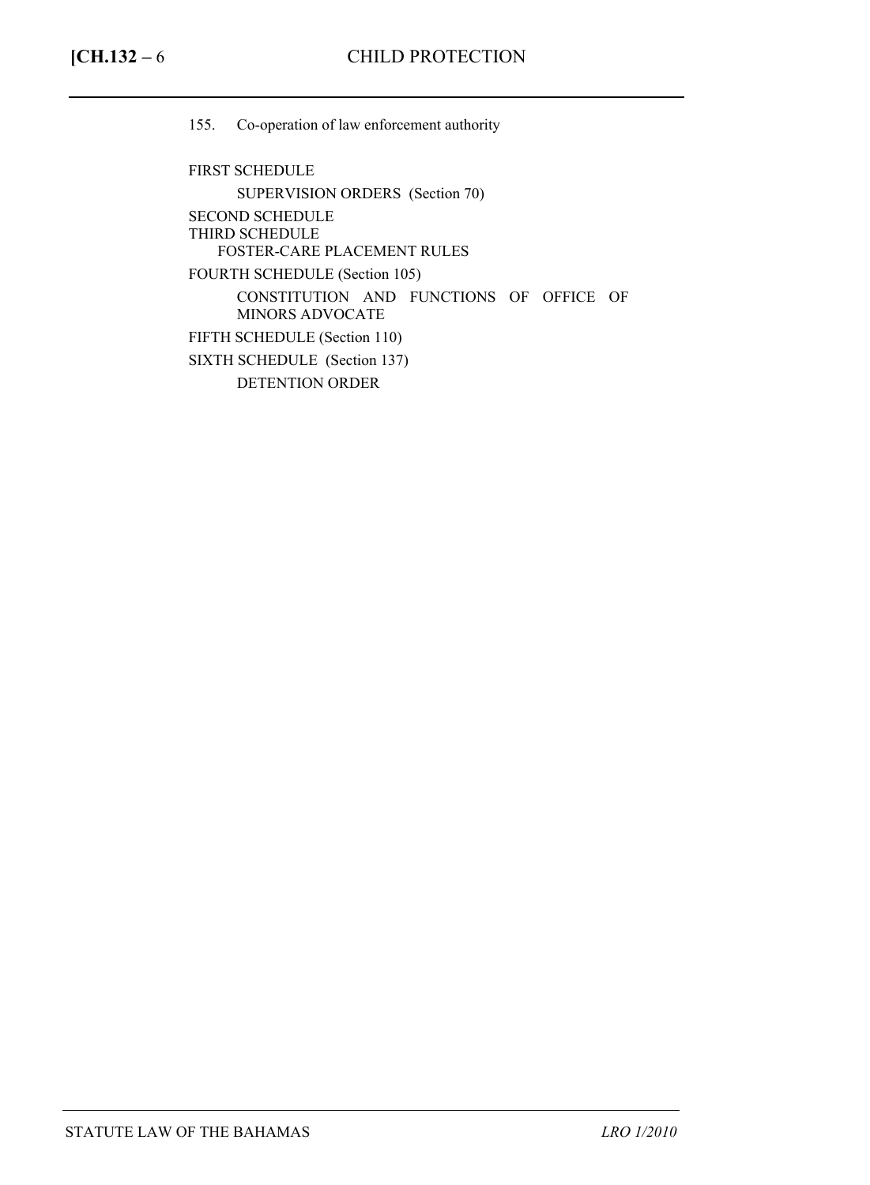155. Co-operation of law enforcement authority

FIRST SCHEDULE

SUPERVISION ORDERS (Section 70)

SECOND SCHEDULE

THIRD SCHEDULE

FOSTER-CARE PLACEMENT RULES

FOURTH SCHEDULE (Section 105)

CONSTITUTION AND FUNCTIONS OF OFFICE OF MINORS ADVOCATE

FIFTH SCHEDULE (Section 110)

SIXTH SCHEDULE (Section 137)

DETENTION ORDER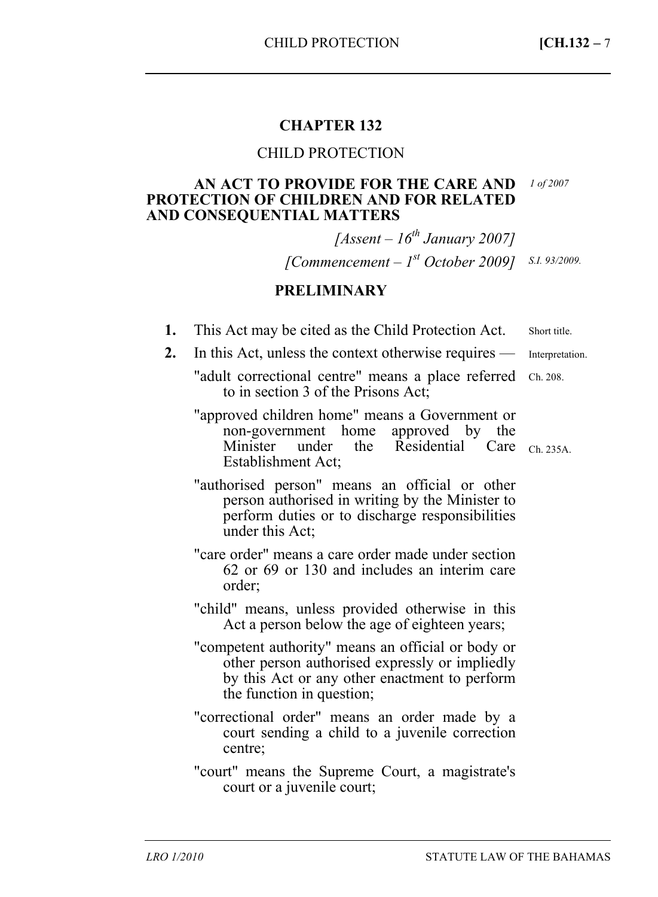# CHAPTER 132

## CHILD PROTECTION

**AN ACT TO PROVIDE FOR THE CARE AND PROTECTION OF CHILDREN AND FOR RELATED AND CONSEQUENTIAL MATTERS**

*1 of 2007*

*[Assent – 16th January 2007]*

*[Commencement – 1st October 2009]* *S.I. 93/2009.*

## PRELIMINARY

**1.** This Act may be cited as the Child Protection Act. Short title.

**2.** In this Act, unless the context otherwise requires — Interpretation.

"adult correctional centre" means a place referred to in section 3 of the Prisons Act; Ch. 208.

"approved children home" means a Government or non-government home approved by the Minister under the Residential Care Establishment Act; Ch. 235A.

"authorised person" means an official or other person authorised in writing by the Minister to perform duties or to discharge responsibilities under this Act;

"care order" means a care order made under section 62 or 69 or 130 and includes an interim care order;

"child" means, unless provided otherwise in this Act a person below the age of eighteen years;

"competent authority" means an official or body or other person authorised expressly or impliedly by this Act or any other enactment to perform the function in question;

"correctional order" means an order made by a court sending a child to a juvenile correction centre;

"court" means the Supreme Court, a magistrate's court or a juvenile court;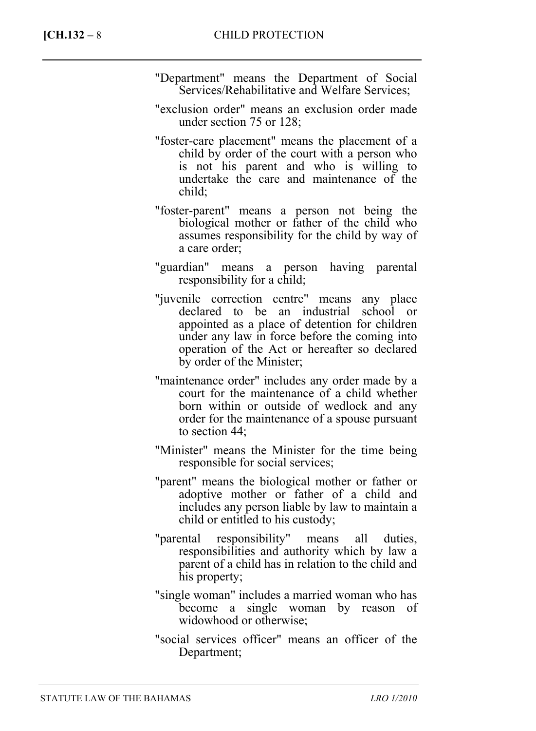"Department" means the Department of Social Services/Rehabilitative and Welfare Services;

"exclusion order" means an exclusion order made under section 75 or 128;

"foster-care placement" means the placement of a child by order of the court with a person who is not his parent and who is willing to undertake the care and maintenance of the child;

"foster-parent" means a person not being the biological mother or father of the child who assumes responsibility for the child by way of a care order;

"guardian" means a person having parental responsibility for a child;

"juvenile correction centre" means any place declared to be an industrial school or appointed as a place of detention for children under any law in force before the coming into operation of the Act or hereafter so declared by order of the Minister;

"maintenance order" includes any order made by a court for the maintenance of a child whether born within or outside of wedlock and any order for the maintenance of a spouse pursuant to section 44;

"Minister" means the Minister for the time being responsible for social services;

"parent" means the biological mother or father or adoptive mother or father of a child and includes any person liable by law to maintain a child or entitled to his custody;

"parental responsibility" means all duties, responsibilities and authority which by law a parent of a child has in relation to the child and his property;

"single woman" includes a married woman who has become a single woman by reason of widowhood or otherwise;

"social services officer" means an officer of the Department;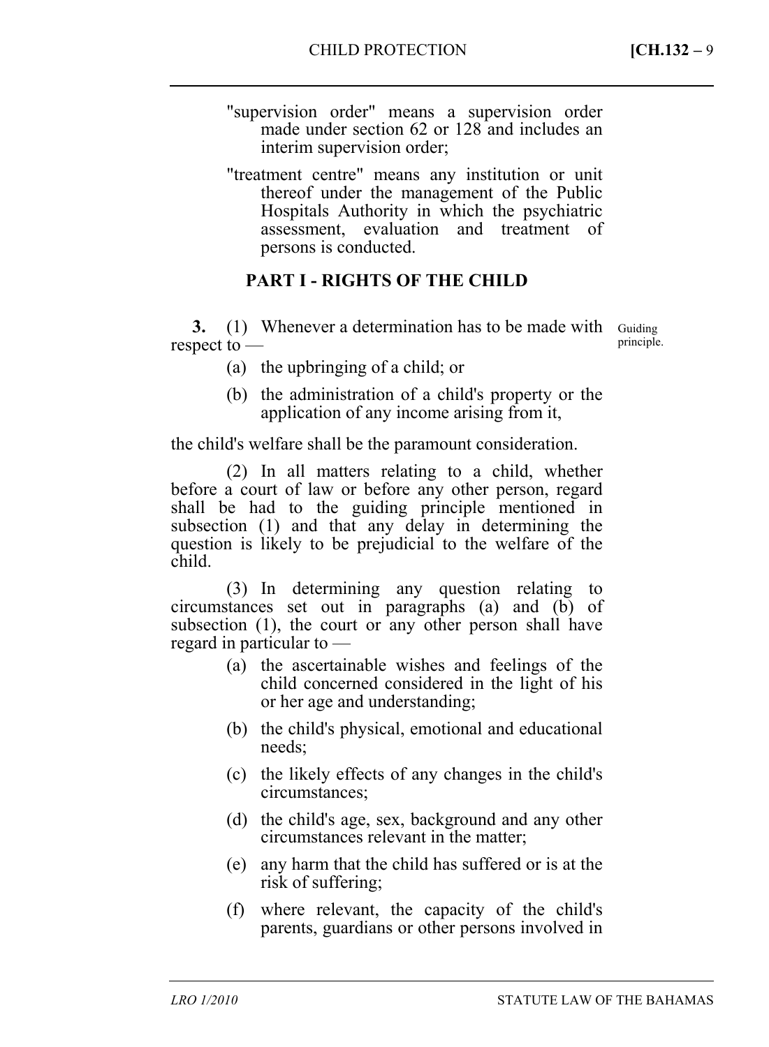"supervision order" means a supervision order made under section 62 or 128 and includes an interim supervision order;

"treatment centre" means any institution or unit thereof under the management of the Public Hospitals Authority in which the psychiatric assessment, evaluation and treatment of persons is conducted.

## PART I - RIGHTS OF THE CHILD

Guiding principle.

**3.** (1) Whenever a determination has to be made with respect to —

(a) the upbringing of a child; or

(b) the administration of a child's property or the application of any income arising from it,

the child's welfare shall be the paramount consideration.

(2) In all matters relating to a child, whether before a court of law or before any other person, regard shall be had to the guiding principle mentioned in subsection (1) and that any delay in determining the question is likely to be prejudicial to the welfare of the child.

(3) In determining any question relating to circumstances set out in paragraphs (a) and (b) of subsection (1), the court or any other person shall have regard in particular to —

(a) the ascertainable wishes and feelings of the child concerned considered in the light of his or her age and understanding;

(b) the child's physical, emotional and educational needs;

(c) the likely effects of any changes in the child's circumstances;

(d) the child's age, sex, background and any other circumstances relevant in the matter;

(e) any harm that the child has suffered or is at the risk of suffering;

(f) where relevant, the capacity of the child's parents, guardians or other persons involved in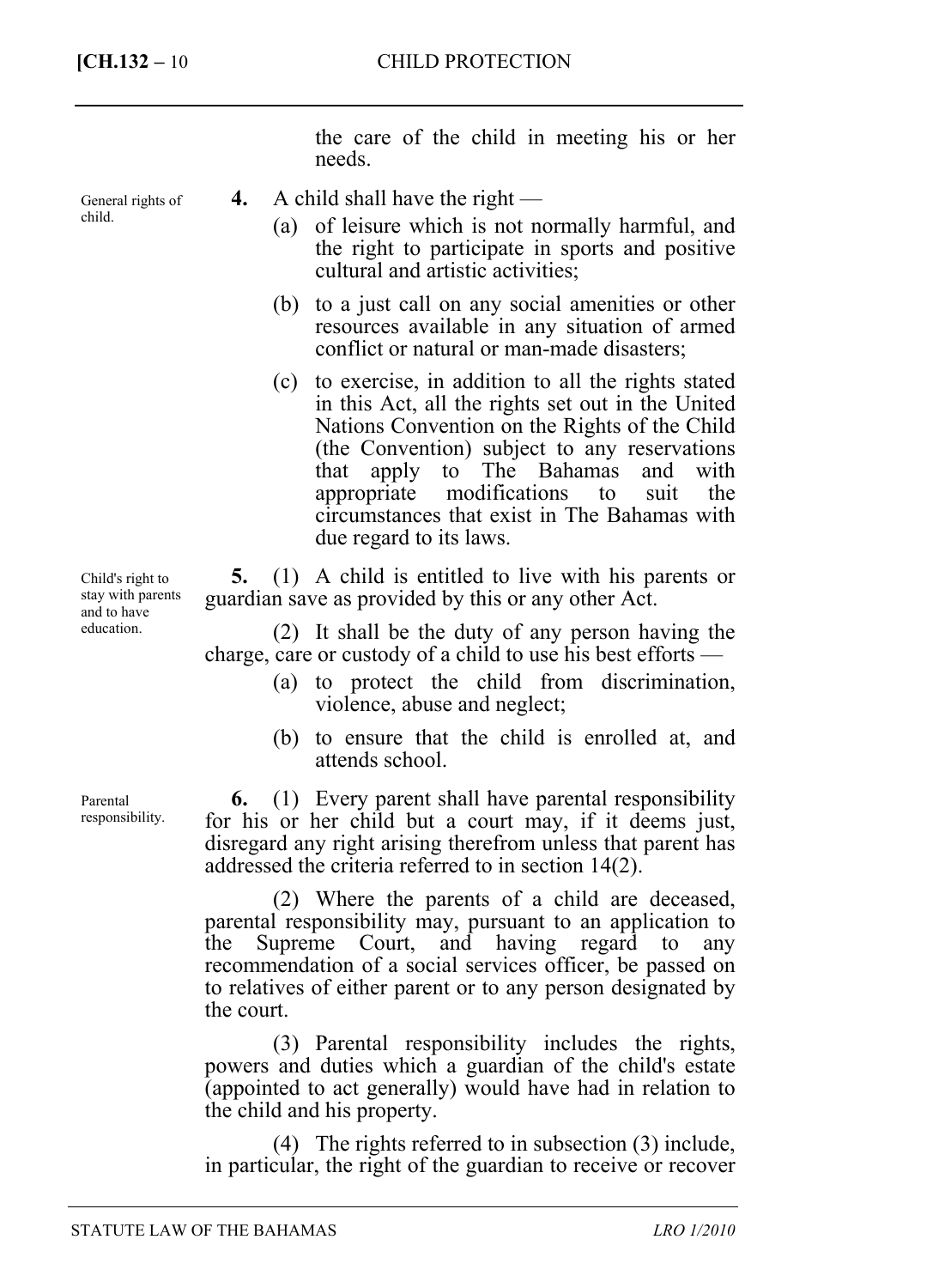the care of the child in meeting his or her needs.

*General rights of child.*

**4.** A child shall have the right —

(a) of leisure which is not normally harmful, and the right to participate in sports and positive cultural and artistic activities;

(b) to a just call on any social amenities or other resources available in any situation of armed conflict or natural or man-made disasters;

(c) to exercise, in addition to all the rights stated in this Act, all the rights set out in the United Nations Convention on the Rights of the Child (the Convention) subject to any reservations that apply to The Bahamas and with appropriate modifications to suit the circumstances that exist in The Bahamas with due regard to its laws.

*Child's right to stay with parents and to have education.*

**5.** (1) A child is entitled to live with his parents or guardian save as provided by this or any other Act.

(2) It shall be the duty of any person having the charge, care or custody of a child to use his best efforts —

(a) to protect the child from discrimination, violence, abuse and neglect;

(b) to ensure that the child is enrolled at, and attends school.

*Parental responsibility.*

**6.** (1) Every parent shall have parental responsibility for his or her child but a court may, if it deems just, disregard any right arising therefrom unless that parent has addressed the criteria referred to in section 14(2).

(2) Where the parents of a child are deceased, parental responsibility may, pursuant to an application to the Supreme Court, and having regard to any recommendation of a social services officer, be passed on to relatives of either parent or to any person designated by the court.

(3) Parental responsibility includes the rights, powers and duties which a guardian of the child's estate (appointed to act generally) would have had in relation to the child and his property.

(4) The rights referred to in subsection (3) include, in particular, the right of the guardian to receive or recover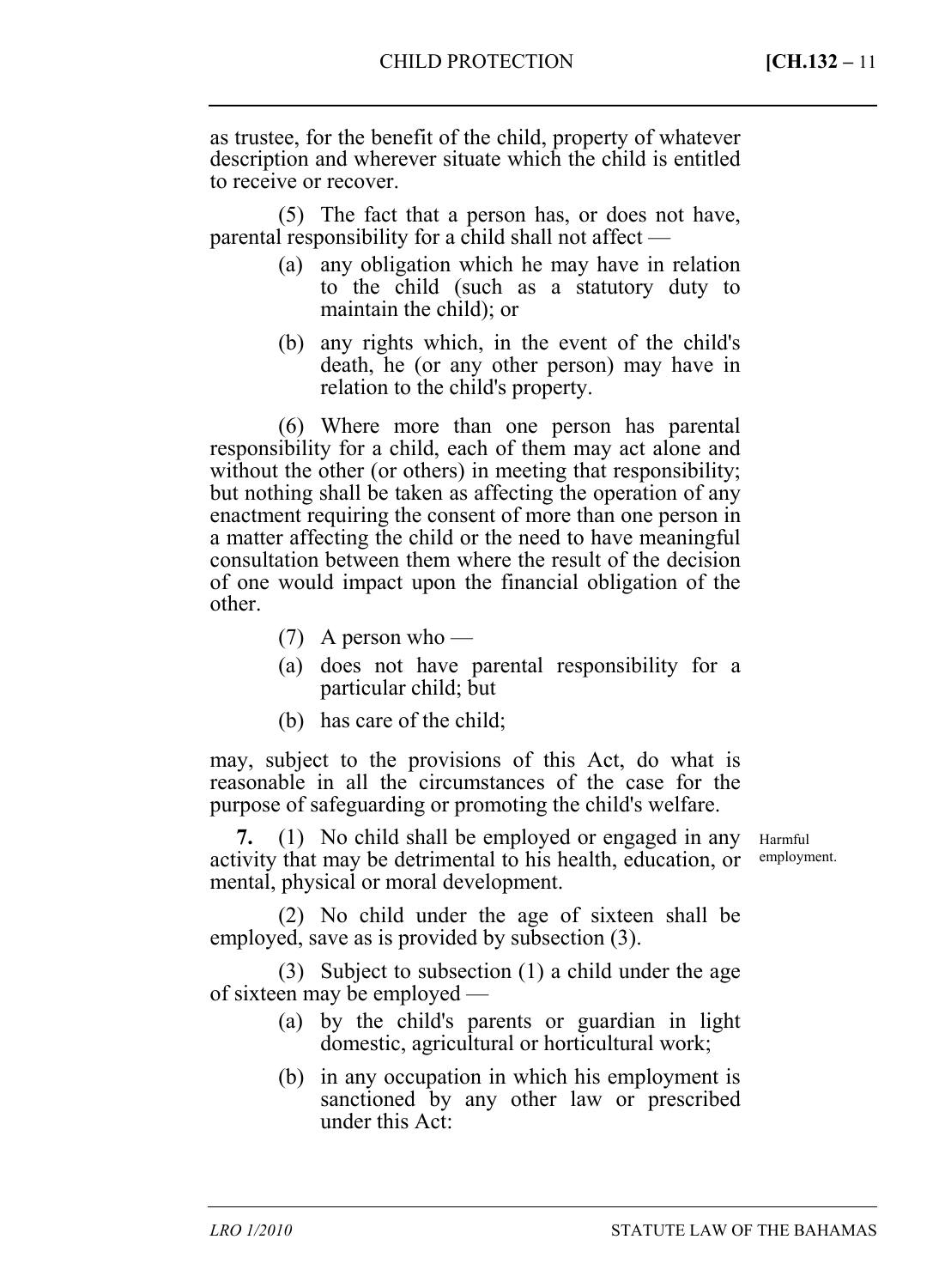as trustee, for the benefit of the child, property of whatever description and wherever situate which the child is entitled to receive or recover.

(5) The fact that a person has, or does not have, parental responsibility for a child shall not affect —

- (a) any obligation which he may have in relation to the child (such as a statutory duty to maintain the child); or
- (b) any rights which, in the event of the child's death, he (or any other person) may have in relation to the child's property.

(6) Where more than one person has parental responsibility for a child, each of them may act alone and without the other (or others) in meeting that responsibility; but nothing shall be taken as affecting the operation of any enactment requiring the consent of more than one person in a matter affecting the child or the need to have meaningful consultation between them where the result of the decision of one would impact upon the financial obligation of the other.

(7) A person who —

- (a) does not have parental responsibility for a particular child; but
- (b) has care of the child;

may, subject to the provisions of this Act, do what is reasonable in all the circumstances of the case for the purpose of safeguarding or promoting the child's welfare.

Harmful employment.

**7.** (1) No child shall be employed or engaged in any activity that may be detrimental to his health, education, or mental, physical or moral development.

(2) No child under the age of sixteen shall be employed, save as is provided by subsection (3).

(3) Subject to subsection (1) a child under the age of sixteen may be employed —

- (a) by the child's parents or guardian in light domestic, agricultural or horticultural work;
- (b) in any occupation in which his employment is sanctioned by any other law or prescribed under this Act: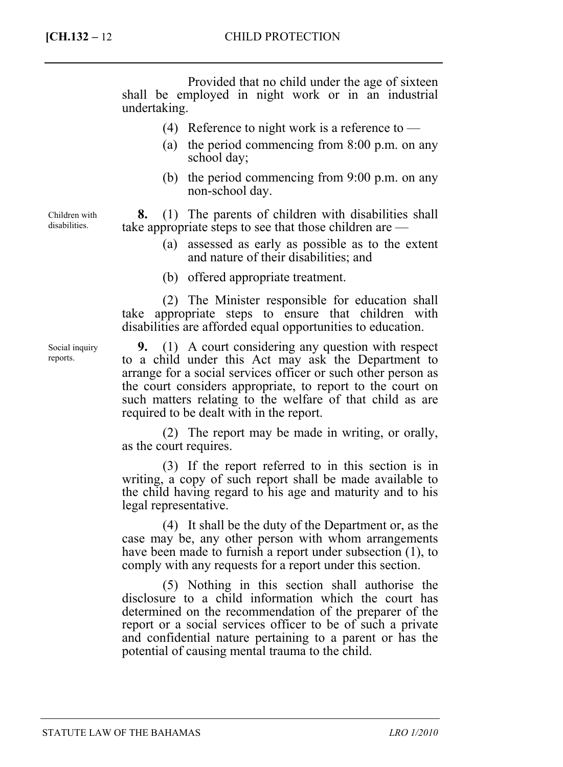Provided that no child under the age of sixteen shall be employed in night work or in an industrial undertaking.

(4) Reference to night work is a reference to —

(a) the period commencing from 8:00 p.m. on any school day;

(b) the period commencing from 9:00 p.m. on any non-school day.

Children with disabilities.

**8.** (1) The parents of children with disabilities shall take appropriate steps to see that those children are —

(a) assessed as early as possible as to the extent and nature of their disabilities; and

(b) offered appropriate treatment.

(2) The Minister responsible for education shall take appropriate steps to ensure that children with disabilities are afforded equal opportunities to education.

Social inquiry reports.

**9.** (1) A court considering any question with respect to a child under this Act may ask the Department to arrange for a social services officer or such other person as the court considers appropriate, to report to the court on such matters relating to the welfare of that child as are required to be dealt with in the report.

(2) The report may be made in writing, or orally, as the court requires.

(3) If the report referred to in this section is in writing, a copy of such report shall be made available to the child having regard to his age and maturity and to his legal representative.

(4) It shall be the duty of the Department or, as the case may be, any other person with whom arrangements have been made to furnish a report under subsection (1), to comply with any requests for a report under this section.

(5) Nothing in this section shall authorise the disclosure to a child information which the court has determined on the recommendation of the preparer of the report or a social services officer to be of such a private and confidential nature pertaining to a parent or has the potential of causing mental trauma to the child.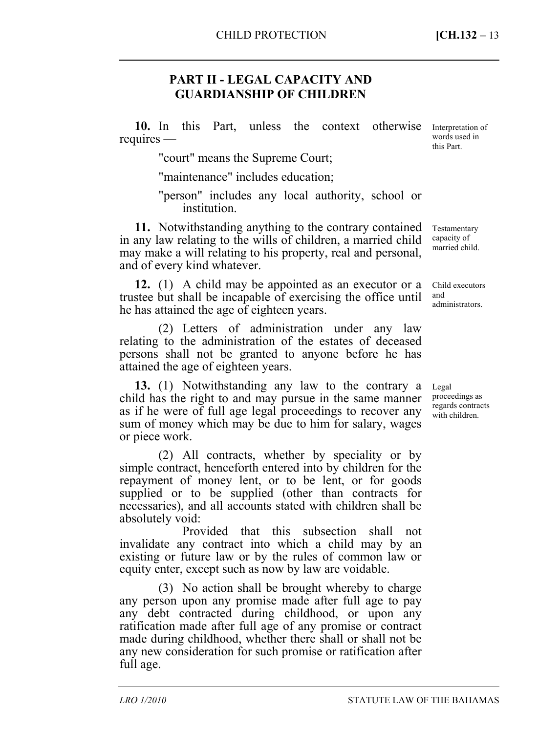## PART II - LEGAL CAPACITY AND GUARDIANSHIP OF CHILDREN

*Interpretation of words used in this Part.*

**10.** In this Part, unless the context otherwise requires —

"court" means the Supreme Court;

"maintenance" includes education;

"person" includes any local authority, school or institution.

*Testamentary capacity of married child.*

**11.** Notwithstanding anything to the contrary contained in any law relating to the wills of children, a married child may make a will relating to his property, real and personal, and of every kind whatever.

*Child executors and administrators.*

**12.** (1) A child may be appointed as an executor or a trustee but shall be incapable of exercising the office until he has attained the age of eighteen years.

(2) Letters of administration under any law relating to the administration of the estates of deceased persons shall not be granted to anyone before he has attained the age of eighteen years.

*Legal proceedings as regards contracts with children.*

**13.** (1) Notwithstanding any law to the contrary a child has the right to and may pursue in the same manner as if he were of full age legal proceedings to recover any sum of money which may be due to him for salary, wages or piece work.

(2) All contracts, whether by speciality or by simple contract, henceforth entered into by children for the repayment of money lent, or to be lent, or for goods supplied or to be supplied (other than contracts for necessaries), and all accounts stated with children shall be absolutely void:

Provided that this subsection shall not invalidate any contract into which a child may by an existing or future law or by the rules of common law or equity enter, except such as now by law are voidable.

(3) No action shall be brought whereby to charge any person upon any promise made after full age to pay any debt contracted during childhood, or upon any ratification made after full age of any promise or contract made during childhood, whether there shall or shall not be any new consideration for such promise or ratification after full age.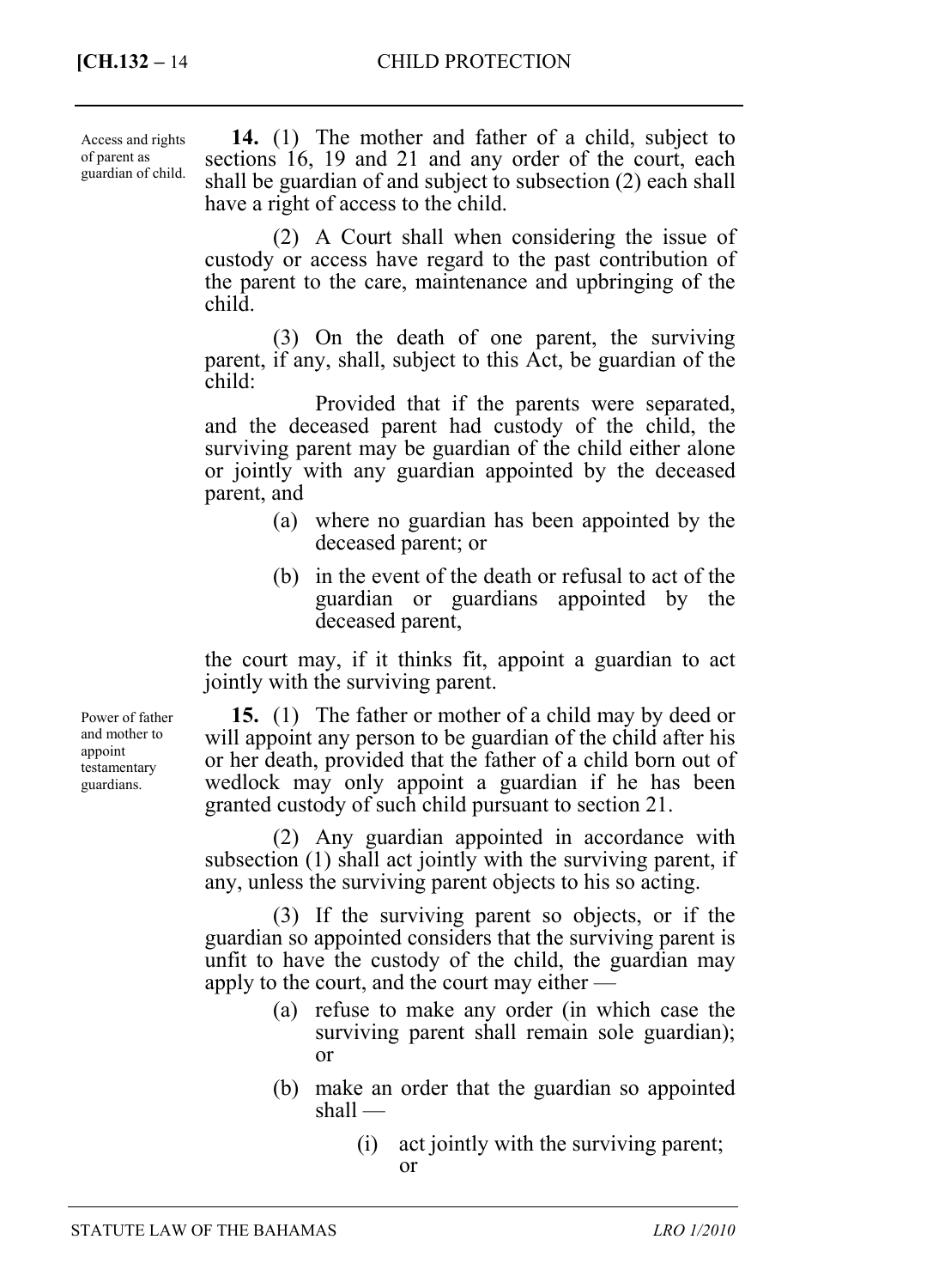Access and rights of parent as guardian of child.

**14.** (1) The mother and father of a child, subject to sections 16, 19 and 21 and any order of the court, each shall be guardian of and subject to subsection (2) each shall have a right of access to the child.

(2) A Court shall when considering the issue of custody or access have regard to the past contribution of the parent to the care, maintenance and upbringing of the child.

(3) On the death of one parent, the surviving parent, if any, shall, subject to this Act, be guardian of the child:

Provided that if the parents were separated, and the deceased parent had custody of the child, the surviving parent may be guardian of the child either alone or jointly with any guardian appointed by the deceased parent, and

- (a) where no guardian has been appointed by the deceased parent; or
- (b) in the event of the death or refusal to act of the guardian or guardians appointed by the deceased parent,

the court may, if it thinks fit, appoint a guardian to act jointly with the surviving parent.

Power of father and mother to appoint testamentary guardians.

**15.** (1) The father or mother of a child may by deed or will appoint any person to be guardian of the child after his or her death, provided that the father of a child born out of wedlock may only appoint a guardian if he has been granted custody of such child pursuant to section 21.

(2) Any guardian appointed in accordance with subsection (1) shall act jointly with the surviving parent, if any, unless the surviving parent objects to his so acting.

(3) If the surviving parent so objects, or if the guardian so appointed considers that the surviving parent is unfit to have the custody of the child, the guardian may apply to the court, and the court may either —

- (a) refuse to make any order (in which case the surviving parent shall remain sole guardian); or
- (b) make an order that the guardian so appointed shall —
  - (i) act jointly with the surviving parent; or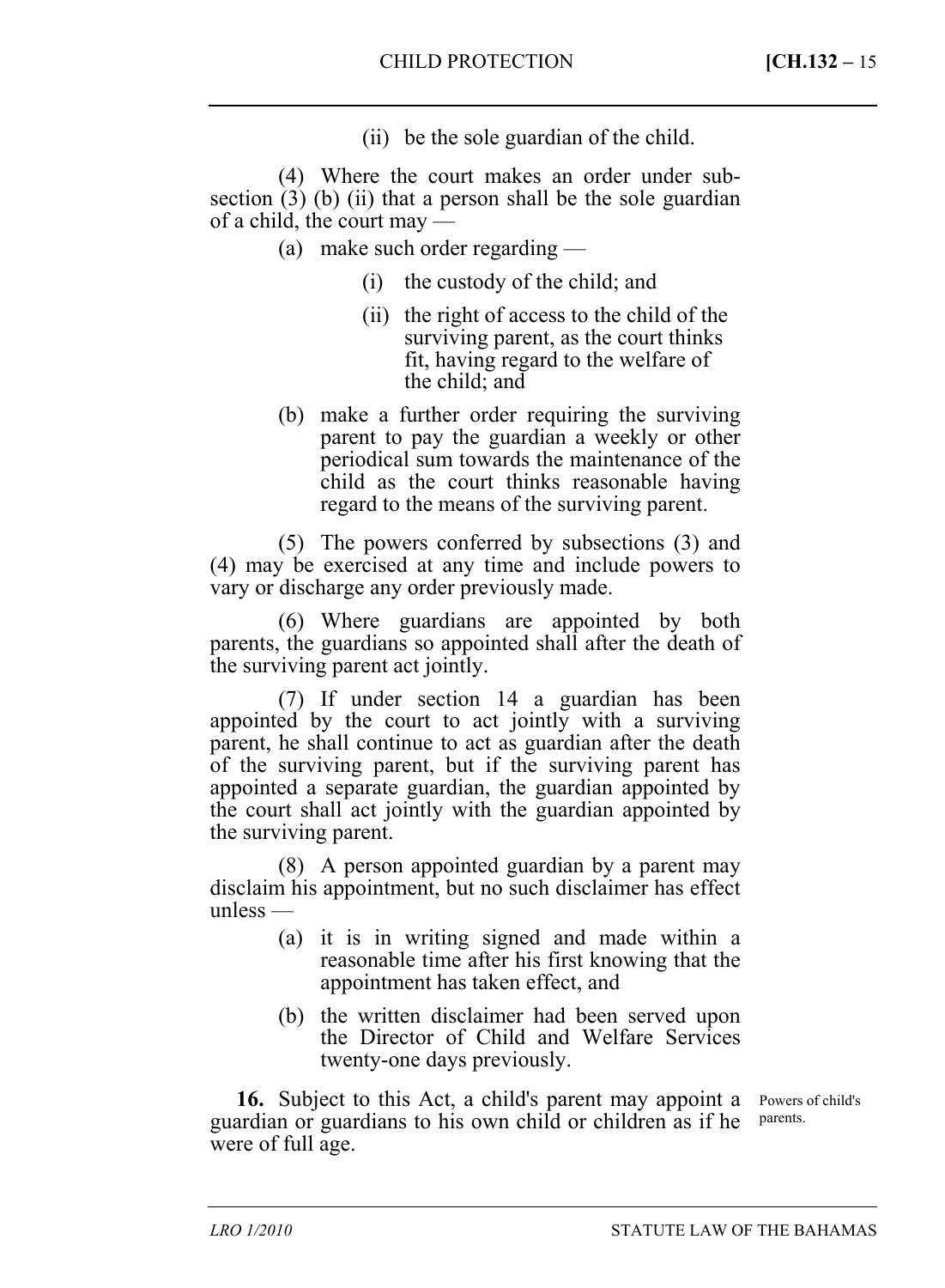(ii) be the sole guardian of the child.

(4) Where the court makes an order under subsection (3) (b) (ii) that a person shall be the sole guardian of a child, the court may —

- (a) make such order regarding —
  - (i) the custody of the child; and
  - (ii) the right of access to the child of the surviving parent, as the court thinks fit, having regard to the welfare of the child; and
- (b) make a further order requiring the surviving parent to pay the guardian a weekly or other periodical sum towards the maintenance of the child as the court thinks reasonable having regard to the means of the surviving parent.

(5) The powers conferred by subsections (3) and (4) may be exercised at any time and include powers to vary or discharge any order previously made.

(6) Where guardians are appointed by both parents, the guardians so appointed shall after the death of the surviving parent act jointly.

(7) If under section 14 a guardian has been appointed by the court to act jointly with a surviving parent, he shall continue to act as guardian after the death of the surviving parent, but if the surviving parent has appointed a separate guardian, the guardian appointed by the court shall act jointly with the guardian appointed by the surviving parent.

(8) A person appointed guardian by a parent may disclaim his appointment, but no such disclaimer has effect unless —

- (a) it is in writing signed and made within a reasonable time after his first knowing that the appointment has taken effect, and
- (b) the written disclaimer had been served upon the Director of Child and Welfare Services twenty-one days previously.

*Powers of child's parents.*

**16.** Subject to this Act, a child's parent may appoint a guardian or guardians to his own child or children as if he were of full age.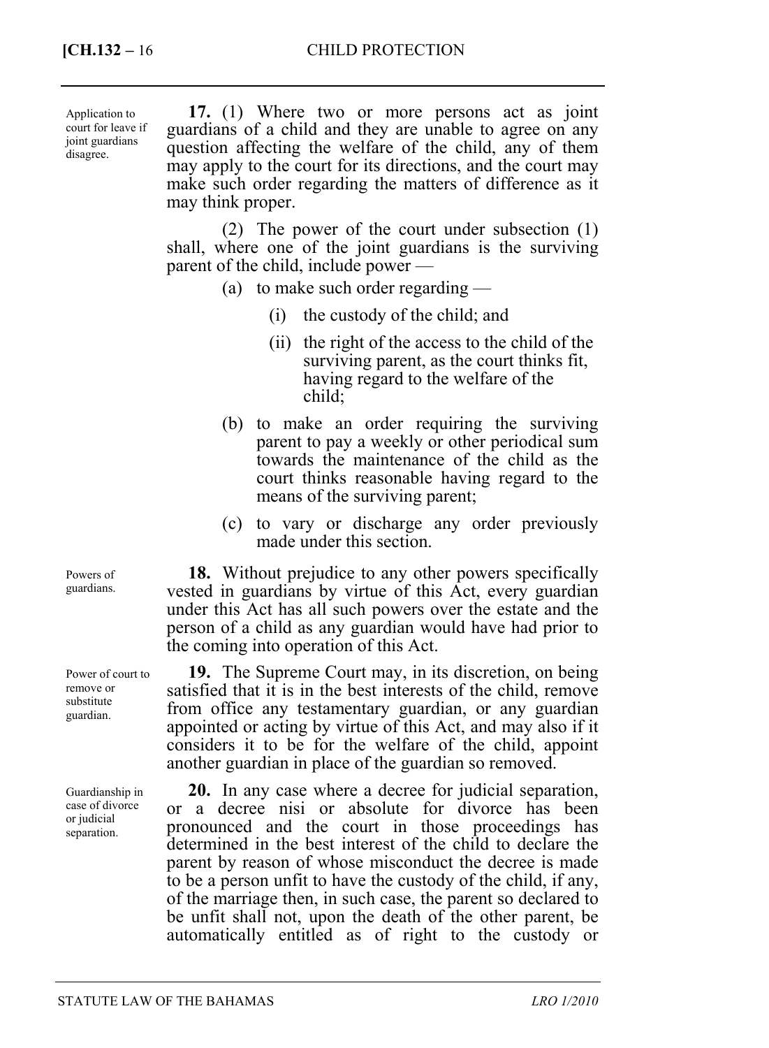*Application to court for leave if joint guardians disagree.*

**17.** (1) Where two or more persons act as joint guardians of a child and they are unable to agree on any question affecting the welfare of the child, any of them may apply to the court for its directions, and the court may make such order regarding the matters of difference as it may think proper.

(2) The power of the court under subsection (1) shall, where one of the joint guardians is the surviving parent of the child, include power —

- (a) to make such order regarding —
  - (i) the custody of the child; and
  - (ii) the right of the access to the child of the surviving parent, as the court thinks fit, having regard to the welfare of the child;
- (b) to make an order requiring the surviving parent to pay a weekly or other periodical sum towards the maintenance of the child as the court thinks reasonable having regard to the means of the surviving parent;
- (c) to vary or discharge any order previously made under this section.

*Powers of guardians.*

**18.** Without prejudice to any other powers specifically vested in guardians by virtue of this Act, every guardian under this Act has all such powers over the estate and the person of a child as any guardian would have had prior to the coming into operation of this Act.

*Power of court to remove or substitute guardian.*

**19.** The Supreme Court may, in its discretion, on being satisfied that it is in the best interests of the child, remove from office any testamentary guardian, or any guardian appointed or acting by virtue of this Act, and may also if it considers it to be for the welfare of the child, appoint another guardian in place of the guardian so removed.

*Guardianship in case of divorce or judicial separation.*

**20.** In any case where a decree for judicial separation, or a decree nisi or absolute for divorce has been pronounced and the court in those proceedings has determined in the best interest of the child to declare the parent by reason of whose misconduct the decree is made to be a person unfit to have the custody of the child, if any, of the marriage then, in such case, the parent so declared to be unfit shall not, upon the death of the other parent, be automatically entitled as of right to the custody or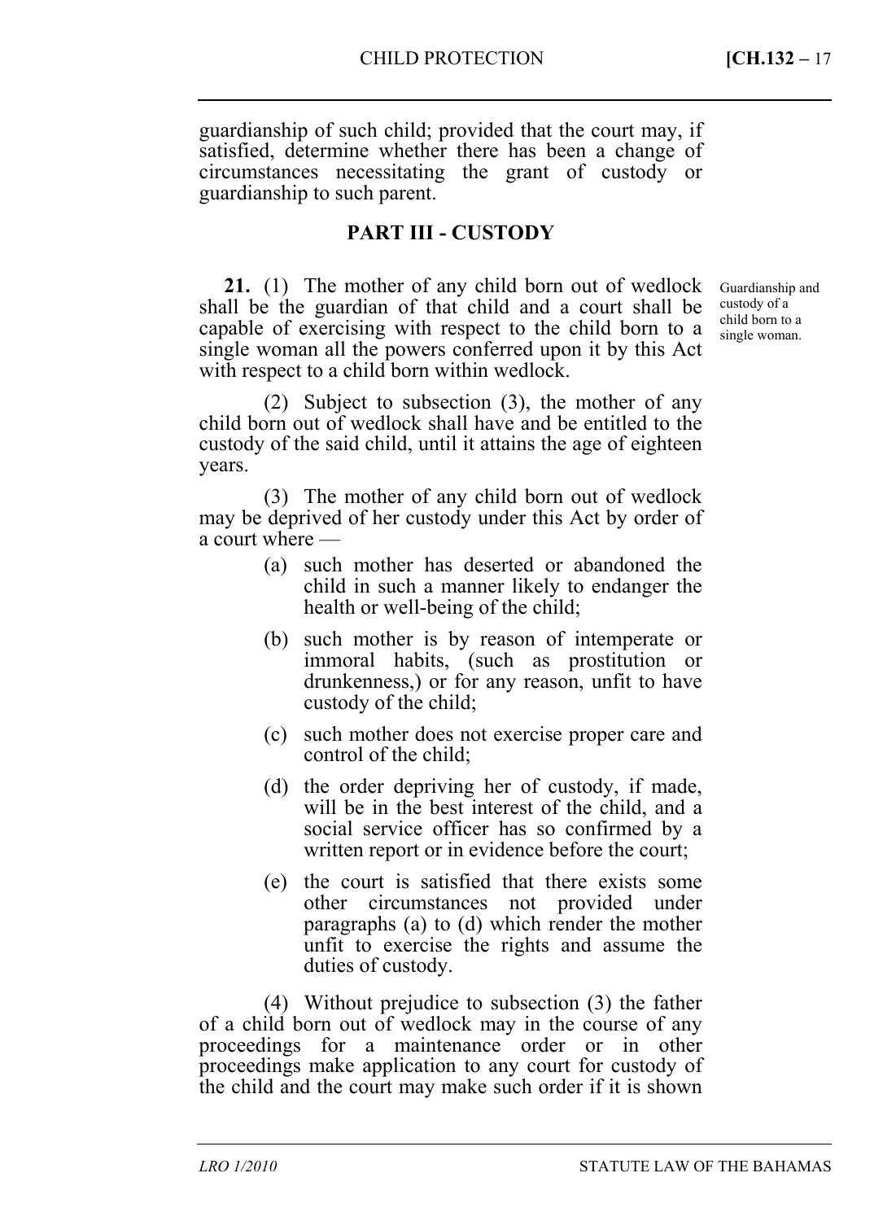guardianship of such child; provided that the court may, if satisfied, determine whether there has been a change of circumstances necessitating the grant of custody or guardianship to such parent.

## PART III - CUSTODY

*Guardianship and custody of a child born to a single woman.*

**21.** (1) The mother of any child born out of wedlock shall be the guardian of that child and a court shall be capable of exercising with respect to the child born to a single woman all the powers conferred upon it by this Act with respect to a child born within wedlock.

(2) Subject to subsection (3), the mother of any child born out of wedlock shall have and be entitled to the custody of the said child, until it attains the age of eighteen years.

(3) The mother of any child born out of wedlock may be deprived of her custody under this Act by order of a court where —

- (a) such mother has deserted or abandoned the child in such a manner likely to endanger the health or well-being of the child;
- (b) such mother is by reason of intemperate or immoral habits, (such as prostitution or drunkenness,) or for any reason, unfit to have custody of the child;
- (c) such mother does not exercise proper care and control of the child;
- (d) the order depriving her of custody, if made, will be in the best interest of the child, and a social service officer has so confirmed by a written report or in evidence before the court;
- (e) the court is satisfied that there exists some other circumstances not provided under paragraphs (a) to (d) which render the mother unfit to exercise the rights and assume the duties of custody.

(4) Without prejudice to subsection (3) the father of a child born out of wedlock may in the course of any proceedings for a maintenance order or in other proceedings make application to any court for custody of the child and the court may make such order if it is shown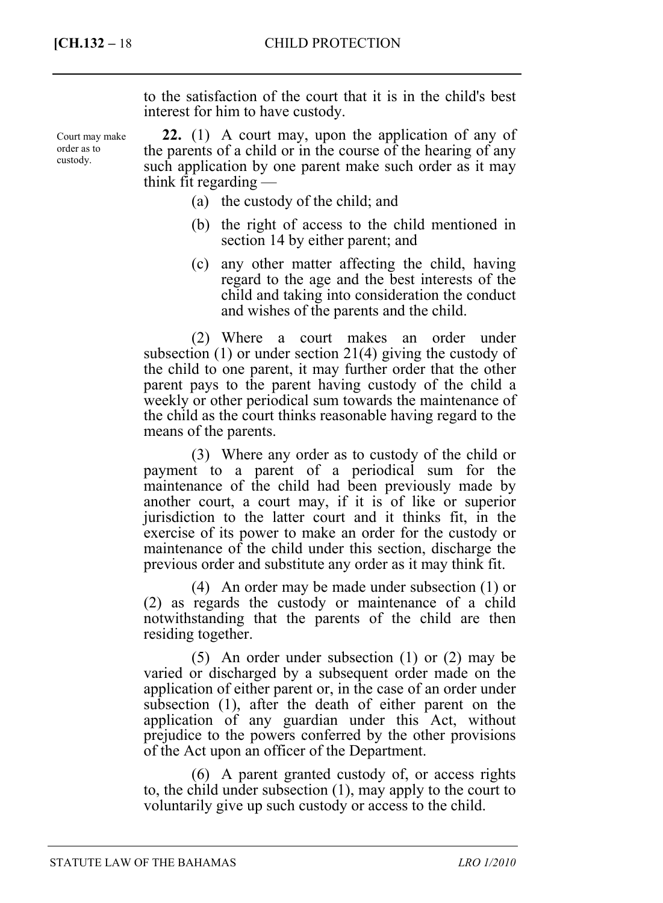to the satisfaction of the court that it is in the child's best interest for him to have custody.

Court may make order as to custody.

**22.** (1) A court may, upon the application of any of the parents of a child or in the course of the hearing of any such application by one parent make such order as it may think fit regarding —

(a) the custody of the child; and

(b) the right of access to the child mentioned in section 14 by either parent; and

(c) any other matter affecting the child, having regard to the age and the best interests of the child and taking into consideration the conduct and wishes of the parents and the child.

(2) Where a court makes an order under subsection (1) or under section 21(4) giving the custody of the child to one parent, it may further order that the other parent pays to the parent having custody of the child a weekly or other periodical sum towards the maintenance of the child as the court thinks reasonable having regard to the means of the parents.

(3) Where any order as to custody of the child or payment to a parent of a periodical sum for the maintenance of the child had been previously made by another court, a court may, if it is of like or superior jurisdiction to the latter court and it thinks fit, in the exercise of its power to make an order for the custody or maintenance of the child under this section, discharge the previous order and substitute any order as it may think fit.

(4) An order may be made under subsection (1) or (2) as regards the custody or maintenance of a child notwithstanding that the parents of the child are then residing together.

(5) An order under subsection (1) or (2) may be varied or discharged by a subsequent order made on the application of either parent or, in the case of an order under subsection (1), after the death of either parent on the application of any guardian under this Act, without prejudice to the powers conferred by the other provisions of the Act upon an officer of the Department.

(6) A parent granted custody of, or access rights to, the child under subsection (1), may apply to the court to voluntarily give up such custody or access to the child.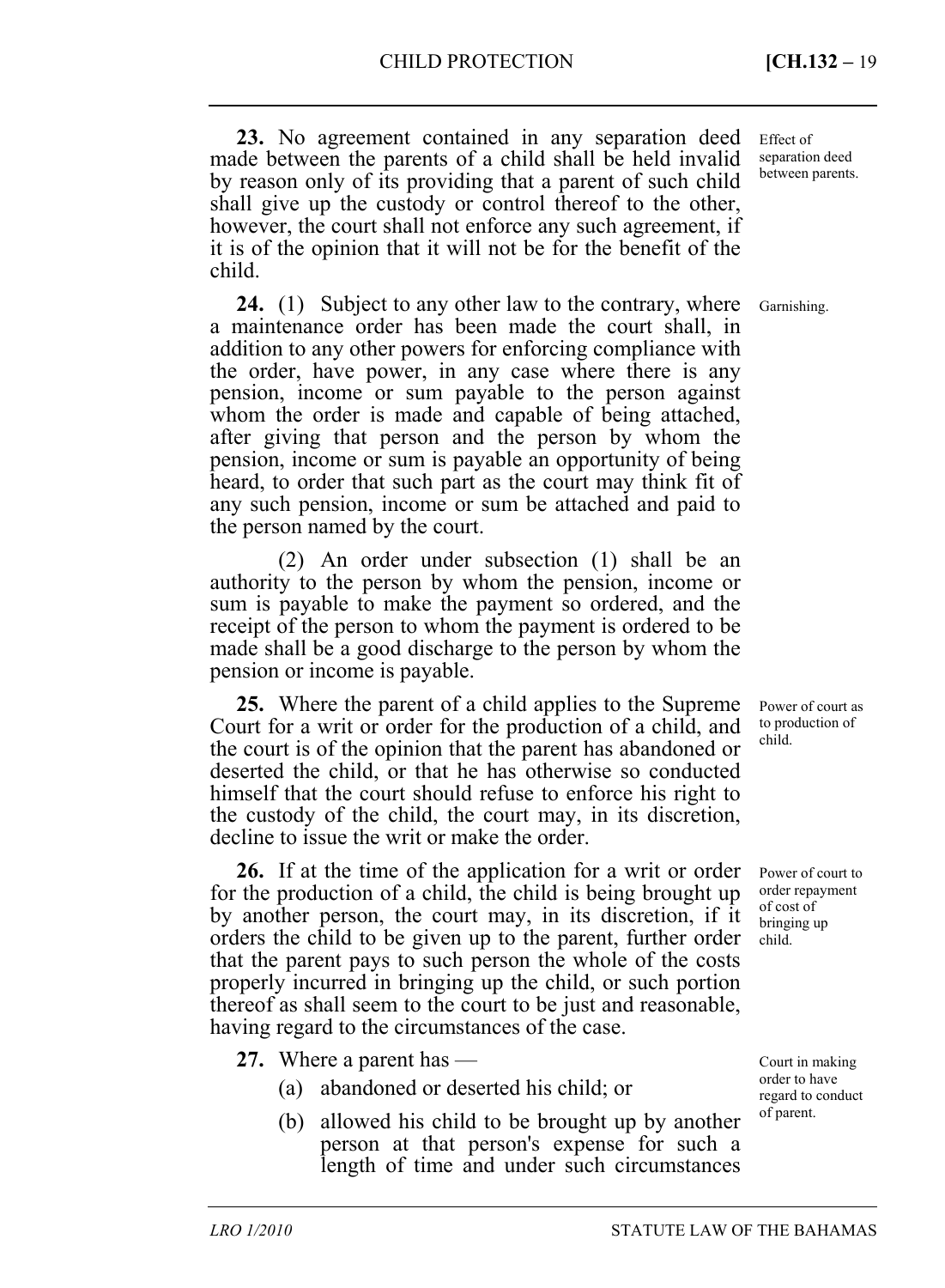**23.** No agreement contained in any separation deed made between the parents of a child shall be held invalid by reason only of its providing that a parent of such child shall give up the custody or control thereof to the other, however, the court shall not enforce any such agreement, if it is of the opinion that it will not be for the benefit of the child.

Effect of separation deed between parents.

**24.** (1) Subject to any other law to the contrary, where a maintenance order has been made the court shall, in addition to any other powers for enforcing compliance with the order, have power, in any case where there is any pension, income or sum payable to the person against whom the order is made and capable of being attached, after giving that person and the person by whom the pension, income or sum is payable an opportunity of being heard, to order that such part as the court may think fit of any such pension, income or sum be attached and paid to the person named by the court.

Garnishing.

(2) An order under subsection (1) shall be an authority to the person by whom the pension, income or sum is payable to make the payment so ordered, and the receipt of the person to whom the payment is ordered to be made shall be a good discharge to the person by whom the pension or income is payable.

**25.** Where the parent of a child applies to the Supreme Court for a writ or order for the production of a child, and the court is of the opinion that the parent has abandoned or deserted the child, or that he has otherwise so conducted himself that the court should refuse to enforce his right to the custody of the child, the court may, in its discretion, decline to issue the writ or make the order.

Power of court as to production of child.

**26.** If at the time of the application for a writ or order for the production of a child, the child is being brought up by another person, the court may, in its discretion, if it orders the child to be given up to the parent, further order that the parent pays to such person the whole of the costs properly incurred in bringing up the child, or such portion thereof as shall seem to the court to be just and reasonable, having regard to the circumstances of the case.

Power of court to order repayment of cost of bringing up child.

**27.** Where a parent has —

(a) abandoned or deserted his child; or

(b) allowed his child to be brought up by another person at that person's expense for such a length of time and under such circumstances

Court in making order to have regard to conduct of parent.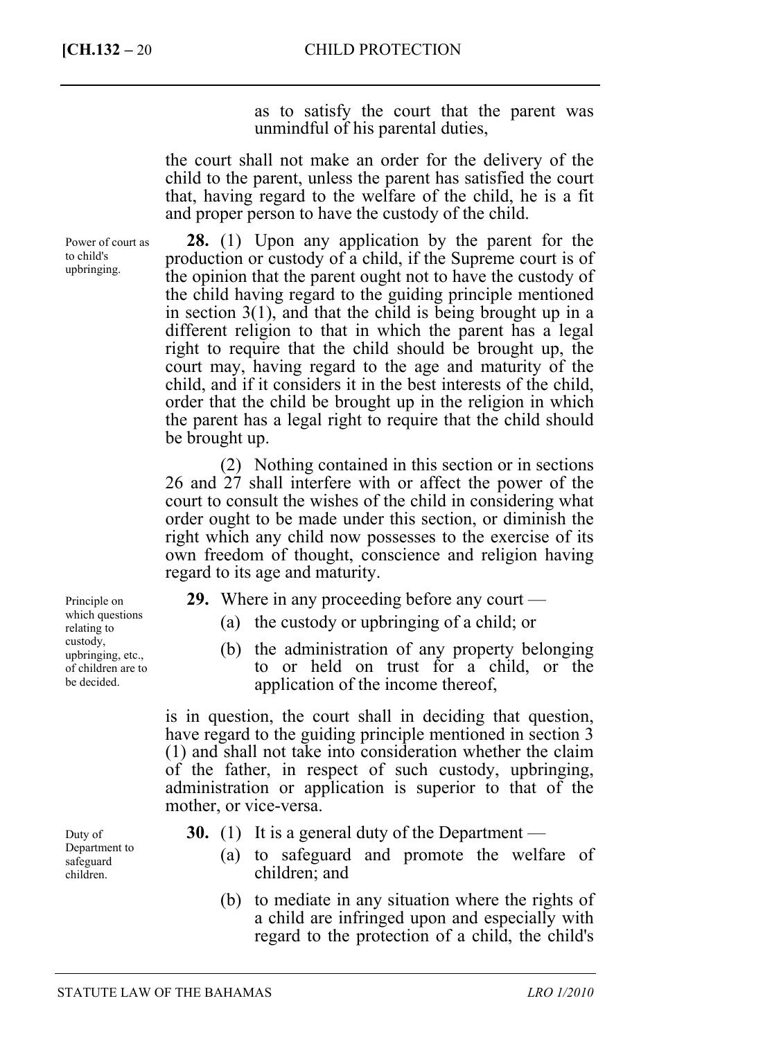as to satisfy the court that the parent was unmindful of his parental duties,

the court shall not make an order for the delivery of the child to the parent, unless the parent has satisfied the court that, having regard to the welfare of the child, he is a fit and proper person to have the custody of the child.

*Power of court as to child's upbringing.*

**28.** (1) Upon any application by the parent for the production or custody of a child, if the Supreme court is of the opinion that the parent ought not to have the custody of the child having regard to the guiding principle mentioned in section 3(1), and that the child is being brought up in a different religion to that in which the parent has a legal right to require that the child should be brought up, the court may, having regard to the age and maturity of the child, and if it considers it in the best interests of the child, order that the child be brought up in the religion in which the parent has a legal right to require that the child should be brought up.

(2) Nothing contained in this section or in sections 26 and 27 shall interfere with or affect the power of the court to consult the wishes of the child in considering what order ought to be made under this section, or diminish the right which any child now possesses to the exercise of its own freedom of thought, conscience and religion having regard to its age and maturity.

*Principle on which questions relating to custody, upbringing, etc., of children are to be decided.*

**29.** Where in any proceeding before any court —

(a) the custody or upbringing of a child; or

(b) the administration of any property belonging to or held on trust for a child, or the application of the income thereof,

is in question, the court shall in deciding that question, have regard to the guiding principle mentioned in section 3 (1) and shall not take into consideration whether the claim of the father, in respect of such custody, upbringing, administration or application is superior to that of the mother, or vice-versa.

*Duty of Department to safeguard children.*

**30.** (1) It is a general duty of the Department —

(a) to safeguard and promote the welfare of children; and

(b) to mediate in any situation where the rights of a child are infringed upon and especially with regard to the protection of a child, the child's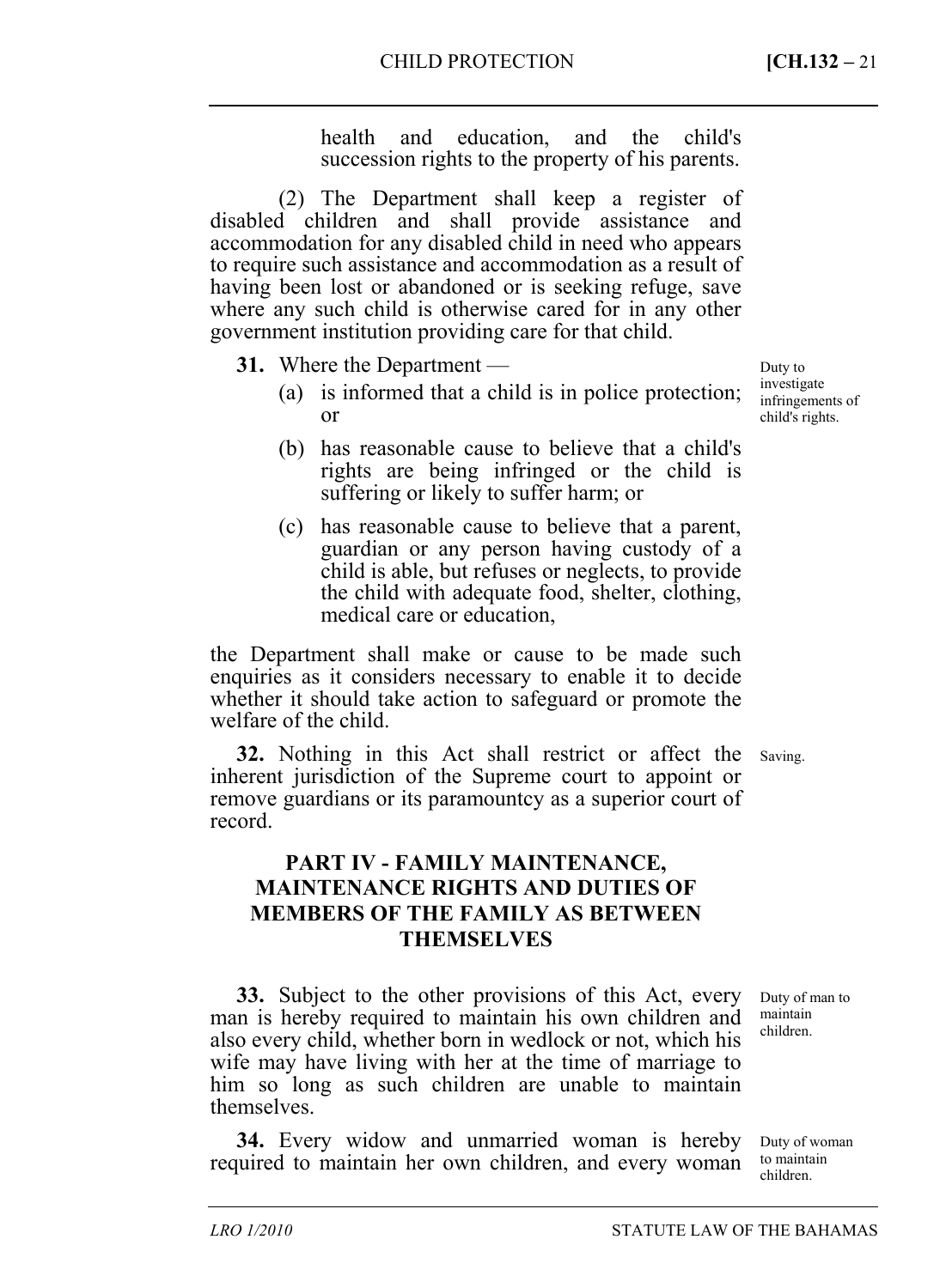health and education, and the child's succession rights to the property of his parents.

(2) The Department shall keep a register of disabled children and shall provide assistance and accommodation for any disabled child in need who appears to require such assistance and accommodation as a result of having been lost or abandoned or is seeking refuge, save where any such child is otherwise cared for in any other government institution providing care for that child.

Duty to investigate infringements of child's rights.

**31.** Where the Department —

(a) is informed that a child is in police protection; or

(b) has reasonable cause to believe that a child's rights are being infringed or the child is suffering or likely to suffer harm; or

(c) has reasonable cause to believe that a parent, guardian or any person having custody of a child is able, but refuses or neglects, to provide the child with adequate food, shelter, clothing, medical care or education,

the Department shall make or cause to be made such enquiries as it considers necessary to enable it to decide whether it should take action to safeguard or promote the welfare of the child.

Saving.

**32.** Nothing in this Act shall restrict or affect the inherent jurisdiction of the Supreme court to appoint or remove guardians or its paramountcy as a superior court of record.

## PART IV - FAMILY MAINTENANCE, MAINTENANCE RIGHTS AND DUTIES OF MEMBERS OF THE FAMILY AS BETWEEN THEMSELVES

Duty of man to maintain children.

**33.** Subject to the other provisions of this Act, every man is hereby required to maintain his own children and also every child, whether born in wedlock or not, which his wife may have living with her at the time of marriage to him so long as such children are unable to maintain themselves.

Duty of woman to maintain children.

**34.** Every widow and unmarried woman is hereby required to maintain her own children, and every woman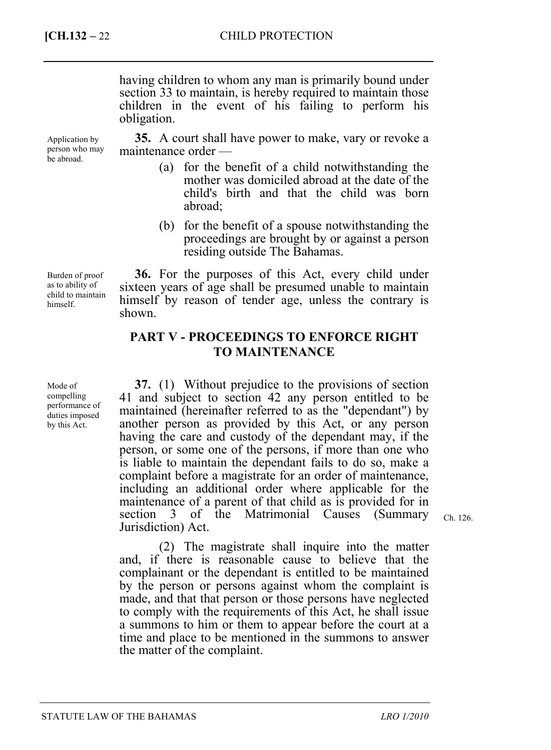having children to whom any man is primarily bound under section 33 to maintain, is hereby required to maintain those children in the event of his failing to perform his obligation.

Application by person who may be abroad.

**35.** A court shall have power to make, vary or revoke a maintenance order —

(a) for the benefit of a child notwithstanding the mother was domiciled abroad at the date of the child's birth and that the child was born abroad;

(b) for the benefit of a spouse notwithstanding the proceedings are brought by or against a person residing outside The Bahamas.

Burden of proof as to ability of child to maintain himself.

**36.** For the purposes of this Act, every child under sixteen years of age shall be presumed unable to maintain himself by reason of tender age, unless the contrary is shown.

## PART V - PROCEEDINGS TO ENFORCE RIGHT TO MAINTENANCE

Mode of compelling performance of duties imposed by this Act.

**37.** (1) Without prejudice to the provisions of section 41 and subject to section 42 any person entitled to be maintained (hereinafter referred to as the "dependant") by another person as provided by this Act, or any person having the care and custody of the dependant may, if the person, or some one of the persons, if more than one who is liable to maintain the dependant fails to do so, make a complaint before a magistrate for an order of maintenance, including an additional order where applicable for the maintenance of a parent of that child as is provided for in section 3 of the Matrimonial Causes (Summary Jurisdiction) Act.

Ch. 126.

(2) The magistrate shall inquire into the matter and, if there is reasonable cause to believe that the complainant or the dependant is entitled to be maintained by the person or persons against whom the complaint is made, and that that person or those persons have neglected to comply with the requirements of this Act, he shall issue a summons to him or them to appear before the court at a time and place to be mentioned in the summons to answer the matter of the complaint.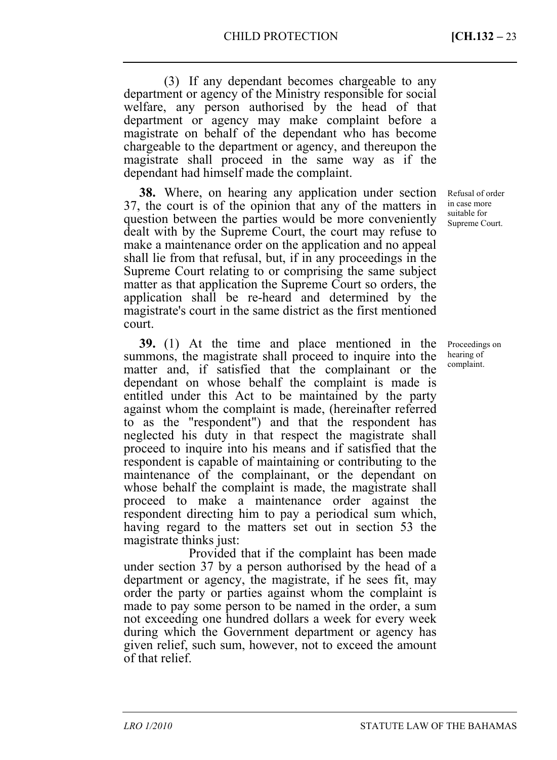(3) If any dependant becomes chargeable to any department or agency of the Ministry responsible for social welfare, any person authorised by the head of that department or agency may make complaint before a magistrate on behalf of the dependant who has become chargeable to the department or agency, and thereupon the magistrate shall proceed in the same way as if the dependant had himself made the complaint.

*Refusal of order in case more suitable for Supreme Court.*

**38.** Where, on hearing any application under section 37, the court is of the opinion that any of the matters in question between the parties would be more conveniently dealt with by the Supreme Court, the court may refuse to make a maintenance order on the application and no appeal shall lie from that refusal, but, if in any proceedings in the Supreme Court relating to or comprising the same subject matter as that application the Supreme Court so orders, the application shall be re-heard and determined by the magistrate's court in the same district as the first mentioned court.

*Proceedings on hearing of complaint.*

**39.** (1) At the time and place mentioned in the summons, the magistrate shall proceed to inquire into the matter and, if satisfied that the complainant or the dependant on whose behalf the complaint is made is entitled under this Act to be maintained by the party against whom the complaint is made, (hereinafter referred to as the "respondent") and that the respondent has neglected his duty in that respect the magistrate shall proceed to inquire into his means and if satisfied that the respondent is capable of maintaining or contributing to the maintenance of the complainant, or the dependant on whose behalf the complaint is made, the magistrate shall proceed to make a maintenance order against the respondent directing him to pay a periodical sum which, having regard to the matters set out in section 53 the magistrate thinks just:

Provided that if the complaint has been made under section 37 by a person authorised by the head of a department or agency, the magistrate, if he sees fit, may order the party or parties against whom the complaint is made to pay some person to be named in the order, a sum not exceeding one hundred dollars a week for every week during which the Government department or agency has given relief, such sum, however, not to exceed the amount of that relief.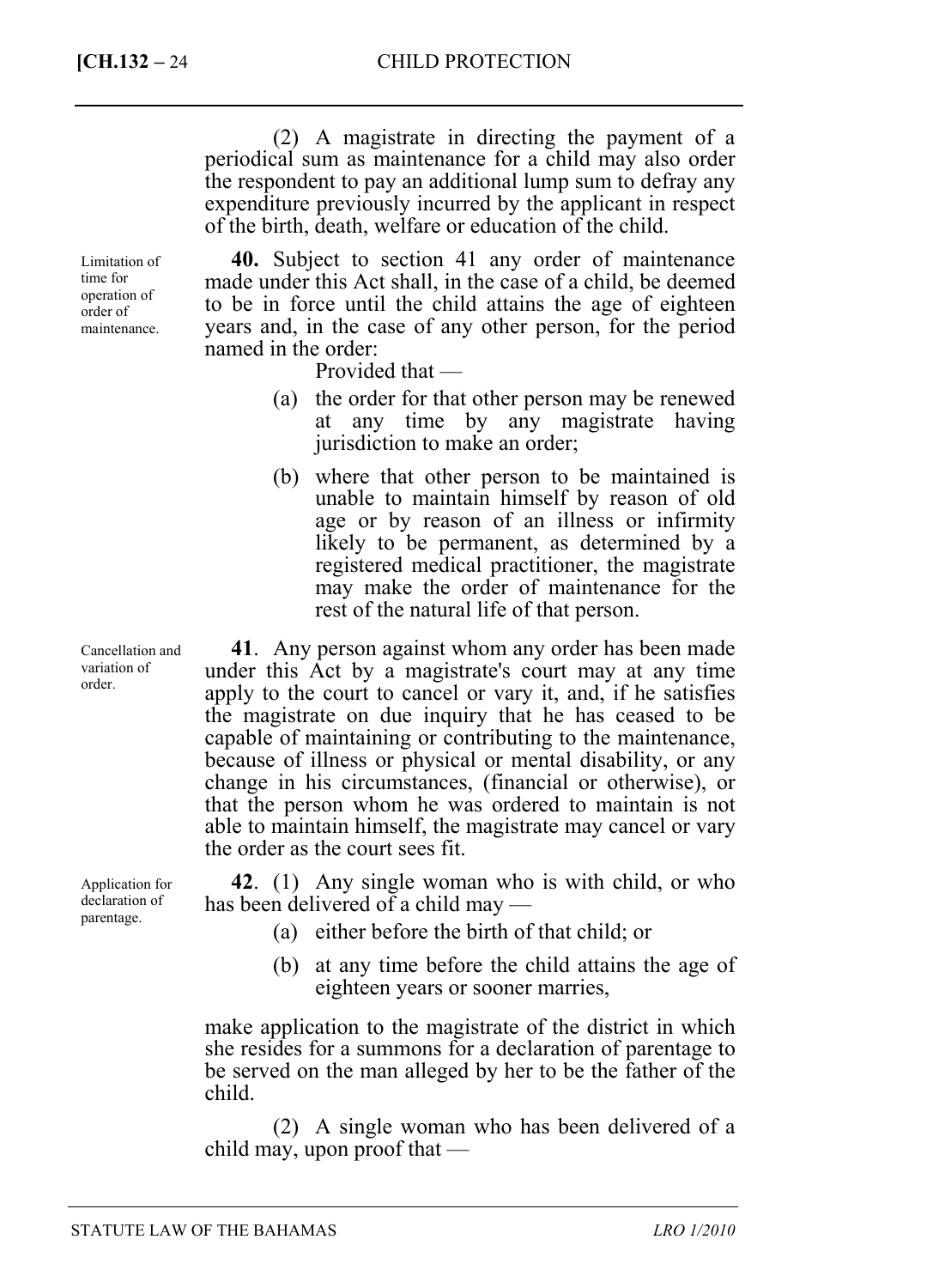(2) A magistrate in directing the payment of a periodical sum as maintenance for a child may also order the respondent to pay an additional lump sum to defray any expenditure previously incurred by the applicant in respect of the birth, death, welfare or education of the child.

*Limitation of time for operation of order of maintenance.*

**40.** Subject to section 41 any order of maintenance made under this Act shall, in the case of a child, be deemed to be in force until the child attains the age of eighteen years and, in the case of any other person, for the period named in the order:

Provided that —

(a) the order for that other person may be renewed at any time by any magistrate having jurisdiction to make an order;

(b) where that other person to be maintained is unable to maintain himself by reason of old age or by reason of an illness or infirmity likely to be permanent, as determined by a registered medical practitioner, the magistrate may make the order of maintenance for the rest of the natural life of that person.

*Cancellation and variation of order.*

**41**. Any person against whom any order has been made under this Act by a magistrate's court may at any time apply to the court to cancel or vary it, and, if he satisfies the magistrate on due inquiry that he has ceased to be capable of maintaining or contributing to the maintenance, because of illness or physical or mental disability, or any change in his circumstances, (financial or otherwise), or that the person whom he was ordered to maintain is not able to maintain himself, the magistrate may cancel or vary the order as the court sees fit.

*Application for declaration of parentage.*

**42**. (1) Any single woman who is with child, or who has been delivered of a child may —

(a) either before the birth of that child; or

(b) at any time before the child attains the age of eighteen years or sooner marries,

make application to the magistrate of the district in which she resides for a summons for a declaration of parentage to be served on the man alleged by her to be the father of the child.

(2) A single woman who has been delivered of a child may, upon proof that —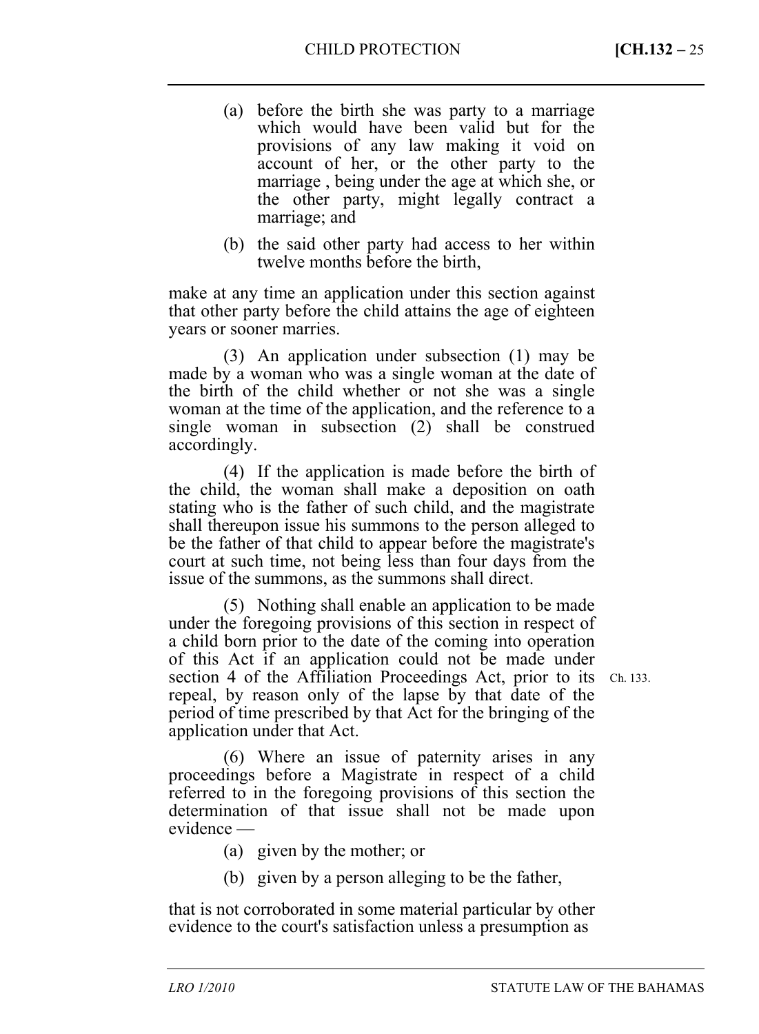(a) before the birth she was party to a marriage which would have been valid but for the provisions of any law making it void on account of her, or the other party to the marriage , being under the age at which she, or the other party, might legally contract a marriage; and

(b) the said other party had access to her within twelve months before the birth,

make at any time an application under this section against that other party before the child attains the age of eighteen years or sooner marries.

(3) An application under subsection (1) may be made by a woman who was a single woman at the date of the birth of the child whether or not she was a single woman at the time of the application, and the reference to a single woman in subsection (2) shall be construed accordingly.

(4) If the application is made before the birth of the child, the woman shall make a deposition on oath stating who is the father of such child, and the magistrate shall thereupon issue his summons to the person alleged to be the father of that child to appear before the magistrate's court at such time, not being less than four days from the issue of the summons, as the summons shall direct.

(5) Nothing shall enable an application to be made under the foregoing provisions of this section in respect of a child born prior to the date of the coming into operation of this Act if an application could not be made under section 4 of the Affiliation Proceedings Act, prior to its repeal, by reason only of the lapse by that date of the period of time prescribed by that Act for the bringing of the application under that Act.

Ch. 133.

(6) Where an issue of paternity arises in any proceedings before a Magistrate in respect of a child referred to in the foregoing provisions of this section the determination of that issue shall not be made upon evidence —

(a) given by the mother; or

(b) given by a person alleging to be the father,

that is not corroborated in some material particular by other evidence to the court's satisfaction unless a presumption as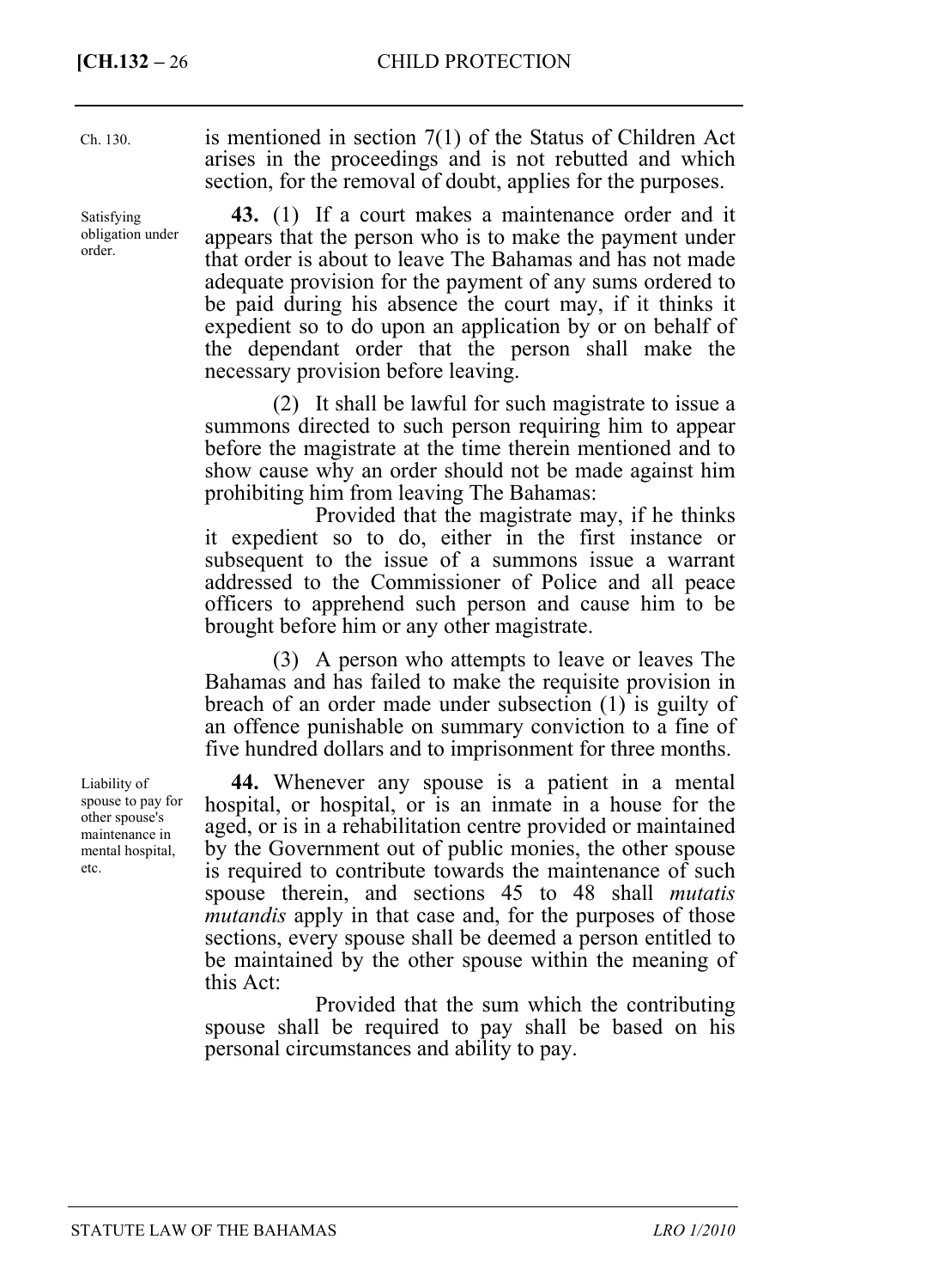Ch. 130.

is mentioned in section 7(1) of the Status of Children Act arises in the proceedings and is not rebutted and which section, for the removal of doubt, applies for the purposes.

Satisfying obligation under order.

**43.** (1) If a court makes a maintenance order and it appears that the person who is to make the payment under that order is about to leave The Bahamas and has not made adequate provision for the payment of any sums ordered to be paid during his absence the court may, if it thinks it expedient so to do upon an application by or on behalf of the dependant order that the person shall make the necessary provision before leaving.

(2) It shall be lawful for such magistrate to issue a summons directed to such person requiring him to appear before the magistrate at the time therein mentioned and to show cause why an order should not be made against him prohibiting him from leaving The Bahamas:

Provided that the magistrate may, if he thinks it expedient so to do, either in the first instance or subsequent to the issue of a summons issue a warrant addressed to the Commissioner of Police and all peace officers to apprehend such person and cause him to be brought before him or any other magistrate.

(3) A person who attempts to leave or leaves The Bahamas and has failed to make the requisite provision in breach of an order made under subsection (1) is guilty of an offence punishable on summary conviction to a fine of five hundred dollars and to imprisonment for three months.

Liability of spouse to pay for other spouse's maintenance in mental hospital, etc.

**44.** Whenever any spouse is a patient in a mental hospital, or hospital, or is an inmate in a house for the aged, or is in a rehabilitation centre provided or maintained by the Government out of public monies, the other spouse is required to contribute towards the maintenance of such spouse therein, and sections 45 to 48 shall *mutatis mutandis* apply in that case and, for the purposes of those sections, every spouse shall be deemed a person entitled to be maintained by the other spouse within the meaning of this Act:

Provided that the sum which the contributing spouse shall be required to pay shall be based on his personal circumstances and ability to pay.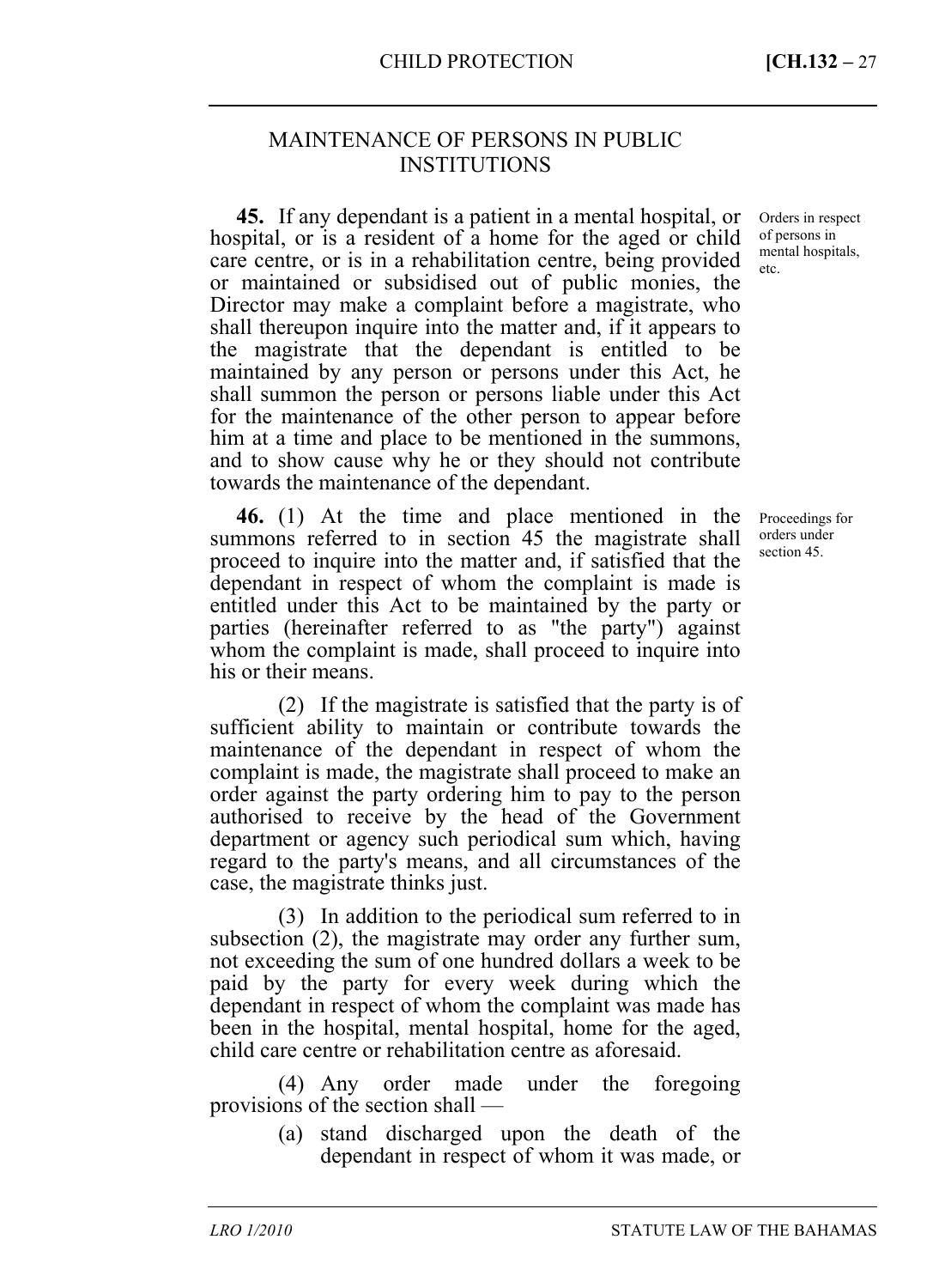## MAINTENANCE OF PERSONS IN PUBLIC INSTITUTIONS

*Orders in respect of persons in mental hospitals, etc.*

**45.** If any dependant is a patient in a mental hospital, or hospital, or is a resident of a home for the aged or child care centre, or is in a rehabilitation centre, being provided or maintained or subsidised out of public monies, the Director may make a complaint before a magistrate, who shall thereupon inquire into the matter and, if it appears to the magistrate that the dependant is entitled to be maintained by any person or persons under this Act, he shall summon the person or persons liable under this Act for the maintenance of the other person to appear before him at a time and place to be mentioned in the summons, and to show cause why he or they should not contribute towards the maintenance of the dependant.

*Proceedings for orders under section 45.*

**46.** (1) At the time and place mentioned in the summons referred to in section 45 the magistrate shall proceed to inquire into the matter and, if satisfied that the dependant in respect of whom the complaint is made is entitled under this Act to be maintained by the party or parties (hereinafter referred to as "the party") against whom the complaint is made, shall proceed to inquire into his or their means.

(2) If the magistrate is satisfied that the party is of sufficient ability to maintain or contribute towards the maintenance of the dependant in respect of whom the complaint is made, the magistrate shall proceed to make an order against the party ordering him to pay to the person authorised to receive by the head of the Government department or agency such periodical sum which, having regard to the party's means, and all circumstances of the case, the magistrate thinks just.

(3) In addition to the periodical sum referred to in subsection (2), the magistrate may order any further sum, not exceeding the sum of one hundred dollars a week to be paid by the party for every week during which the dependant in respect of whom the complaint was made has been in the hospital, mental hospital, home for the aged, child care centre or rehabilitation centre as aforesaid.

(4) Any order made under the foregoing provisions of the section shall —

(a) stand discharged upon the death of the dependant in respect of whom it was made, or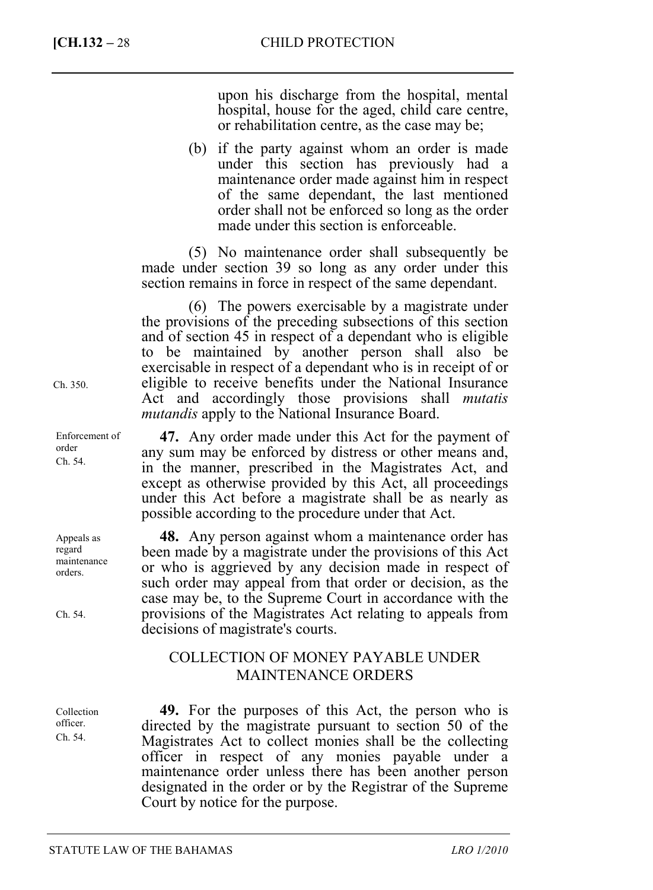upon his discharge from the hospital, mental hospital, house for the aged, child care centre, or rehabilitation centre, as the case may be;

(b) if the party against whom an order is made under this section has previously had a maintenance order made against him in respect of the same dependant, the last mentioned order shall not be enforced so long as the order made under this section is enforceable.

(5) No maintenance order shall subsequently be made under section 39 so long as any order under this section remains in force in respect of the same dependant.

(6) The powers exercisable by a magistrate under the provisions of the preceding subsections of this section and of section 45 in respect of a dependant who is eligible to be maintained by another person shall also be exercisable in respect of a dependant who is in receipt of or eligible to receive benefits under the National Insurance Act and accordingly those provisions shall *mutatis mutandis* apply to the National Insurance Board.

Ch. 350.

Enforcement of order
Ch. 54.

**47.** Any order made under this Act for the payment of any sum may be enforced by distress or other means and, in the manner, prescribed in the Magistrates Act, and except as otherwise provided by this Act, all proceedings under this Act before a magistrate shall be as nearly as possible according to the procedure under that Act.

Appeals as regard maintenance orders.
Ch. 54.

**48.** Any person against whom a maintenance order has been made by a magistrate under the provisions of this Act or who is aggrieved by any decision made in respect of such order may appeal from that order or decision, as the case may be, to the Supreme Court in accordance with the provisions of the Magistrates Act relating to appeals from decisions of magistrate's courts.

## COLLECTION OF MONEY PAYABLE UNDER MAINTENANCE ORDERS

Collection officer.
Ch. 54.

**49.** For the purposes of this Act, the person who is directed by the magistrate pursuant to section 50 of the Magistrates Act to collect monies shall be the collecting officer in respect of any monies payable under a maintenance order unless there has been another person designated in the order or by the Registrar of the Supreme Court by notice for the purpose.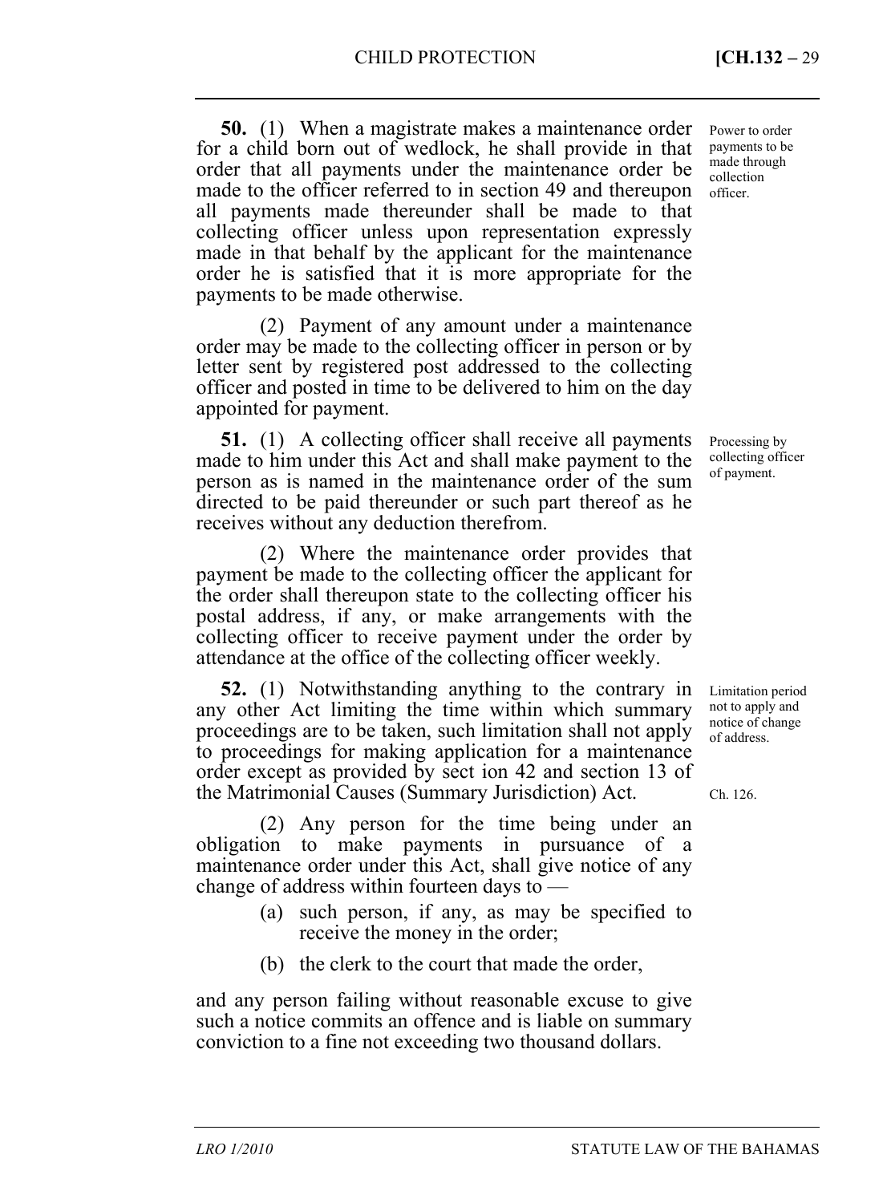**50.** (1) When a magistrate makes a maintenance order for a child born out of wedlock, he shall provide in that order that all payments under the maintenance order be made to the officer referred to in section 49 and thereupon all payments made thereunder shall be made to that collecting officer unless upon representation expressly made in that behalf by the applicant for the maintenance order he is satisfied that it is more appropriate for the payments to be made otherwise.

Power to order payments to be made through collection officer.

(2) Payment of any amount under a maintenance order may be made to the collecting officer in person or by letter sent by registered post addressed to the collecting officer and posted in time to be delivered to him on the day appointed for payment.

**51.** (1) A collecting officer shall receive all payments made to him under this Act and shall make payment to the person as is named in the maintenance order of the sum directed to be paid thereunder or such part thereof as he receives without any deduction therefrom.

Processing by collecting officer of payment.

(2) Where the maintenance order provides that payment be made to the collecting officer the applicant for the order shall thereupon state to the collecting officer his postal address, if any, or make arrangements with the collecting officer to receive payment under the order by attendance at the office of the collecting officer weekly.

**52.** (1) Notwithstanding anything to the contrary in any other Act limiting the time within which summary proceedings are to be taken, such limitation shall not apply to proceedings for making application for a maintenance order except as provided by sect ion 42 and section 13 of the Matrimonial Causes (Summary Jurisdiction) Act.

Limitation period not to apply and notice of change of address.

Ch. 126.

(2) Any person for the time being under an obligation to make payments in pursuance of a maintenance order under this Act, shall give notice of any change of address within fourteen days to —

(a) such person, if any, as may be specified to receive the money in the order;

(b) the clerk to the court that made the order,

and any person failing without reasonable excuse to give such a notice commits an offence and is liable on summary conviction to a fine not exceeding two thousand dollars.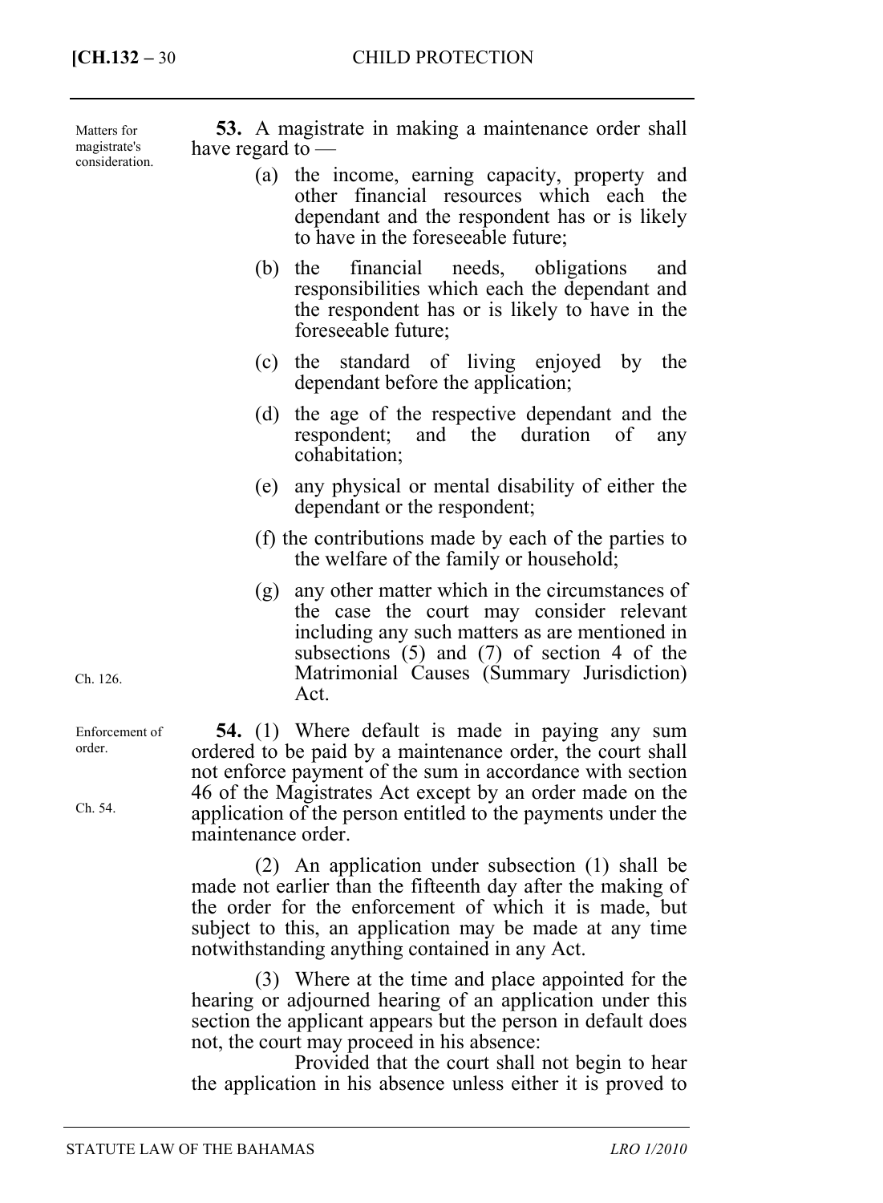Matters for magistrate's consideration.

**53.** A magistrate in making a maintenance order shall have regard to —

(a) the income, earning capacity, property and other financial resources which each the dependant and the respondent has or is likely to have in the foreseeable future;

(b) the financial needs, obligations and responsibilities which each the dependant and the respondent has or is likely to have in the foreseeable future;

(c) the standard of living enjoyed by the dependant before the application;

(d) the age of the respective dependant and the respondent; and the duration of any cohabitation;

(e) any physical or mental disability of either the dependant or the respondent;

(f) the contributions made by each of the parties to the welfare of the family or household;

(g) any other matter which in the circumstances of the case the court may consider relevant including any such matters as are mentioned in subsections (5) and (7) of section 4 of the Matrimonial Causes (Summary Jurisdiction) Act.

Ch. 126.

Enforcement of order.

Ch. 54.

**54.** (1) Where default is made in paying any sum ordered to be paid by a maintenance order, the court shall not enforce payment of the sum in accordance with section 46 of the Magistrates Act except by an order made on the application of the person entitled to the payments under the maintenance order.

(2) An application under subsection (1) shall be made not earlier than the fifteenth day after the making of the order for the enforcement of which it is made, but subject to this, an application may be made at any time notwithstanding anything contained in any Act.

(3) Where at the time and place appointed for the hearing or adjourned hearing of an application under this section the applicant appears but the person in default does not, the court may proceed in his absence:

Provided that the court shall not begin to hear the application in his absence unless either it is proved to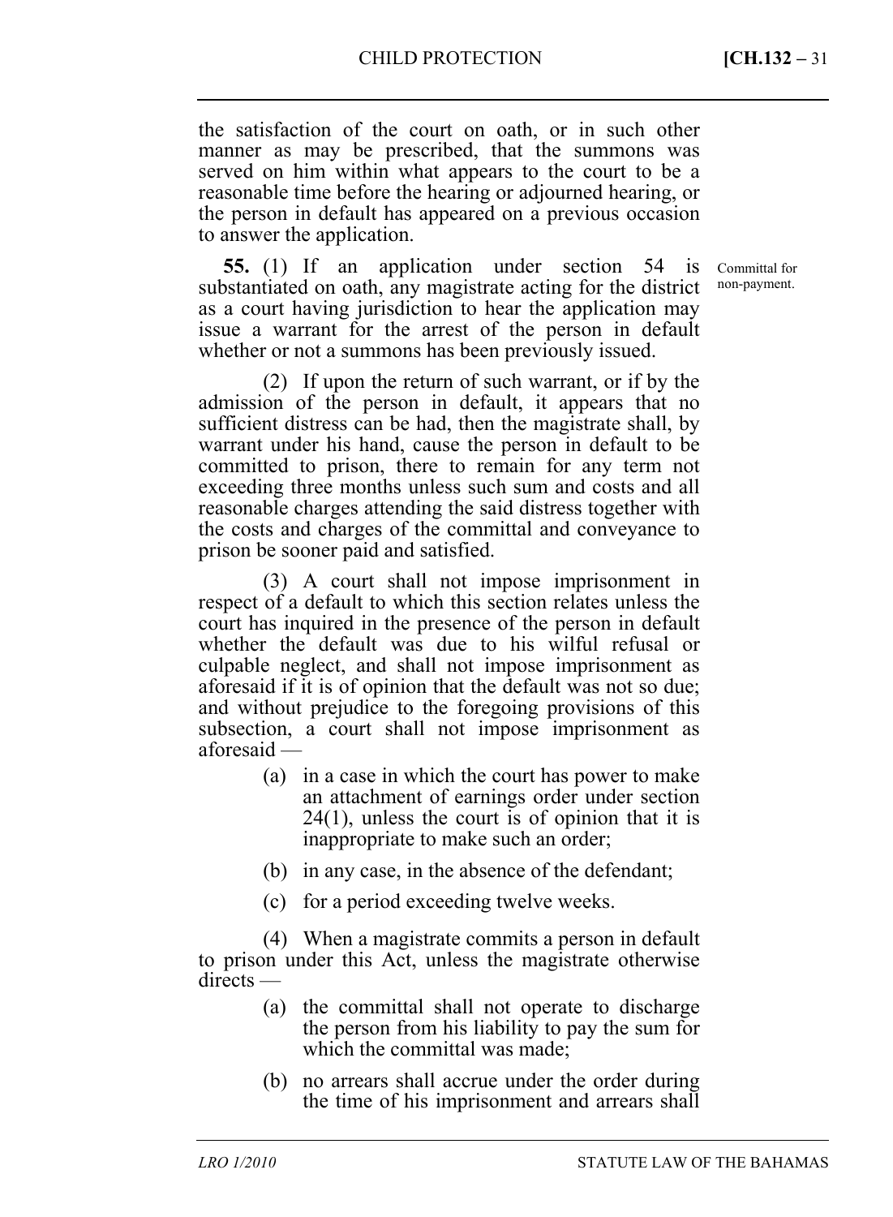the satisfaction of the court on oath, or in such other manner as may be prescribed, that the summons was served on him within what appears to the court to be a reasonable time before the hearing or adjourned hearing, or the person in default has appeared on a previous occasion to answer the application.

Committal for non-payment.

**55.** (1) If an application under section 54 is substantiated on oath, any magistrate acting for the district as a court having jurisdiction to hear the application may issue a warrant for the arrest of the person in default whether or not a summons has been previously issued.

(2) If upon the return of such warrant, or if by the admission of the person in default, it appears that no sufficient distress can be had, then the magistrate shall, by warrant under his hand, cause the person in default to be committed to prison, there to remain for any term not exceeding three months unless such sum and costs and all reasonable charges attending the said distress together with the costs and charges of the committal and conveyance to prison be sooner paid and satisfied.

(3) A court shall not impose imprisonment in respect of a default to which this section relates unless the court has inquired in the presence of the person in default whether the default was due to his wilful refusal or culpable neglect, and shall not impose imprisonment as aforesaid if it is of opinion that the default was not so due; and without prejudice to the foregoing provisions of this subsection, a court shall not impose imprisonment as aforesaid —

(a) in a case in which the court has power to make an attachment of earnings order under section 24(1), unless the court is of opinion that it is inappropriate to make such an order;

(b) in any case, in the absence of the defendant;

(c) for a period exceeding twelve weeks.

(4) When a magistrate commits a person in default to prison under this Act, unless the magistrate otherwise directs —

(a) the committal shall not operate to discharge the person from his liability to pay the sum for which the committal was made;

(b) no arrears shall accrue under the order during the time of his imprisonment and arrears shall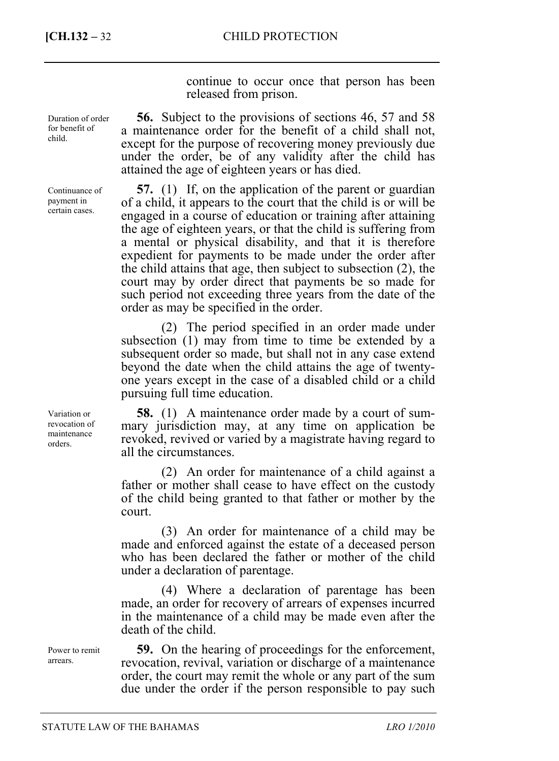continue to occur once that person has been released from prison.

*Duration of order for benefit of child.*

**56.** Subject to the provisions of sections 46, 57 and 58 a maintenance order for the benefit of a child shall not, except for the purpose of recovering money previously due under the order, be of any validity after the child has attained the age of eighteen years or has died.

*Continuance of payment in certain cases.*

**57.** (1) If, on the application of the parent or guardian of a child, it appears to the court that the child is or will be engaged in a course of education or training after attaining the age of eighteen years, or that the child is suffering from a mental or physical disability, and that it is therefore expedient for payments to be made under the order after the child attains that age, then subject to subsection (2), the court may by order direct that payments be so made for such period not exceeding three years from the date of the order as may be specified in the order.

(2) The period specified in an order made under subsection (1) may from time to time be extended by a subsequent order so made, but shall not in any case extend beyond the date when the child attains the age of twenty-one years except in the case of a disabled child or a child pursuing full time education.

*Variation or revocation of maintenance orders.*

**58.** (1) A maintenance order made by a court of summary jurisdiction may, at any time on application be revoked, revived or varied by a magistrate having regard to all the circumstances.

(2) An order for maintenance of a child against a father or mother shall cease to have effect on the custody of the child being granted to that father or mother by the court.

(3) An order for maintenance of a child may be made and enforced against the estate of a deceased person who has been declared the father or mother of the child under a declaration of parentage.

(4) Where a declaration of parentage has been made, an order for recovery of arrears of expenses incurred in the maintenance of a child may be made even after the death of the child.

*Power to remit arrears.*

**59.** On the hearing of proceedings for the enforcement, revocation, revival, variation or discharge of a maintenance order, the court may remit the whole or any part of the sum due under the order if the person responsible to pay such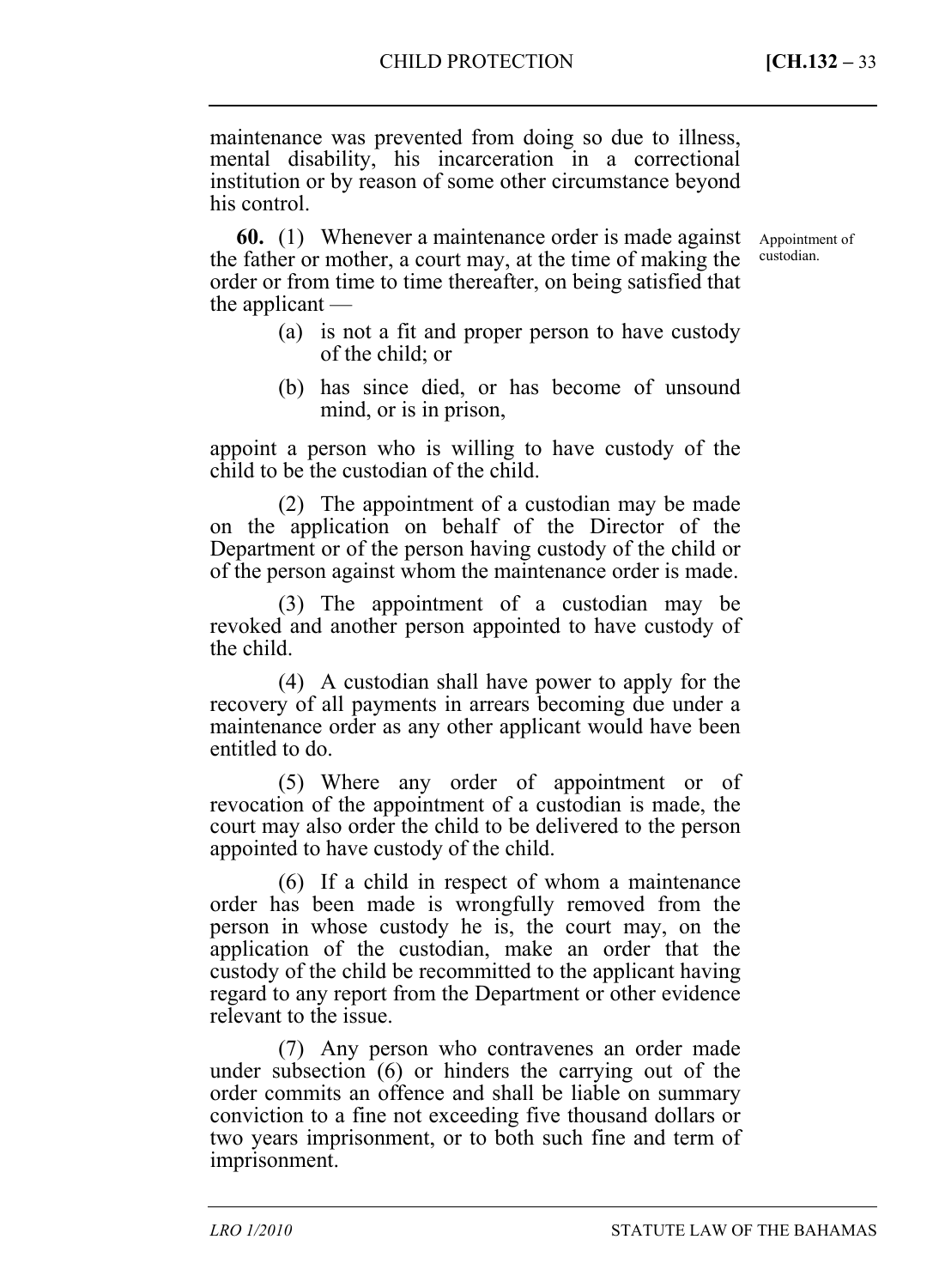maintenance was prevented from doing so due to illness, mental disability, his incarceration in a correctional institution or by reason of some other circumstance beyond his control.

Appointment of custodian.

**60.** (1) Whenever a maintenance order is made against the father or mother, a court may, at the time of making the order or from time to time thereafter, on being satisfied that the applicant —

(a) is not a fit and proper person to have custody of the child; or

(b) has since died, or has become of unsound mind, or is in prison,

appoint a person who is willing to have custody of the child to be the custodian of the child.

(2) The appointment of a custodian may be made on the application on behalf of the Director of the Department or of the person having custody of the child or of the person against whom the maintenance order is made.

(3) The appointment of a custodian may be revoked and another person appointed to have custody of the child.

(4) A custodian shall have power to apply for the recovery of all payments in arrears becoming due under a maintenance order as any other applicant would have been entitled to do.

(5) Where any order of appointment or of revocation of the appointment of a custodian is made, the court may also order the child to be delivered to the person appointed to have custody of the child.

(6) If a child in respect of whom a maintenance order has been made is wrongfully removed from the person in whose custody he is, the court may, on the application of the custodian, make an order that the custody of the child be recommitted to the applicant having regard to any report from the Department or other evidence relevant to the issue.

(7) Any person who contravenes an order made under subsection (6) or hinders the carrying out of the order commits an offence and shall be liable on summary conviction to a fine not exceeding five thousand dollars or two years imprisonment, or to both such fine and term of imprisonment.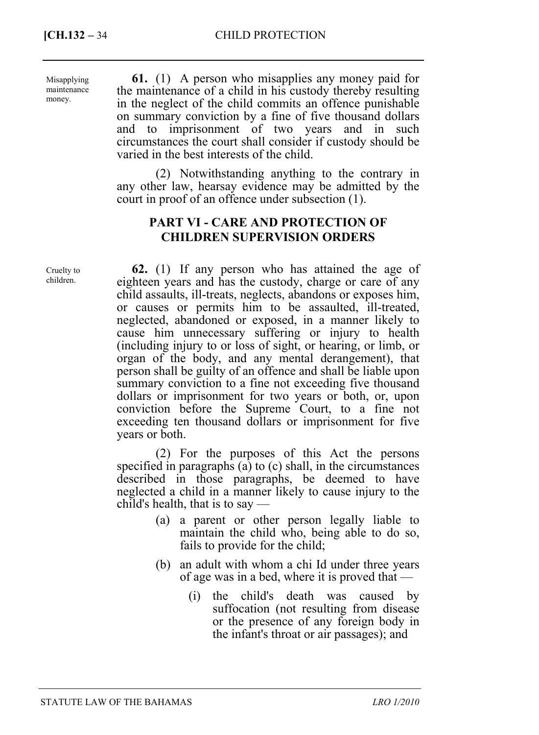Misapplying maintenance money.

**61.** (1) A person who misapplies any money paid for the maintenance of a child in his custody thereby resulting in the neglect of the child commits an offence punishable on summary conviction by a fine of five thousand dollars and to imprisonment of two years and in such circumstances the court shall consider if custody should be varied in the best interests of the child.

(2) Notwithstanding anything to the contrary in any other law, hearsay evidence may be admitted by the court in proof of an offence under subsection (1).

## PART VI - CARE AND PROTECTION OF CHILDREN SUPERVISION ORDERS

Cruelty to children.

**62.** (1) If any person who has attained the age of eighteen years and has the custody, charge or care of any child assaults, ill-treats, neglects, abandons or exposes him, or causes or permits him to be assaulted, ill-treated, neglected, abandoned or exposed, in a manner likely to cause him unnecessary suffering or injury to health (including injury to or loss of sight, or hearing, or limb, or organ of the body, and any mental derangement), that person shall be guilty of an offence and shall be liable upon summary conviction to a fine not exceeding five thousand dollars or imprisonment for two years or both, or, upon conviction before the Supreme Court, to a fine not exceeding ten thousand dollars or imprisonment for five years or both.

(2) For the purposes of this Act the persons specified in paragraphs (a) to (c) shall, in the circumstances described in those paragraphs, be deemed to have neglected a child in a manner likely to cause injury to the child's health, that is to say —

(a) a parent or other person legally liable to maintain the child who, being able to do so, fails to provide for the child;

(b) an adult with whom a chi Id under three years of age was in a bed, where it is proved that —

(i) the child's death was caused by suffocation (not resulting from disease or the presence of any foreign body in the infant's throat or air passages); and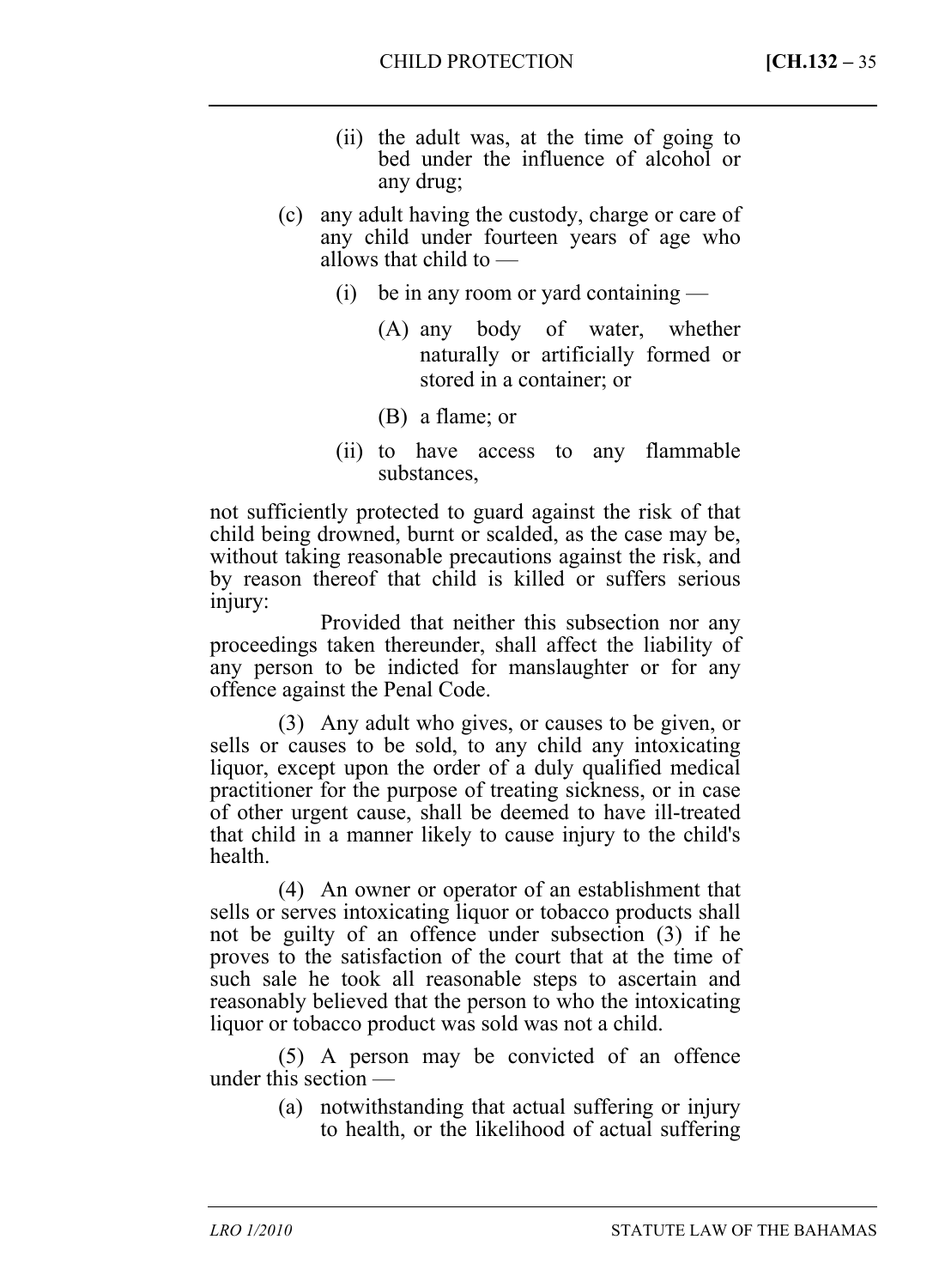(ii) the adult was, at the time of going to bed under the influence of alcohol or any drug;

(c) any adult having the custody, charge or care of any child under fourteen years of age who allows that child to —

(i) be in any room or yard containing —

(A) any body of water, whether naturally or artificially formed or stored in a container; or

(B) a flame; or

(ii) to have access to any flammable substances,

not sufficiently protected to guard against the risk of that child being drowned, burnt or scalded, as the case may be, without taking reasonable precautions against the risk, and by reason thereof that child is killed or suffers serious injury:

Provided that neither this subsection nor any proceedings taken thereunder, shall affect the liability of any person to be indicted for manslaughter or for any offence against the Penal Code.

(3) Any adult who gives, or causes to be given, or sells or causes to be sold, to any child any intoxicating liquor, except upon the order of a duly qualified medical practitioner for the purpose of treating sickness, or in case of other urgent cause, shall be deemed to have ill-treated that child in a manner likely to cause injury to the child's health.

(4) An owner or operator of an establishment that sells or serves intoxicating liquor or tobacco products shall not be guilty of an offence under subsection (3) if he proves to the satisfaction of the court that at the time of such sale he took all reasonable steps to ascertain and reasonably believed that the person to who the intoxicating liquor or tobacco product was sold was not a child.

(5) A person may be convicted of an offence under this section —

(a) notwithstanding that actual suffering or injury to health, or the likelihood of actual suffering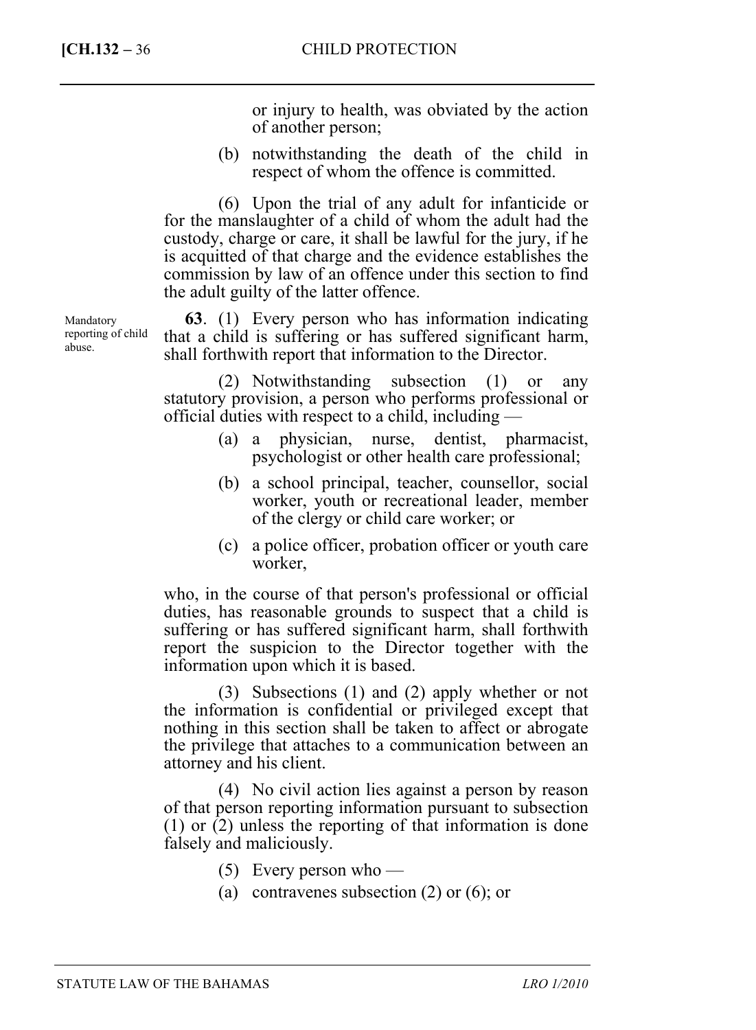or injury to health, was obviated by the action of another person;

(b) notwithstanding the death of the child in respect of whom the offence is committed.

(6) Upon the trial of any adult for infanticide or for the manslaughter of a child of whom the adult had the custody, charge or care, it shall be lawful for the jury, if he is acquitted of that charge and the evidence establishes the commission by law of an offence under this section to find the adult guilty of the latter offence.

Mandatory reporting of child abuse.

**63**. (1) Every person who has information indicating that a child is suffering or has suffered significant harm, shall forthwith report that information to the Director.

(2) Notwithstanding subsection (1) or any statutory provision, a person who performs professional or official duties with respect to a child, including —

(a) a physician, nurse, dentist, pharmacist, psychologist or other health care professional;

(b) a school principal, teacher, counsellor, social worker, youth or recreational leader, member of the clergy or child care worker; or

(c) a police officer, probation officer or youth care worker,

who, in the course of that person's professional or official duties, has reasonable grounds to suspect that a child is suffering or has suffered significant harm, shall forthwith report the suspicion to the Director together with the information upon which it is based.

(3) Subsections (1) and (2) apply whether or not the information is confidential or privileged except that nothing in this section shall be taken to affect or abrogate the privilege that attaches to a communication between an attorney and his client.

(4) No civil action lies against a person by reason of that person reporting information pursuant to subsection (1) or (2) unless the reporting of that information is done falsely and maliciously.

(5) Every person who —

(a) contravenes subsection (2) or (6); or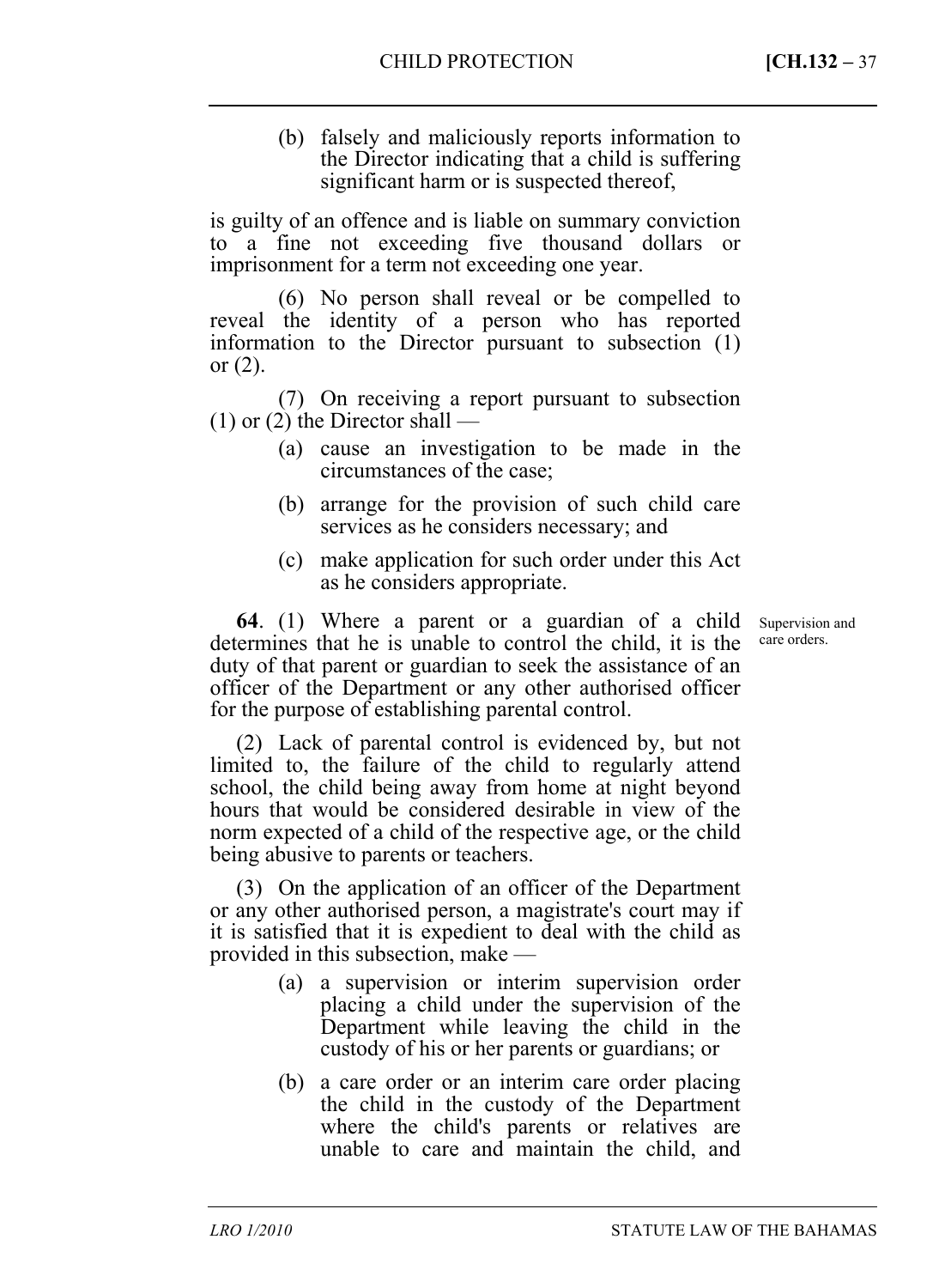(b) falsely and maliciously reports information to the Director indicating that a child is suffering significant harm or is suspected thereof,

is guilty of an offence and is liable on summary conviction to a fine not exceeding five thousand dollars or imprisonment for a term not exceeding one year.

(6) No person shall reveal or be compelled to reveal the identity of a person who has reported information to the Director pursuant to subsection (1) or (2).

(7) On receiving a report pursuant to subsection (1) or (2) the Director shall —

(a) cause an investigation to be made in the circumstances of the case;

(b) arrange for the provision of such child care services as he considers necessary; and

(c) make application for such order under this Act as he considers appropriate.

Supervision and care orders.

**64**. (1) Where a parent or a guardian of a child determines that he is unable to control the child, it is the duty of that parent or guardian to seek the assistance of an officer of the Department or any other authorised officer for the purpose of establishing parental control.

(2) Lack of parental control is evidenced by, but not limited to, the failure of the child to regularly attend school, the child being away from home at night beyond hours that would be considered desirable in view of the norm expected of a child of the respective age, or the child being abusive to parents or teachers.

(3) On the application of an officer of the Department or any other authorised person, a magistrate's court may if it is satisfied that it is expedient to deal with the child as provided in this subsection, make —

(a) a supervision or interim supervision order placing a child under the supervision of the Department while leaving the child in the custody of his or her parents or guardians; or

(b) a care order or an interim care order placing the child in the custody of the Department where the child's parents or relatives are unable to care and maintain the child, and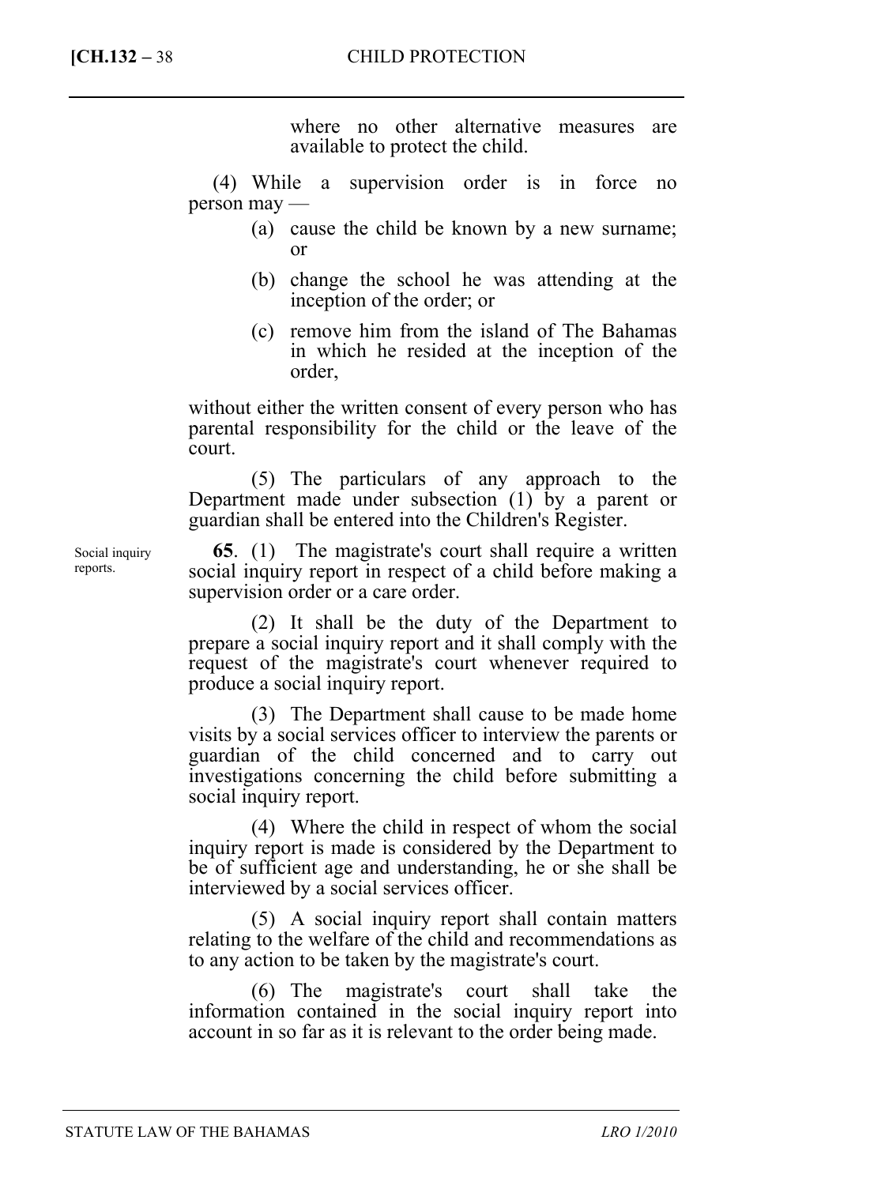where no other alternative measures are available to protect the child.

(4) While a supervision order is in force no person may —

(a) cause the child be known by a new surname; or

(b) change the school he was attending at the inception of the order; or

(c) remove him from the island of The Bahamas in which he resided at the inception of the order,

without either the written consent of every person who has parental responsibility for the child or the leave of the court.

(5) The particulars of any approach to the Department made under subsection (1) by a parent or guardian shall be entered into the Children's Register.

Social inquiry reports.

**65**. (1) The magistrate's court shall require a written social inquiry report in respect of a child before making a supervision order or a care order.

(2) It shall be the duty of the Department to prepare a social inquiry report and it shall comply with the request of the magistrate's court whenever required to produce a social inquiry report.

(3) The Department shall cause to be made home visits by a social services officer to interview the parents or guardian of the child concerned and to carry out investigations concerning the child before submitting a social inquiry report.

(4) Where the child in respect of whom the social inquiry report is made is considered by the Department to be of sufficient age and understanding, he or she shall be interviewed by a social services officer.

(5) A social inquiry report shall contain matters relating to the welfare of the child and recommendations as to any action to be taken by the magistrate's court.

(6) The magistrate's court shall take the information contained in the social inquiry report into account in so far as it is relevant to the order being made.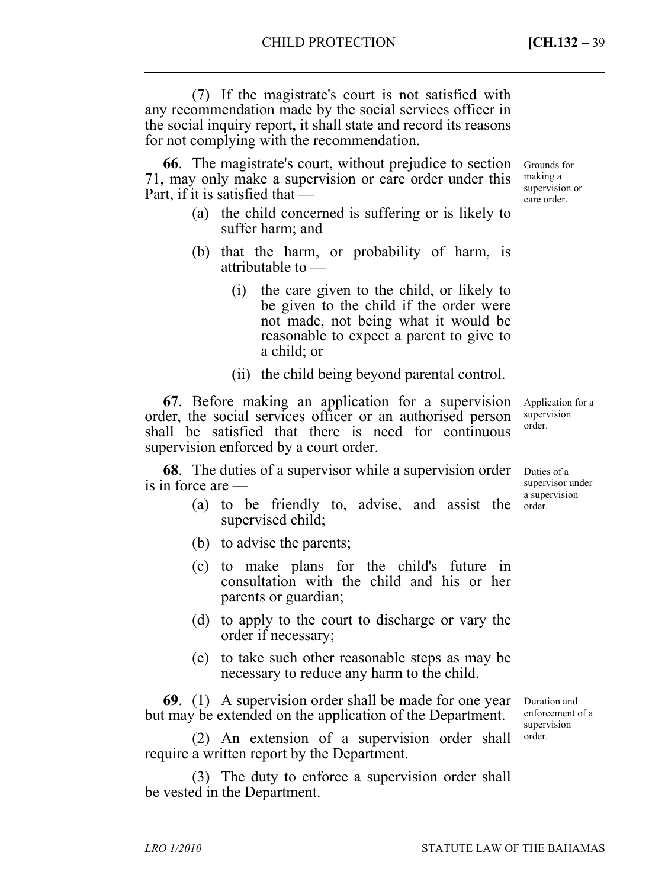(7) If the magistrate's court is not satisfied with any recommendation made by the social services officer in the social inquiry report, it shall state and record its reasons for not complying with the recommendation.

*Grounds for making a supervision or care order.*

**66**. The magistrate's court, without prejudice to section 71, may only make a supervision or care order under this Part, if it is satisfied that —

- (a) the child concerned is suffering or is likely to suffer harm; and
- (b) that the harm, or probability of harm, is attributable to —
  - (i) the care given to the child, or likely to be given to the child if the order were not made, not being what it would be reasonable to expect a parent to give to a child; or
  - (ii) the child being beyond parental control.

*Application for a supervision order.*

**67**. Before making an application for a supervision order, the social services officer or an authorised person shall be satisfied that there is need for continuous supervision enforced by a court order.

*Duties of a supervisor under a supervision order.*

**68**. The duties of a supervisor while a supervision order is in force are —

- (a) to be friendly to, advise, and assist the supervised child;
- (b) to advise the parents;
- (c) to make plans for the child's future in consultation with the child and his or her parents or guardian;
- (d) to apply to the court to discharge or vary the order if necessary;
- (e) to take such other reasonable steps as may be necessary to reduce any harm to the child.

*Duration and enforcement of a supervision order.*

**69**. (1) A supervision order shall be made for one year but may be extended on the application of the Department.

(2) An extension of a supervision order shall require a written report by the Department.

(3) The duty to enforce a supervision order shall be vested in the Department.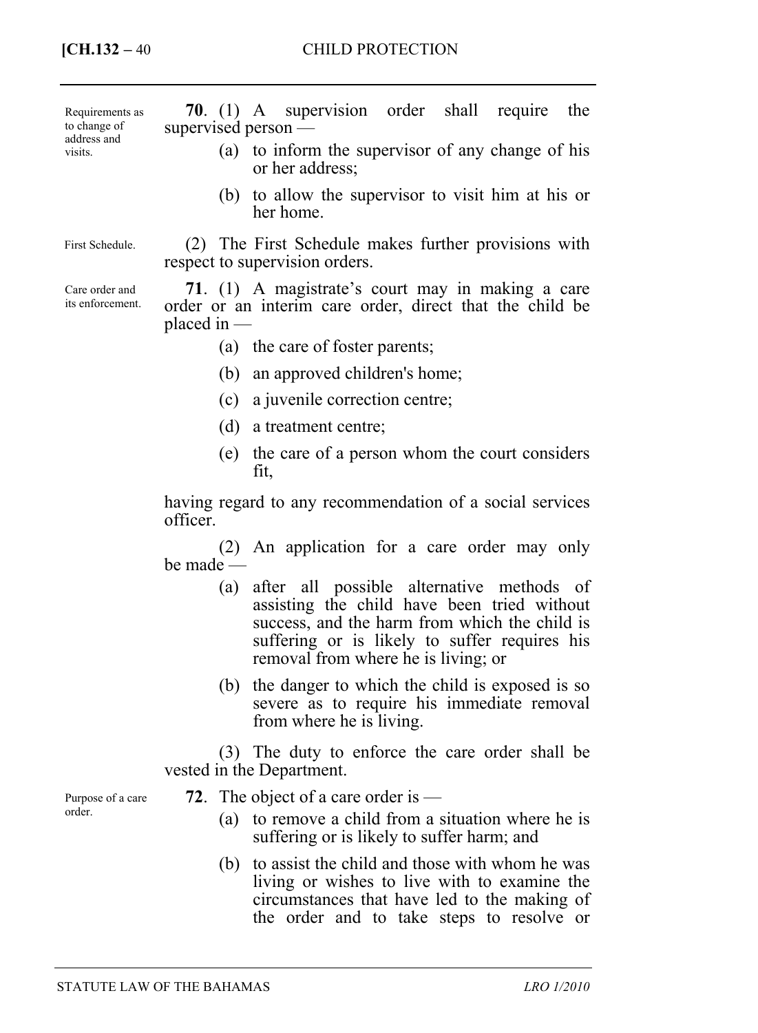*Requirements as to change of address and visits.*

**70**. (1) A supervision order shall require the supervised person —

(a) to inform the supervisor of any change of his or her address;

(b) to allow the supervisor to visit him at his or her home.

*First Schedule.*

(2) The First Schedule makes further provisions with respect to supervision orders.

*Care order and its enforcement.*

**71**. (1) A magistrate's court may in making a care order or an interim care order, direct that the child be placed in —

(a) the care of foster parents;

(b) an approved children's home;

(c) a juvenile correction centre;

(d) a treatment centre;

(e) the care of a person whom the court considers fit,

having regard to any recommendation of a social services officer.

(2) An application for a care order may only be made —

(a) after all possible alternative methods of assisting the child have been tried without success, and the harm from which the child is suffering or is likely to suffer requires his removal from where he is living; or

(b) the danger to which the child is exposed is so severe as to require his immediate removal from where he is living.

(3) The duty to enforce the care order shall be vested in the Department.

*Purpose of a care order.*

**72**. The object of a care order is —

(a) to remove a child from a situation where he is suffering or is likely to suffer harm; and

(b) to assist the child and those with whom he was living or wishes to live with to examine the circumstances that have led to the making of the order and to take steps to resolve or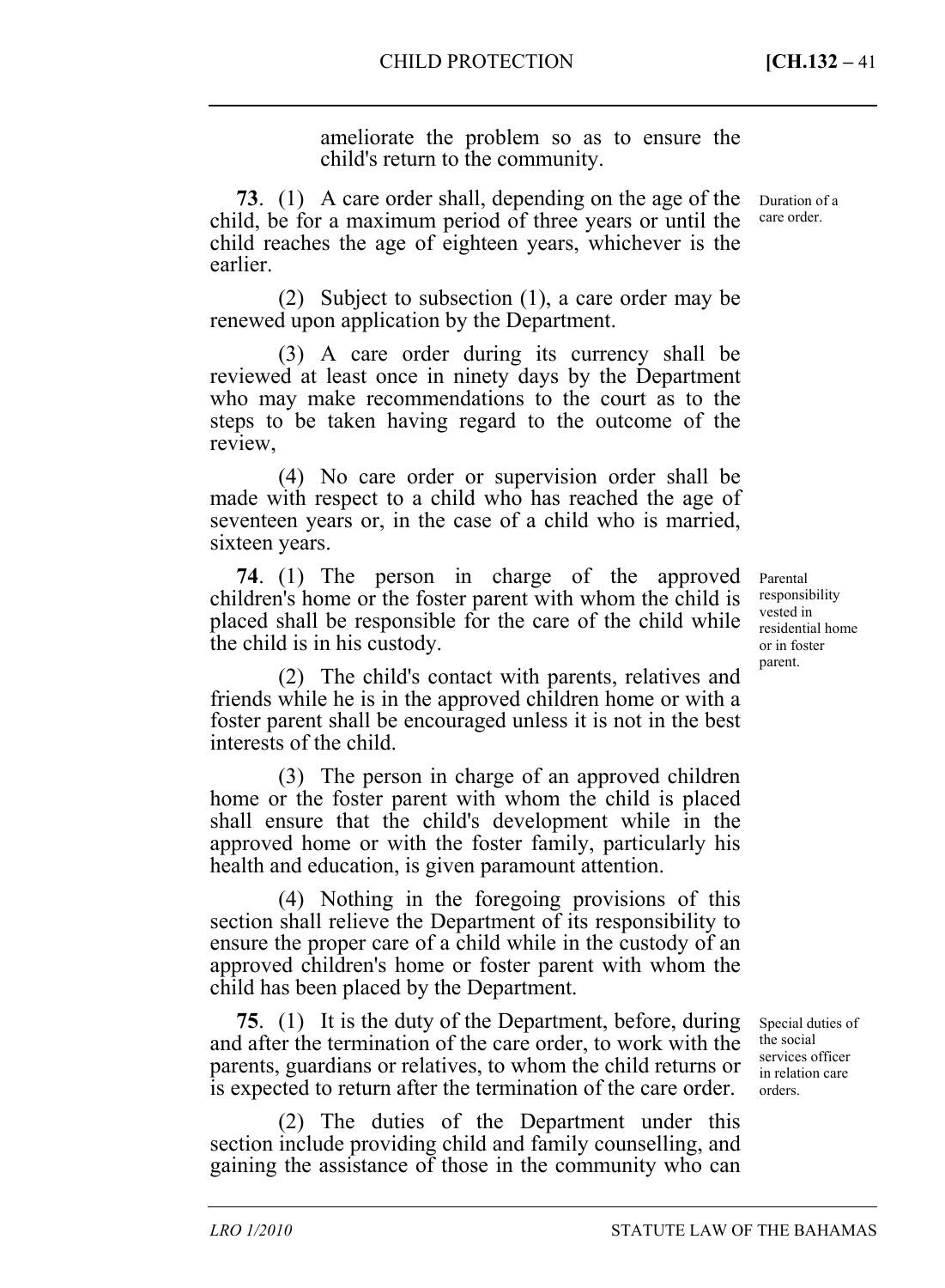ameliorate the problem so as to ensure the child's return to the community.

**73**. (1) A care order shall, depending on the age of the child, be for a maximum period of three years or until the child reaches the age of eighteen years, whichever is the earlier.

Duration of a care order.

(2) Subject to subsection (1), a care order may be renewed upon application by the Department.

(3) A care order during its currency shall be reviewed at least once in ninety days by the Department who may make recommendations to the court as to the steps to be taken having regard to the outcome of the review,

(4) No care order or supervision order shall be made with respect to a child who has reached the age of seventeen years or, in the case of a child who is married, sixteen years.

**74**. (1) The person in charge of the approved children's home or the foster parent with whom the child is placed shall be responsible for the care of the child while the child is in his custody.

Parental responsibility vested in residential home or in foster parent.

(2) The child's contact with parents, relatives and friends while he is in the approved children home or with a foster parent shall be encouraged unless it is not in the best interests of the child.

(3) The person in charge of an approved children home or the foster parent with whom the child is placed shall ensure that the child's development while in the approved home or with the foster family, particularly his health and education, is given paramount attention.

(4) Nothing in the foregoing provisions of this section shall relieve the Department of its responsibility to ensure the proper care of a child while in the custody of an approved children's home or foster parent with whom the child has been placed by the Department.

**75**. (1) It is the duty of the Department, before, during and after the termination of the care order, to work with the parents, guardians or relatives, to whom the child returns or is expected to return after the termination of the care order.

Special duties of the social services officer in relation care orders.

(2) The duties of the Department under this section include providing child and family counselling, and gaining the assistance of those in the community who can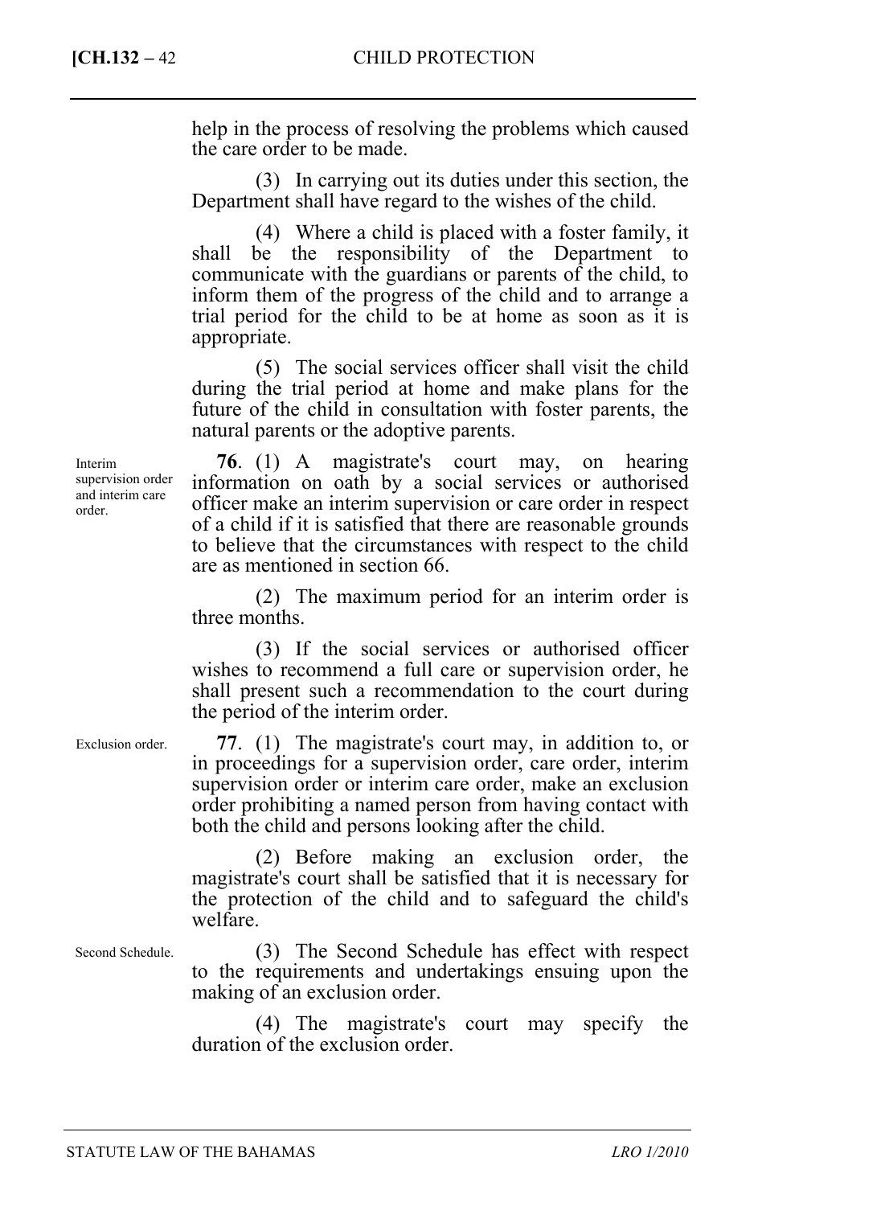help in the process of resolving the problems which caused the care order to be made.

(3) In carrying out its duties under this section, the Department shall have regard to the wishes of the child.

(4) Where a child is placed with a foster family, it shall be the responsibility of the Department to communicate with the guardians or parents of the child, to inform them of the progress of the child and to arrange a trial period for the child to be at home as soon as it is appropriate.

(5) The social services officer shall visit the child during the trial period at home and make plans for the future of the child in consultation with foster parents, the natural parents or the adoptive parents.

*Interim supervision order and interim care order.*

**76**. (1) A magistrate's court may, on hearing information on oath by a social services or authorised officer make an interim supervision or care order in respect of a child if it is satisfied that there are reasonable grounds to believe that the circumstances with respect to the child are as mentioned in section 66.

(2) The maximum period for an interim order is three months.

(3) If the social services or authorised officer wishes to recommend a full care or supervision order, he shall present such a recommendation to the court during the period of the interim order.

*Exclusion order.*

**77**. (1) The magistrate's court may, in addition to, or in proceedings for a supervision order, care order, interim supervision order or interim care order, make an exclusion order prohibiting a named person from having contact with both the child and persons looking after the child.

(2) Before making an exclusion order, the magistrate's court shall be satisfied that it is necessary for the protection of the child and to safeguard the child's welfare.

*Second Schedule.*

(3) The Second Schedule has effect with respect to the requirements and undertakings ensuing upon the making of an exclusion order.

(4) The magistrate's court may specify the duration of the exclusion order.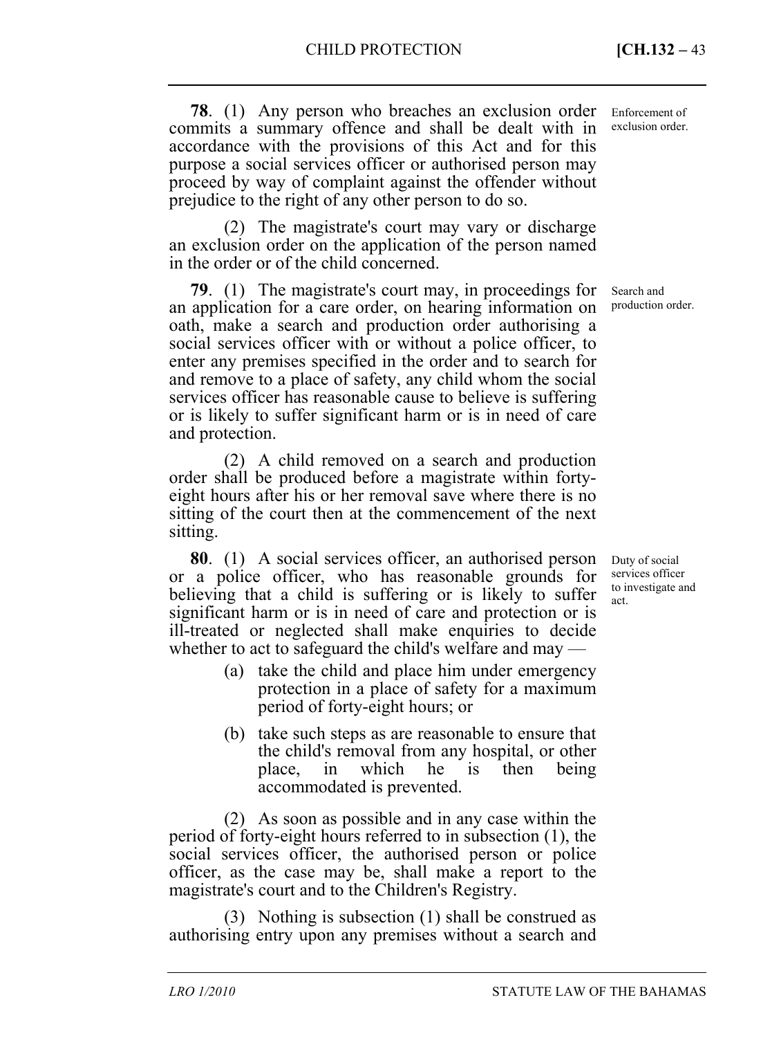**78**. (1) Any person who breaches an exclusion order commits a summary offence and shall be dealt with in accordance with the provisions of this Act and for this purpose a social services officer or authorised person may proceed by way of complaint against the offender without prejudice to the right of any other person to do so.

Enforcement of exclusion order.

(2) The magistrate's court may vary or discharge an exclusion order on the application of the person named in the order or of the child concerned.

**79**. (1) The magistrate's court may, in proceedings for an application for a care order, on hearing information on oath, make a search and production order authorising a social services officer with or without a police officer, to enter any premises specified in the order and to search for and remove to a place of safety, any child whom the social services officer has reasonable cause to believe is suffering or is likely to suffer significant harm or is in need of care and protection.

Search and production order.

(2) A child removed on a search and production order shall be produced before a magistrate within forty-eight hours after his or her removal save where there is no sitting of the court then at the commencement of the next sitting.

**80**. (1) A social services officer, an authorised person or a police officer, who has reasonable grounds for believing that a child is suffering or is likely to suffer significant harm or is in need of care and protection or is ill-treated or neglected shall make enquiries to decide whether to act to safeguard the child's welfare and may —

Duty of social services officer to investigate and act.

(a) take the child and place him under emergency protection in a place of safety for a maximum period of forty-eight hours; or

(b) take such steps as are reasonable to ensure that the child's removal from any hospital, or other place, in which he is then being accommodated is prevented.

(2) As soon as possible and in any case within the period of forty-eight hours referred to in subsection (1), the social services officer, the authorised person or police officer, as the case may be, shall make a report to the magistrate's court and to the Children's Registry.

(3) Nothing is subsection (1) shall be construed as authorising entry upon any premises without a search and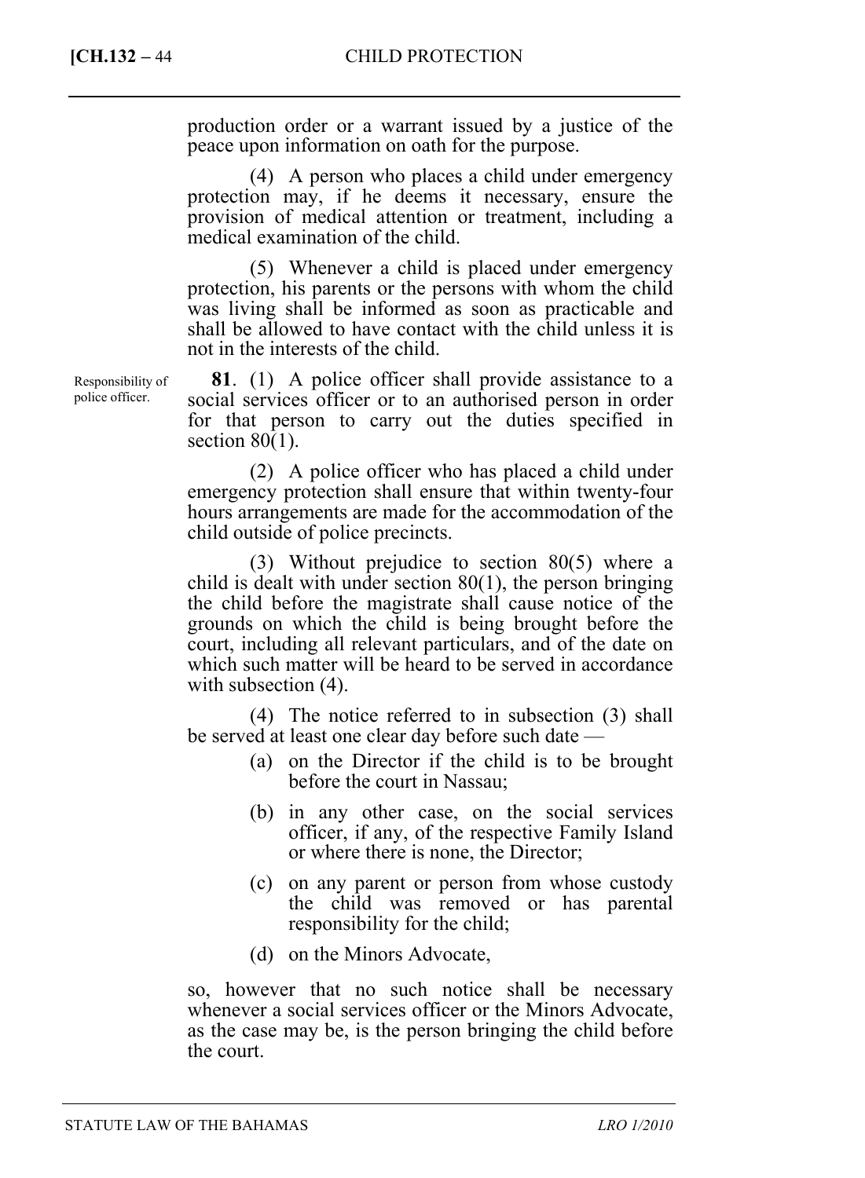production order or a warrant issued by a justice of the peace upon information on oath for the purpose.

(4) A person who places a child under emergency protection may, if he deems it necessary, ensure the provision of medical attention or treatment, including a medical examination of the child.

(5) Whenever a child is placed under emergency protection, his parents or the persons with whom the child was living shall be informed as soon as practicable and shall be allowed to have contact with the child unless it is not in the interests of the child.

Responsibility of police officer.

**81**. (1) A police officer shall provide assistance to a social services officer or to an authorised person in order for that person to carry out the duties specified in section 80(1).

(2) A police officer who has placed a child under emergency protection shall ensure that within twenty-four hours arrangements are made for the accommodation of the child outside of police precincts.

(3) Without prejudice to section 80(5) where a child is dealt with under section 80(1), the person bringing the child before the magistrate shall cause notice of the grounds on which the child is being brought before the court, including all relevant particulars, and of the date on which such matter will be heard to be served in accordance with subsection (4).

(4) The notice referred to in subsection (3) shall be served at least one clear day before such date —

(a) on the Director if the child is to be brought before the court in Nassau;

(b) in any other case, on the social services officer, if any, of the respective Family Island or where there is none, the Director;

(c) on any parent or person from whose custody the child was removed or has parental responsibility for the child;

(d) on the Minors Advocate,

so, however that no such notice shall be necessary whenever a social services officer or the Minors Advocate, as the case may be, is the person bringing the child before the court.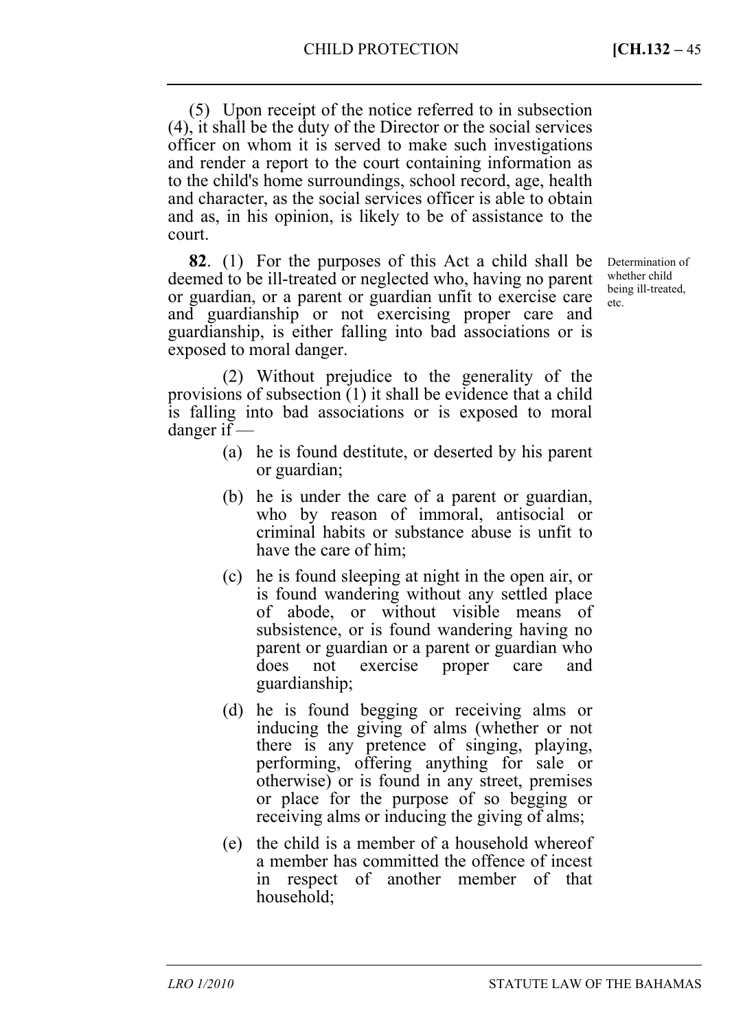(5) Upon receipt of the notice referred to in subsection (4), it shall be the duty of the Director or the social services officer on whom it is served to make such investigations and render a report to the court containing information as to the child's home surroundings, school record, age, health and character, as the social services officer is able to obtain and as, in his opinion, is likely to be of assistance to the court.

Determination of whether child being ill-treated, etc.

**82**. (1) For the purposes of this Act a child shall be deemed to be ill-treated or neglected who, having no parent or guardian, or a parent or guardian unfit to exercise care and guardianship or not exercising proper care and guardianship, is either falling into bad associations or is exposed to moral danger.

(2) Without prejudice to the generality of the provisions of subsection (1) it shall be evidence that a child is falling into bad associations or is exposed to moral danger if —

(a) he is found destitute, or deserted by his parent or guardian;

(b) he is under the care of a parent or guardian, who by reason of immoral, antisocial or criminal habits or substance abuse is unfit to have the care of him;

(c) he is found sleeping at night in the open air, or is found wandering without any settled place of abode, or without visible means of subsistence, or is found wandering having no parent or guardian or a parent or guardian who does not exercise proper care and guardianship;

(d) he is found begging or receiving alms or inducing the giving of alms (whether or not there is any pretence of singing, playing, performing, offering anything for sale or otherwise) or is found in any street, premises or place for the purpose of so begging or receiving alms or inducing the giving of alms;

(e) the child is a member of a household whereof a member has committed the offence of incest in respect of another member of that household;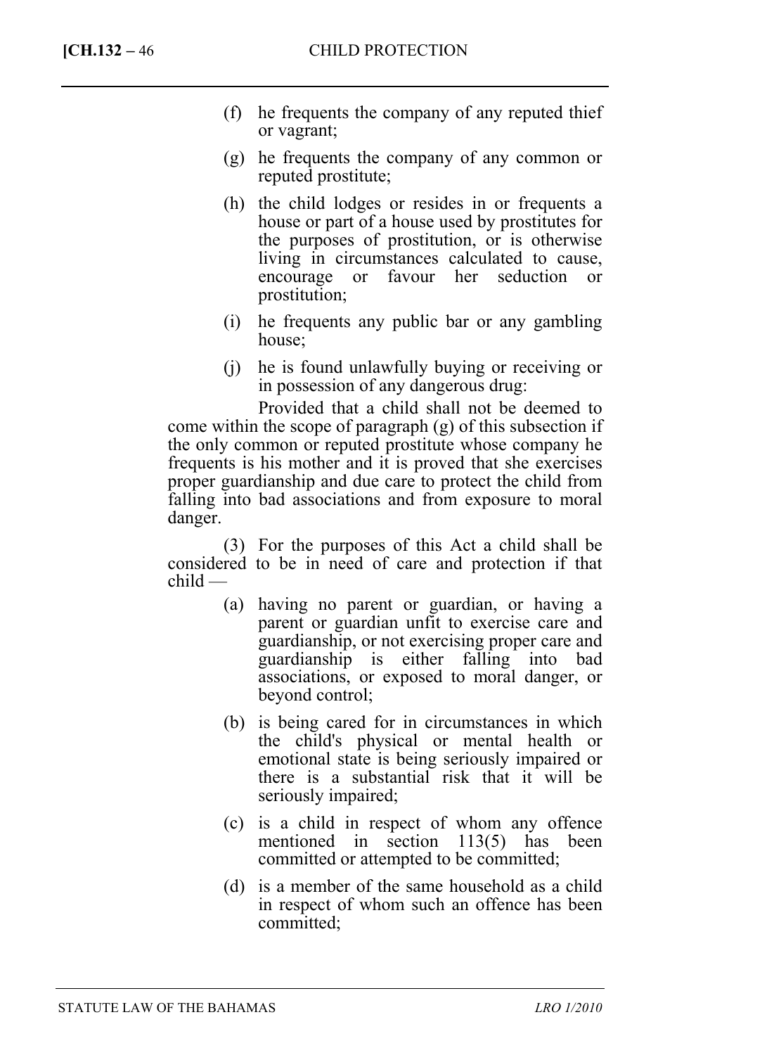(f) he frequents the company of any reputed thief or vagrant;

(g) he frequents the company of any common or reputed prostitute;

(h) the child lodges or resides in or frequents a house or part of a house used by prostitutes for the purposes of prostitution, or is otherwise living in circumstances calculated to cause, encourage or favour her seduction or prostitution;

(i) he frequents any public bar or any gambling house;

(j) he is found unlawfully buying or receiving or in possession of any dangerous drug:

Provided that a child shall not be deemed to come within the scope of paragraph (g) of this subsection if the only common or reputed prostitute whose company he frequents is his mother and it is proved that she exercises proper guardianship and due care to protect the child from falling into bad associations and from exposure to moral danger.

(3) For the purposes of this Act a child shall be considered to be in need of care and protection if that child —

(a) having no parent or guardian, or having a parent or guardian unfit to exercise care and guardianship, or not exercising proper care and guardianship is either falling into bad associations, or exposed to moral danger, or beyond control;

(b) is being cared for in circumstances in which the child's physical or mental health or emotional state is being seriously impaired or there is a substantial risk that it will be seriously impaired;

(c) is a child in respect of whom any offence mentioned in section 113(5) has been committed or attempted to be committed;

(d) is a member of the same household as a child in respect of whom such an offence has been committed;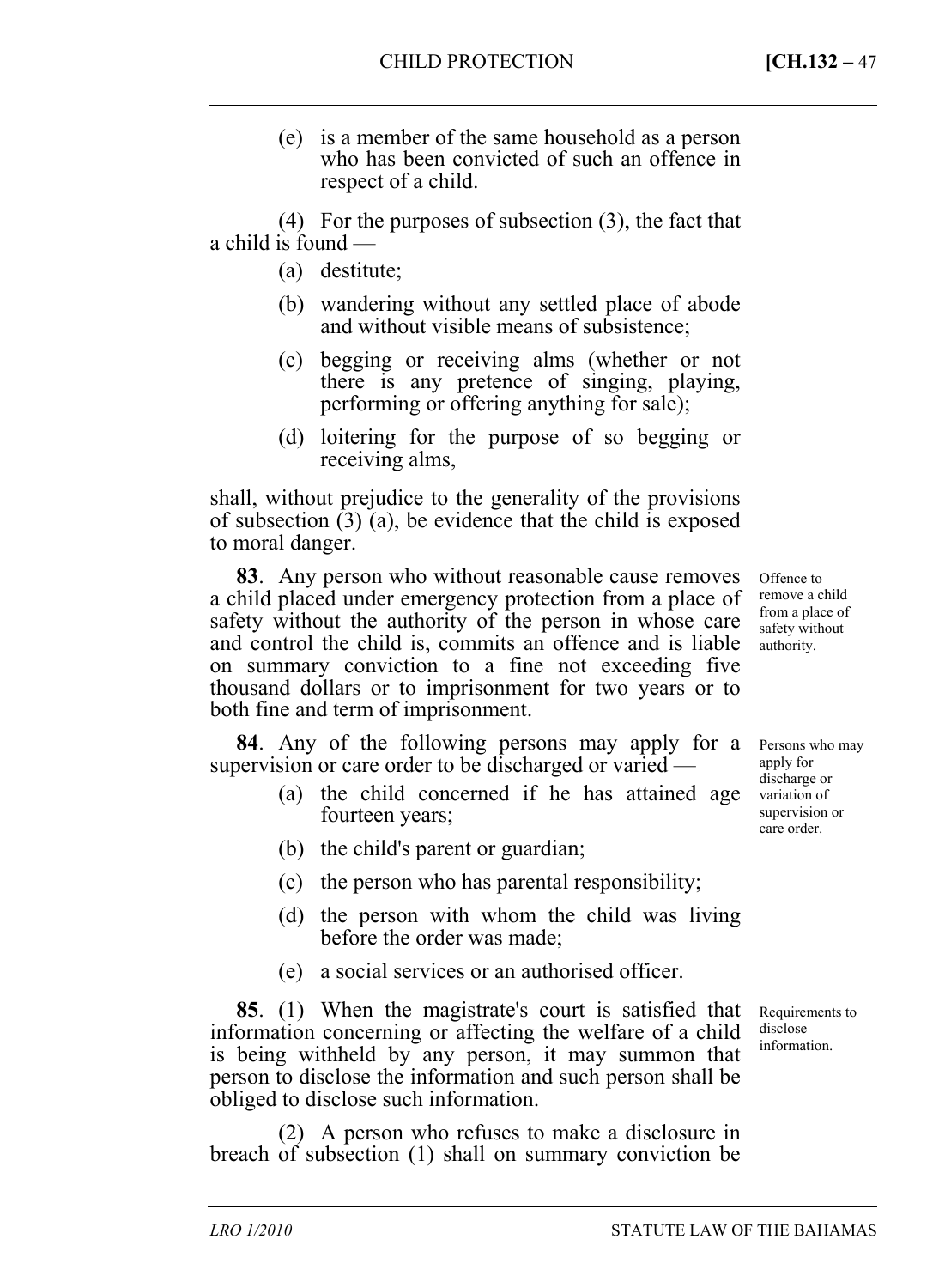(e) is a member of the same household as a person who has been convicted of such an offence in respect of a child.

(4) For the purposes of subsection (3), the fact that a child is found —

(a) destitute;

(b) wandering without any settled place of abode and without visible means of subsistence;

(c) begging or receiving alms (whether or not there is any pretence of singing, playing, performing or offering anything for sale);

(d) loitering for the purpose of so begging or receiving alms,

shall, without prejudice to the generality of the provisions of subsection (3) (a), be evidence that the child is exposed to moral danger.

*Offence to remove a child from a place of safety without authority.*

**83**. Any person who without reasonable cause removes a child placed under emergency protection from a place of safety without the authority of the person in whose care and control the child is, commits an offence and is liable on summary conviction to a fine not exceeding five thousand dollars or to imprisonment for two years or to both fine and term of imprisonment.

*Persons who may apply for discharge or variation of supervision or care order.*

**84**. Any of the following persons may apply for a supervision or care order to be discharged or varied —

(a) the child concerned if he has attained age fourteen years;

(b) the child's parent or guardian;

(c) the person who has parental responsibility;

(d) the person with whom the child was living before the order was made;

(e) a social services or an authorised officer.

*Requirements to disclose information.*

**85**. (1) When the magistrate's court is satisfied that information concerning or affecting the welfare of a child is being withheld by any person, it may summon that person to disclose the information and such person shall be obliged to disclose such information.

(2) A person who refuses to make a disclosure in breach of subsection (1) shall on summary conviction be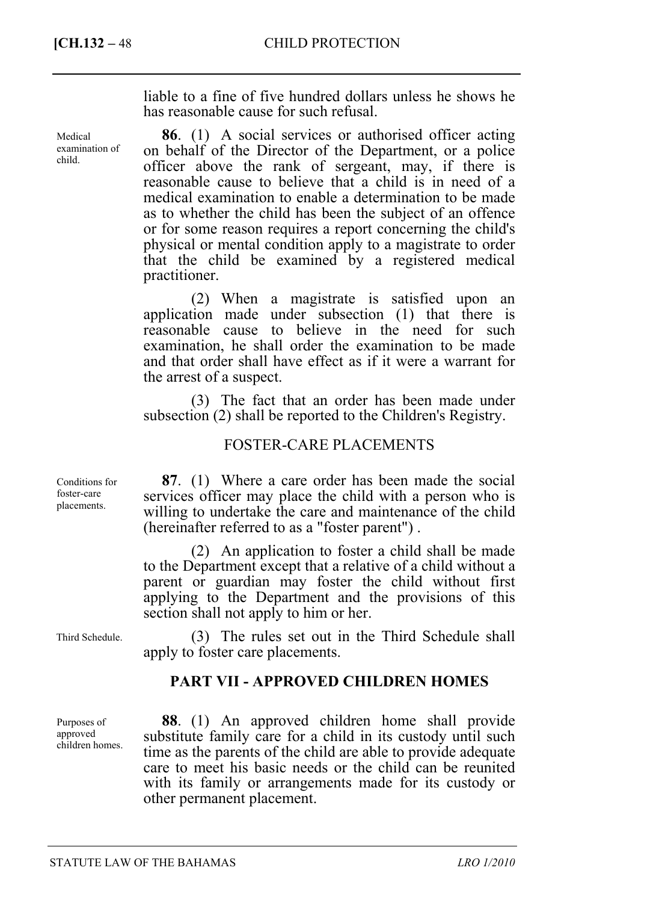liable to a fine of five hundred dollars unless he shows he has reasonable cause for such refusal.

Medical examination of child.

**86**. (1) A social services or authorised officer acting on behalf of the Director of the Department, or a police officer above the rank of sergeant, may, if there is reasonable cause to believe that a child is in need of a medical examination to enable a determination to be made as to whether the child has been the subject of an offence or for some reason requires a report concerning the child's physical or mental condition apply to a magistrate to order that the child be examined by a registered medical practitioner.

(2) When a magistrate is satisfied upon an application made under subsection (1) that there is reasonable cause to believe in the need for such examination, he shall order the examination to be made and that order shall have effect as if it were a warrant for the arrest of a suspect.

(3) The fact that an order has been made under subsection (2) shall be reported to the Children's Registry.

## FOSTER-CARE PLACEMENTS

Conditions for foster-care placements.

**87**. (1) Where a care order has been made the social services officer may place the child with a person who is willing to undertake the care and maintenance of the child (hereinafter referred to as a "foster parent") .

(2) An application to foster a child shall be made to the Department except that a relative of a child without a parent or guardian may foster the child without first applying to the Department and the provisions of this section shall not apply to him or her.

Third Schedule.

(3) The rules set out in the Third Schedule shall apply to foster care placements.

## PART VII - APPROVED CHILDREN HOMES

Purposes of approved children homes.

**88**. (1) An approved children home shall provide substitute family care for a child in its custody until such time as the parents of the child are able to provide adequate care to meet his basic needs or the child can be reunited with its family or arrangements made for its custody or other permanent placement.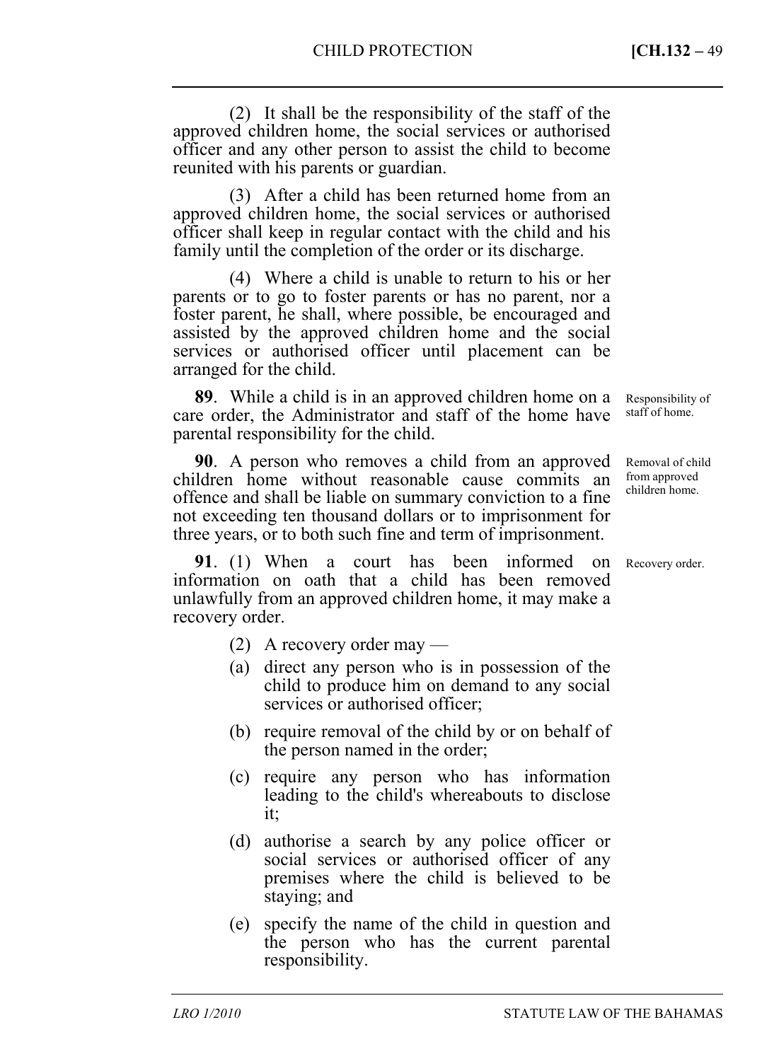(2) It shall be the responsibility of the staff of the approved children home, the social services or authorised officer and any other person to assist the child to become reunited with his parents or guardian.

(3) After a child has been returned home from an approved children home, the social services or authorised officer shall keep in regular contact with the child and his family until the completion of the order or its discharge.

(4) Where a child is unable to return to his or her parents or to go to foster parents or has no parent, nor a foster parent, he shall, where possible, be encouraged and assisted by the approved children home and the social services or authorised officer until placement can be arranged for the child.

*Responsibility of staff of home.*

**89**. While a child is in an approved children home on a care order, the Administrator and staff of the home have parental responsibility for the child.

*Removal of child from approved children home.*

**90**. A person who removes a child from an approved children home without reasonable cause commits an offence and shall be liable on summary conviction to a fine not exceeding ten thousand dollars or to imprisonment for three years, or to both such fine and term of imprisonment.

*Recovery order.*

**91**. (1) When a court has been informed on information on oath that a child has been removed unlawfully from an approved children home, it may make a recovery order.

(2) A recovery order may —

(a) direct any person who is in possession of the child to produce him on demand to any social services or authorised officer;

(b) require removal of the child by or on behalf of the person named in the order;

(c) require any person who has information leading to the child's whereabouts to disclose it;

(d) authorise a search by any police officer or social services or authorised officer of any premises where the child is believed to be staying; and

(e) specify the name of the child in question and the person who has the current parental responsibility.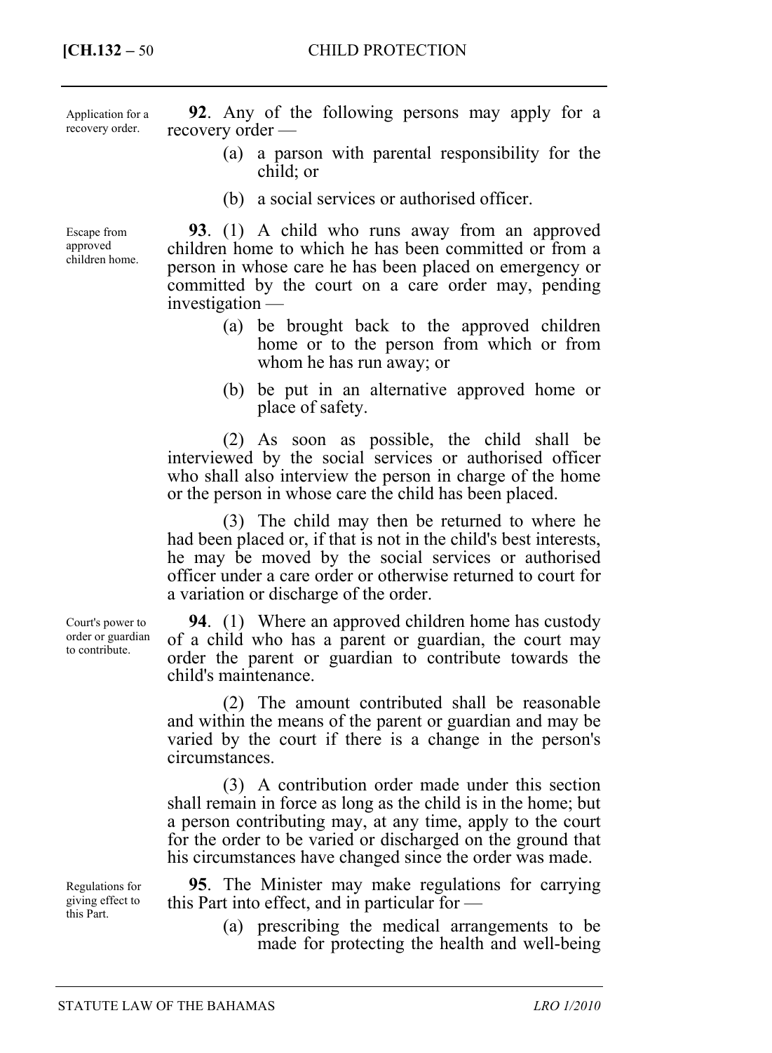Application for a recovery order.

**92**. Any of the following persons may apply for a recovery order —

(a) a parson with parental responsibility for the child; or

(b) a social services or authorised officer.

Escape from approved children home.

**93**. (1) A child who runs away from an approved children home to which he has been committed or from a person in whose care he has been placed on emergency or committed by the court on a care order may, pending investigation —

(a) be brought back to the approved children home or to the person from which or from whom he has run away; or

(b) be put in an alternative approved home or place of safety.

(2) As soon as possible, the child shall be interviewed by the social services or authorised officer who shall also interview the person in charge of the home or the person in whose care the child has been placed.

(3) The child may then be returned to where he had been placed or, if that is not in the child's best interests, he may be moved by the social services or authorised officer under a care order or otherwise returned to court for a variation or discharge of the order.

Court's power to order or guardian to contribute.

**94**. (1) Where an approved children home has custody of a child who has a parent or guardian, the court may order the parent or guardian to contribute towards the child's maintenance.

(2) The amount contributed shall be reasonable and within the means of the parent or guardian and may be varied by the court if there is a change in the person's circumstances.

(3) A contribution order made under this section shall remain in force as long as the child is in the home; but a person contributing may, at any time, apply to the court for the order to be varied or discharged on the ground that his circumstances have changed since the order was made.

Regulations for giving effect to this Part.

**95**. The Minister may make regulations for carrying this Part into effect, and in particular for —

(a) prescribing the medical arrangements to be made for protecting the health and well-being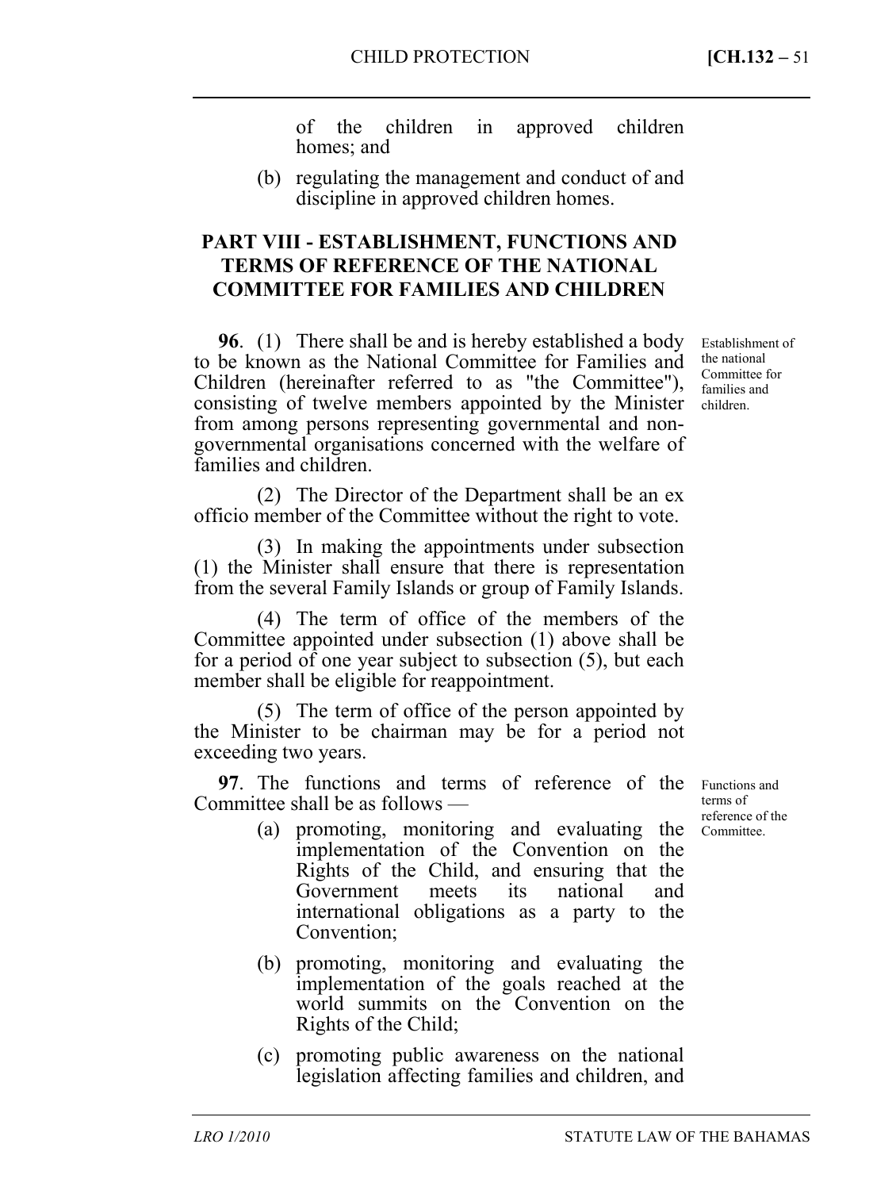of the children in approved children homes; and

(b) regulating the management and conduct of and discipline in approved children homes.

## PART VIII - ESTABLISHMENT, FUNCTIONS AND TERMS OF REFERENCE OF THE NATIONAL COMMITTEE FOR FAMILIES AND CHILDREN

*Establishment of the national Committee for families and children.*

**96**. (1) There shall be and is hereby established a body to be known as the National Committee for Families and Children (hereinafter referred to as "the Committee"), consisting of twelve members appointed by the Minister from among persons representing governmental and non-governmental organisations concerned with the welfare of families and children.

(2) The Director of the Department shall be an ex officio member of the Committee without the right to vote.

(3) In making the appointments under subsection (1) the Minister shall ensure that there is representation from the several Family Islands or group of Family Islands.

(4) The term of office of the members of the Committee appointed under subsection (1) above shall be for a period of one year subject to subsection (5), but each member shall be eligible for reappointment.

(5) The term of office of the person appointed by the Minister to be chairman may be for a period not exceeding two years.

*Functions and terms of reference of the Committee.*

**97**. The functions and terms of reference of the Committee shall be as follows —

(a) promoting, monitoring and evaluating the implementation of the Convention on the Rights of the Child, and ensuring that the Government meets its national and international obligations as a party to the Convention;

(b) promoting, monitoring and evaluating the implementation of the goals reached at the world summits on the Convention on the Rights of the Child;

(c) promoting public awareness on the national legislation affecting families and children, and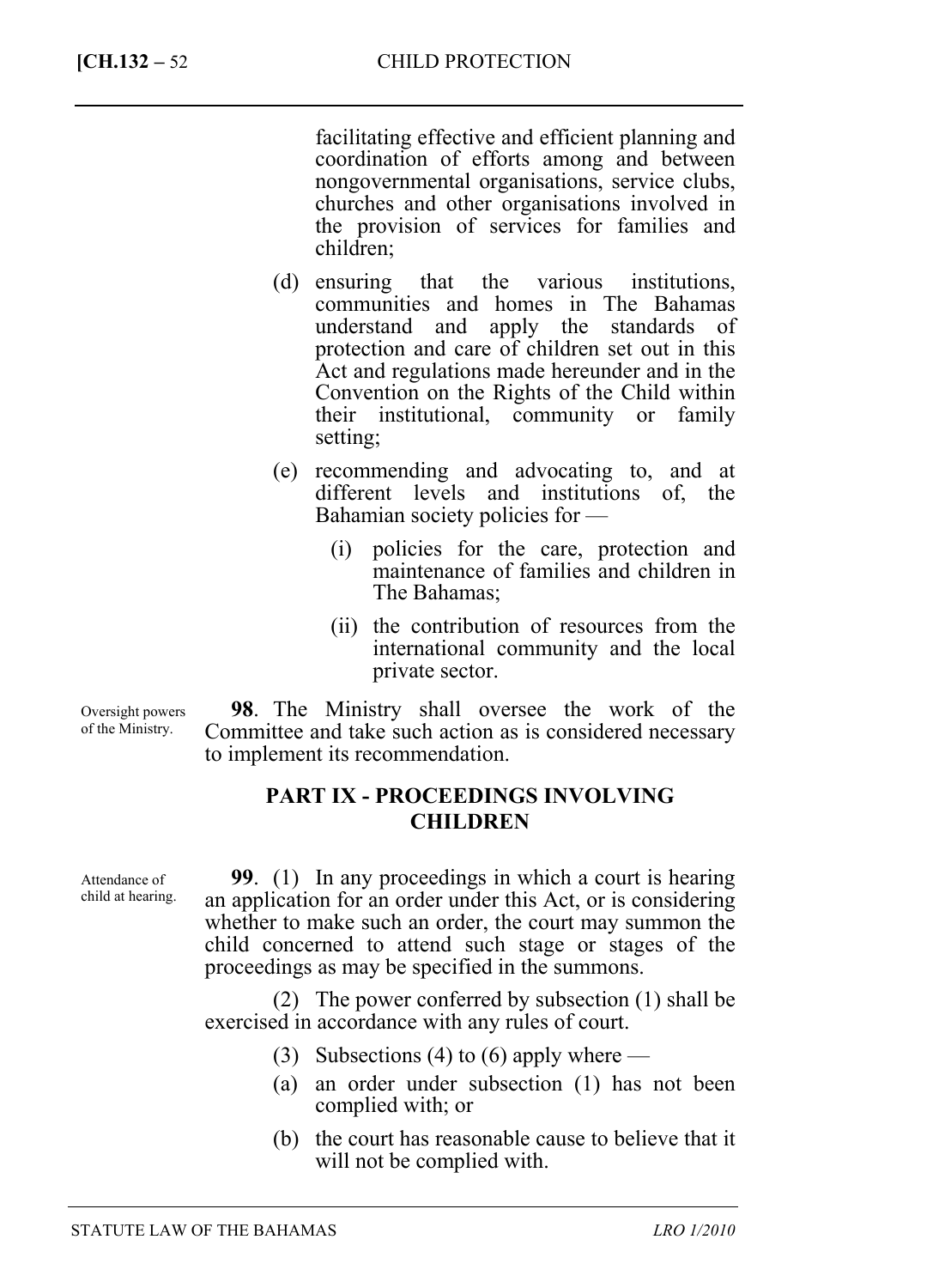facilitating effective and efficient planning and coordination of efforts among and between nongovernmental organisations, service clubs, churches and other organisations involved in the provision of services for families and children;

(d) ensuring that the various institutions, communities and homes in The Bahamas understand and apply the standards of protection and care of children set out in this Act and regulations made hereunder and in the Convention on the Rights of the Child within their institutional, community or family setting;

(e) recommending and advocating to, and at different levels and institutions of, the Bahamian society policies for —

(i) policies for the care, protection and maintenance of families and children in The Bahamas;

(ii) the contribution of resources from the international community and the local private sector.

Oversight powers of the Ministry.

**98**. The Ministry shall oversee the work of the Committee and take such action as is considered necessary to implement its recommendation.

## PART IX - PROCEEDINGS INVOLVING CHILDREN

Attendance of child at hearing.

**99**. (1) In any proceedings in which a court is hearing an application for an order under this Act, or is considering whether to make such an order, the court may summon the child concerned to attend such stage or stages of the proceedings as may be specified in the summons.

(2) The power conferred by subsection (1) shall be exercised in accordance with any rules of court.

(3) Subsections (4) to (6) apply where —

(a) an order under subsection (1) has not been complied with; or

(b) the court has reasonable cause to believe that it will not be complied with.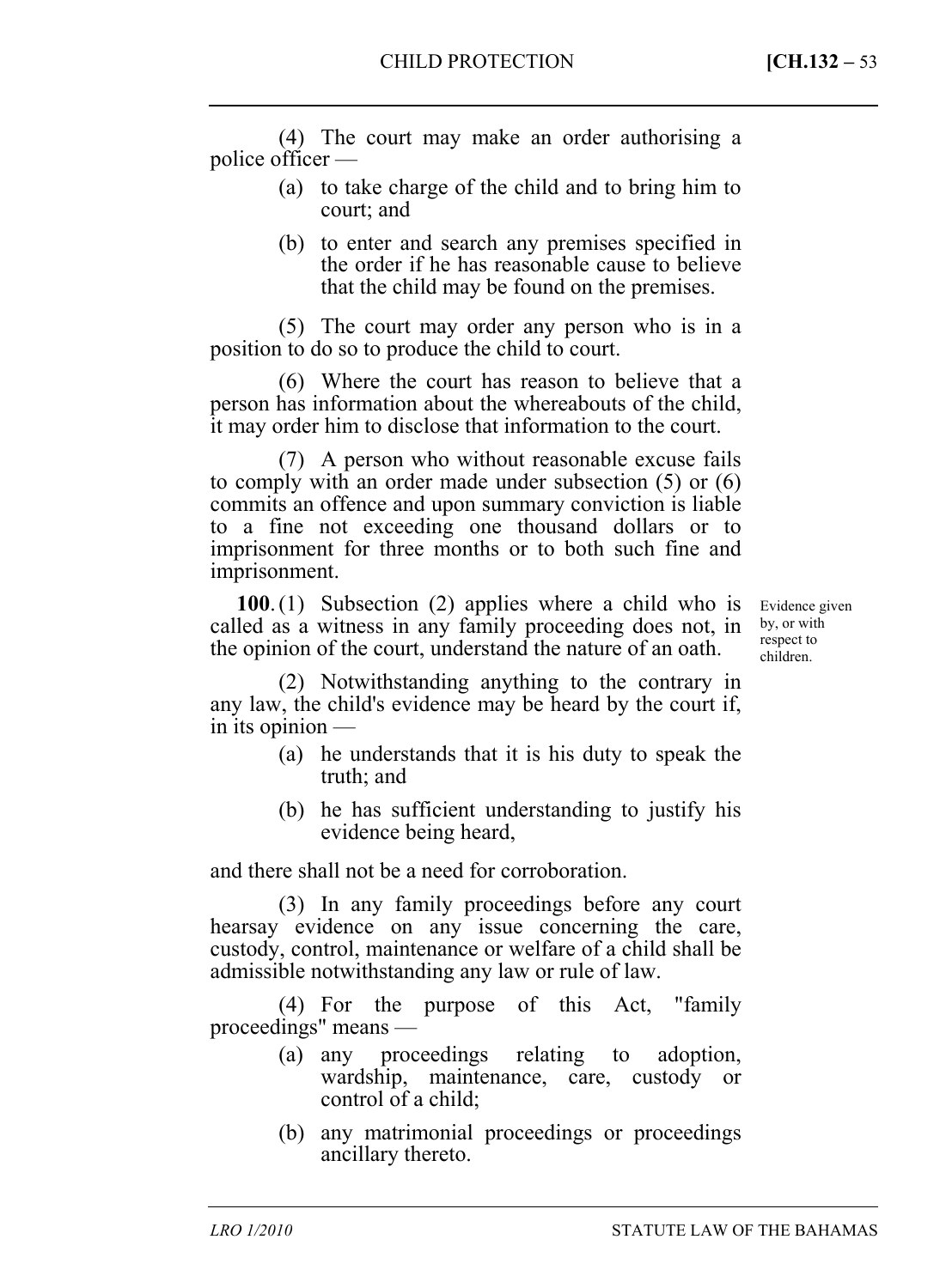(4) The court may make an order authorising a police officer —

(a) to take charge of the child and to bring him to court; and

(b) to enter and search any premises specified in the order if he has reasonable cause to believe that the child may be found on the premises.

(5) The court may order any person who is in a position to do so to produce the child to court.

(6) Where the court has reason to believe that a person has information about the whereabouts of the child, it may order him to disclose that information to the court.

(7) A person who without reasonable excuse fails to comply with an order made under subsection (5) or (6) commits an offence and upon summary conviction is liable to a fine not exceeding one thousand dollars or to imprisonment for three months or to both such fine and imprisonment.

*Evidence given by, or with respect to children.*

**100.** (1) Subsection (2) applies where a child who is called as a witness in any family proceeding does not, in the opinion of the court, understand the nature of an oath.

(2) Notwithstanding anything to the contrary in any law, the child's evidence may be heard by the court if, in its opinion —

(a) he understands that it is his duty to speak the truth; and

(b) he has sufficient understanding to justify his evidence being heard,

and there shall not be a need for corroboration.

(3) In any family proceedings before any court hearsay evidence on any issue concerning the care, custody, control, maintenance or welfare of a child shall be admissible notwithstanding any law or rule of law.

(4) For the purpose of this Act, "family proceedings" means —

(a) any proceedings relating to adoption, wardship, maintenance, care, custody or control of a child;

(b) any matrimonial proceedings or proceedings ancillary thereto.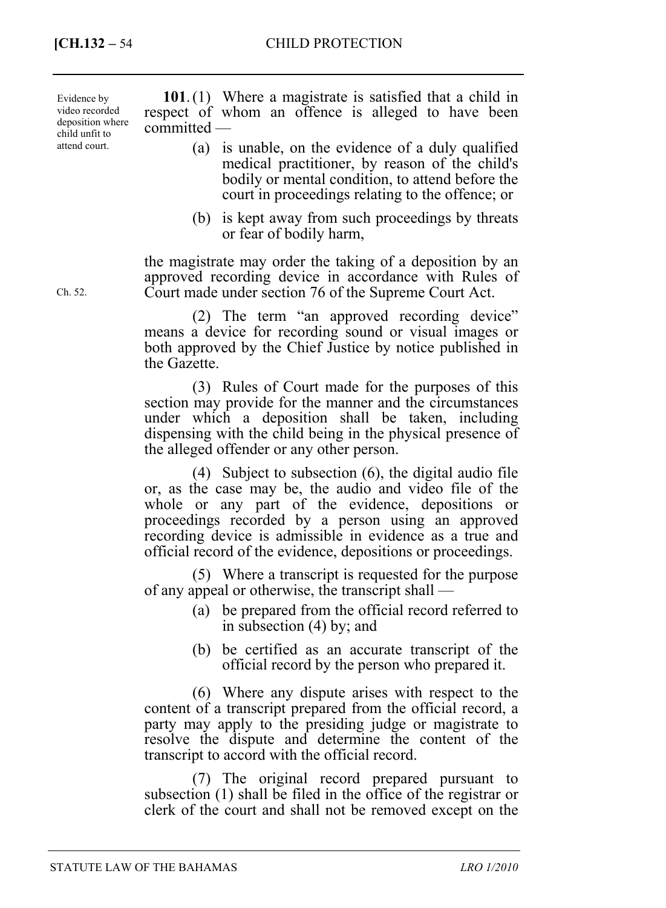Evidence by video recorded deposition where child unfit to attend court.

**101.** (1) Where a magistrate is satisfied that a child in respect of whom an offence is alleged to have been committed —

(a) is unable, on the evidence of a duly qualified medical practitioner, by reason of the child's bodily or mental condition, to attend before the court in proceedings relating to the offence; or

(b) is kept away from such proceedings by threats or fear of bodily harm,

the magistrate may order the taking of a deposition by an approved recording device in accordance with Rules of Court made under section 76 of the Supreme Court Act.

Ch. 52.

(2) The term "an approved recording device" means a device for recording sound or visual images or both approved by the Chief Justice by notice published in the Gazette.

(3) Rules of Court made for the purposes of this section may provide for the manner and the circumstances under which a deposition shall be taken, including dispensing with the child being in the physical presence of the alleged offender or any other person.

(4) Subject to subsection (6), the digital audio file or, as the case may be, the audio and video file of the whole or any part of the evidence, depositions or proceedings recorded by a person using an approved recording device is admissible in evidence as a true and official record of the evidence, depositions or proceedings.

(5) Where a transcript is requested for the purpose of any appeal or otherwise, the transcript shall —

(a) be prepared from the official record referred to in subsection (4) by; and

(b) be certified as an accurate transcript of the official record by the person who prepared it.

(6) Where any dispute arises with respect to the content of a transcript prepared from the official record, a party may apply to the presiding judge or magistrate to resolve the dispute and determine the content of the transcript to accord with the official record.

(7) The original record prepared pursuant to subsection (1) shall be filed in the office of the registrar or clerk of the court and shall not be removed except on the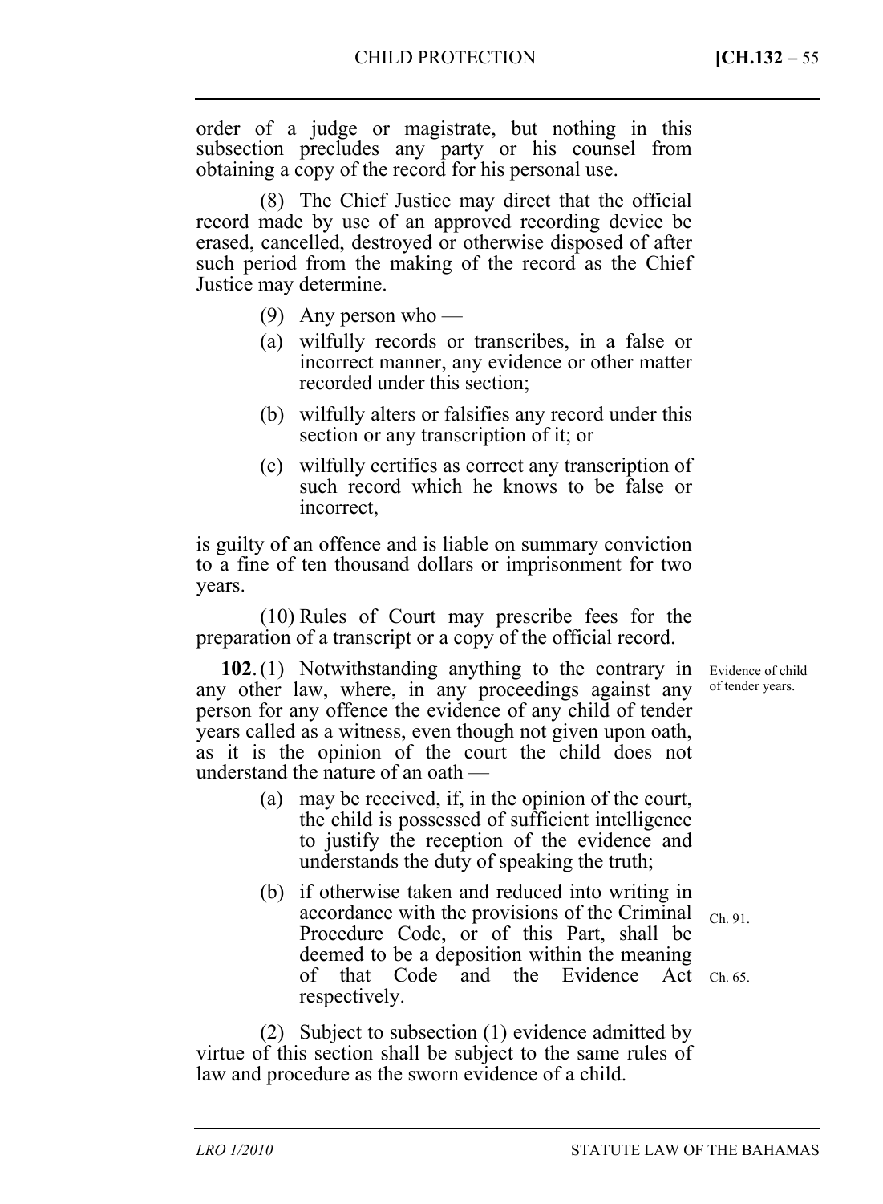order of a judge or magistrate, but nothing in this subsection precludes any party or his counsel from obtaining a copy of the record for his personal use.

(8) The Chief Justice may direct that the official record made by use of an approved recording device be erased, cancelled, destroyed or otherwise disposed of after such period from the making of the record as the Chief Justice may determine.

(9) Any person who —

(a) wilfully records or transcribes, in a false or incorrect manner, any evidence or other matter recorded under this section;

(b) wilfully alters or falsifies any record under this section or any transcription of it; or

(c) wilfully certifies as correct any transcription of such record which he knows to be false or incorrect,

is guilty of an offence and is liable on summary conviction to a fine of ten thousand dollars or imprisonment for two years.

(10) Rules of Court may prescribe fees for the preparation of a transcript or a copy of the official record.

Evidence of child of tender years.

**102.** (1) Notwithstanding anything to the contrary in any other law, where, in any proceedings against any person for any offence the evidence of any child of tender years called as a witness, even though not given upon oath, as it is the opinion of the court the child does not understand the nature of an oath —

(a) may be received, if, in the opinion of the court, the child is possessed of sufficient intelligence to justify the reception of the evidence and understands the duty of speaking the truth;

(b) if otherwise taken and reduced into writing in accordance with the provisions of the Criminal Procedure Code, or of this Part, shall be deemed to be a deposition within the meaning of that Code and the Evidence Act respectively.

Ch. 91.

Ch. 65.

(2) Subject to subsection (1) evidence admitted by virtue of this section shall be subject to the same rules of law and procedure as the sworn evidence of a child.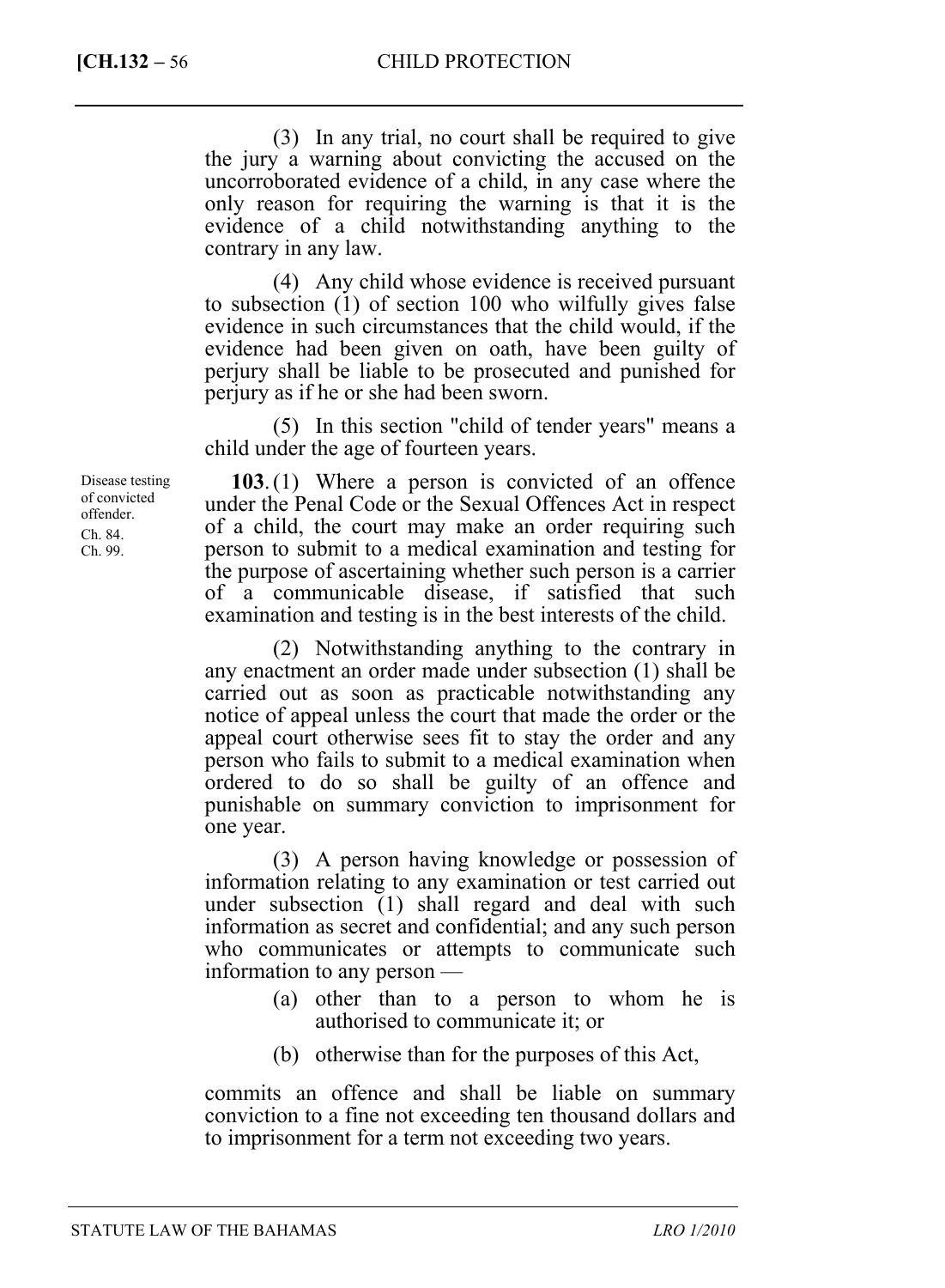(3) In any trial, no court shall be required to give the jury a warning about convicting the accused on the uncorroborated evidence of a child, in any case where the only reason for requiring the warning is that it is the evidence of a child notwithstanding anything to the contrary in any law.

(4) Any child whose evidence is received pursuant to subsection (1) of section 100 who wilfully gives false evidence in such circumstances that the child would, if the evidence had been given on oath, have been guilty of perjury shall be liable to be prosecuted and punished for perjury as if he or she had been sworn.

(5) In this section "child of tender years" means a child under the age of fourteen years.

Disease testing of convicted offender.
Ch. 84.
Ch. 99.

**103**. (1) Where a person is convicted of an offence under the Penal Code or the Sexual Offences Act in respect of a child, the court may make an order requiring such person to submit to a medical examination and testing for the purpose of ascertaining whether such person is a carrier of a communicable disease, if satisfied that such examination and testing is in the best interests of the child.

(2) Notwithstanding anything to the contrary in any enactment an order made under subsection (1) shall be carried out as soon as practicable notwithstanding any notice of appeal unless the court that made the order or the appeal court otherwise sees fit to stay the order and any person who fails to submit to a medical examination when ordered to do so shall be guilty of an offence and punishable on summary conviction to imprisonment for one year.

(3) A person having knowledge or possession of information relating to any examination or test carried out under subsection (1) shall regard and deal with such information as secret and confidential; and any such person who communicates or attempts to communicate such information to any person —

(a) other than to a person to whom he is authorised to communicate it; or

(b) otherwise than for the purposes of this Act,

commits an offence and shall be liable on summary conviction to a fine not exceeding ten thousand dollars and to imprisonment for a term not exceeding two years.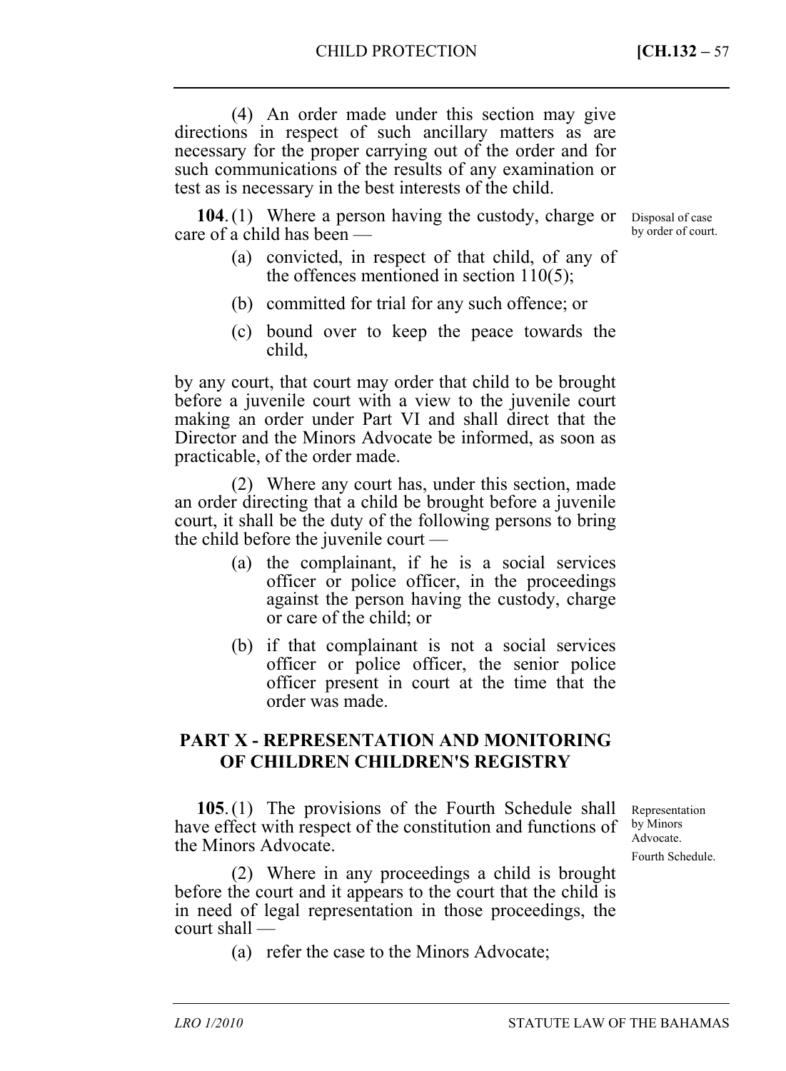(4) An order made under this section may give directions in respect of such ancillary matters as are necessary for the proper carrying out of the order and for such communications of the results of any examination or test as is necessary in the best interests of the child.

Disposal of case by order of court.

**104.** (1) Where a person having the custody, charge or care of a child has been —

(a) convicted, in respect of that child, of any of the offences mentioned in section 110(5);

(b) committed for trial for any such offence; or

(c) bound over to keep the peace towards the child,

by any court, that court may order that child to be brought before a juvenile court with a view to the juvenile court making an order under Part VI and shall direct that the Director and the Minors Advocate be informed, as soon as practicable, of the order made.

(2) Where any court has, under this section, made an order directing that a child be brought before a juvenile court, it shall be the duty of the following persons to bring the child before the juvenile court —

(a) the complainant, if he is a social services officer or police officer, in the proceedings against the person having the custody, charge or care of the child; or

(b) if that complainant is not a social services officer or police officer, the senior police officer present in court at the time that the order was made.

## PART X - REPRESENTATION AND MONITORING OF CHILDREN CHILDREN'S REGISTRY

Representation by Minors Advocate.

Fourth Schedule.

**105.** (1) The provisions of the Fourth Schedule shall have effect with respect of the constitution and functions of the Minors Advocate.

(2) Where in any proceedings a child is brought before the court and it appears to the court that the child is in need of legal representation in those proceedings, the court shall —

(a) refer the case to the Minors Advocate;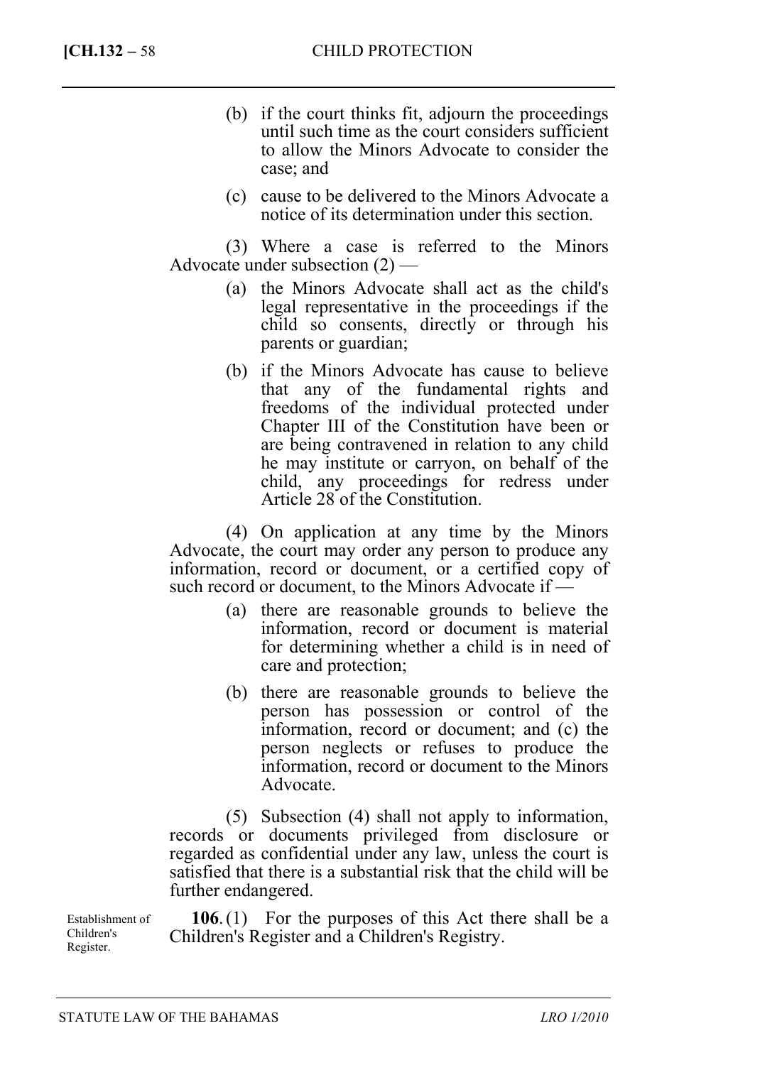(b) if the court thinks fit, adjourn the proceedings until such time as the court considers sufficient to allow the Minors Advocate to consider the case; and

(c) cause to be delivered to the Minors Advocate a notice of its determination under this section.

(3) Where a case is referred to the Minors Advocate under subsection (2) —

(a) the Minors Advocate shall act as the child's legal representative in the proceedings if the child so consents, directly or through his parents or guardian;

(b) if the Minors Advocate has cause to believe that any of the fundamental rights and freedoms of the individual protected under Chapter III of the Constitution have been or are being contravened in relation to any child he may institute or carryon, on behalf of the child, any proceedings for redress under Article 28 of the Constitution.

(4) On application at any time by the Minors Advocate, the court may order any person to produce any information, record or document, or a certified copy of such record or document, to the Minors Advocate if —

(a) there are reasonable grounds to believe the information, record or document is material for determining whether a child is in need of care and protection;

(b) there are reasonable grounds to believe the person has possession or control of the information, record or document; and (c) the person neglects or refuses to produce the information, record or document to the Minors Advocate.

(5) Subsection (4) shall not apply to information, records or documents privileged from disclosure or regarded as confidential under any law, unless the court is satisfied that there is a substantial risk that the child will be further endangered.

Establishment of Children's Register.

**106**. (1) For the purposes of this Act there shall be a Children's Register and a Children's Registry.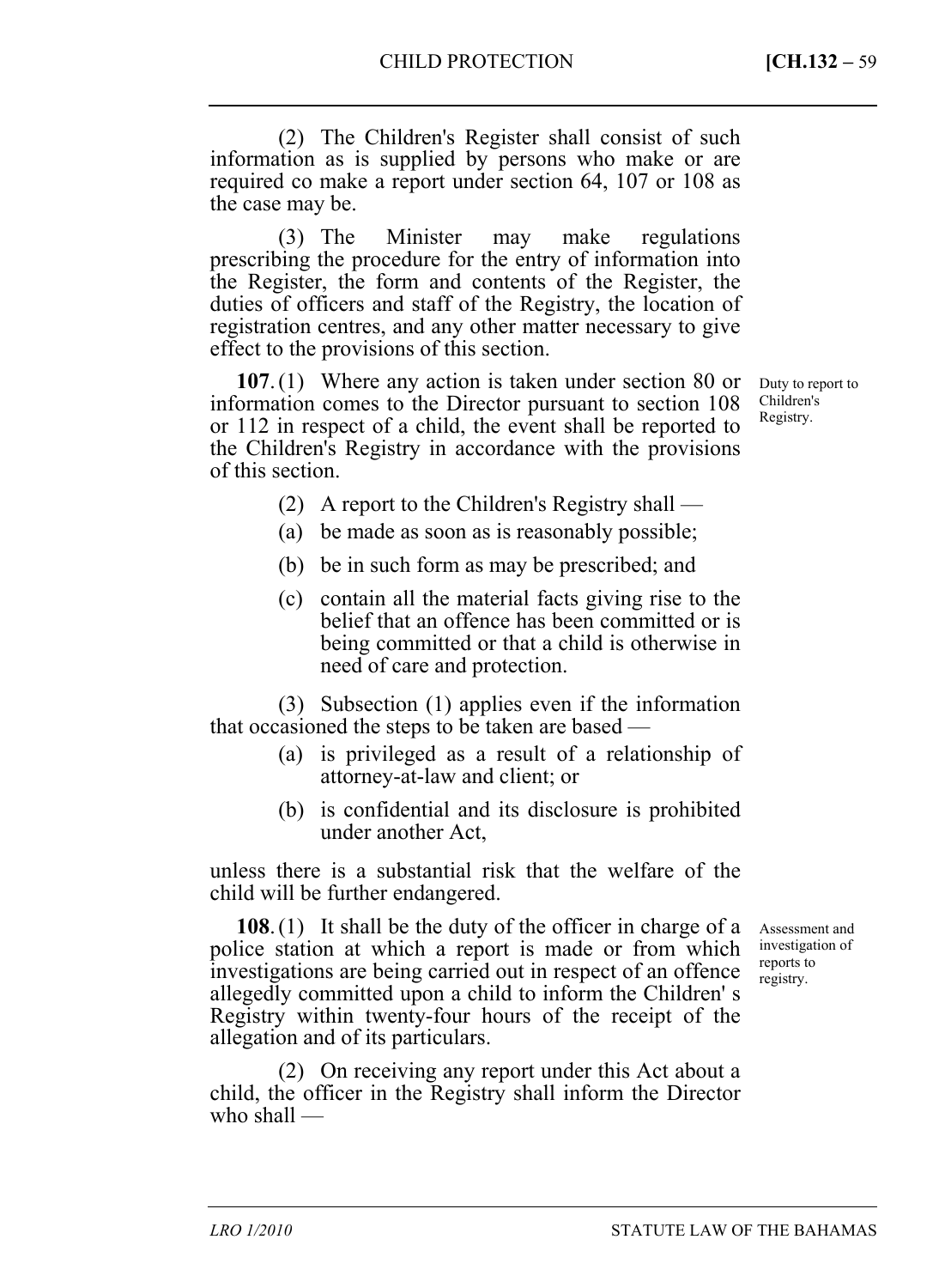(2) The Children's Register shall consist of such information as is supplied by persons who make or are required co make a report under section 64, 107 or 108 as the case may be.

(3) The Minister may make regulations prescribing the procedure for the entry of information into the Register, the form and contents of the Register, the duties of officers and staff of the Registry, the location of registration centres, and any other matter necessary to give effect to the provisions of this section.

*Duty to report to Children's Registry.*

**107**. (1) Where any action is taken under section 80 or information comes to the Director pursuant to section 108 or 112 in respect of a child, the event shall be reported to the Children's Registry in accordance with the provisions of this section.

(2) A report to the Children's Registry shall —

(a) be made as soon as is reasonably possible;

(b) be in such form as may be prescribed; and

(c) contain all the material facts giving rise to the belief that an offence has been committed or is being committed or that a child is otherwise in need of care and protection.

(3) Subsection (1) applies even if the information that occasioned the steps to be taken are based —

(a) is privileged as a result of a relationship of attorney-at-law and client; or

(b) is confidential and its disclosure is prohibited under another Act,

unless there is a substantial risk that the welfare of the child will be further endangered.

*Assessment and investigation of reports to registry.*

**108**. (1) It shall be the duty of the officer in charge of a police station at which a report is made or from which investigations are being carried out in respect of an offence allegedly committed upon a child to inform the Children' s Registry within twenty-four hours of the receipt of the allegation and of its particulars.

(2) On receiving any report under this Act about a child, the officer in the Registry shall inform the Director who shall —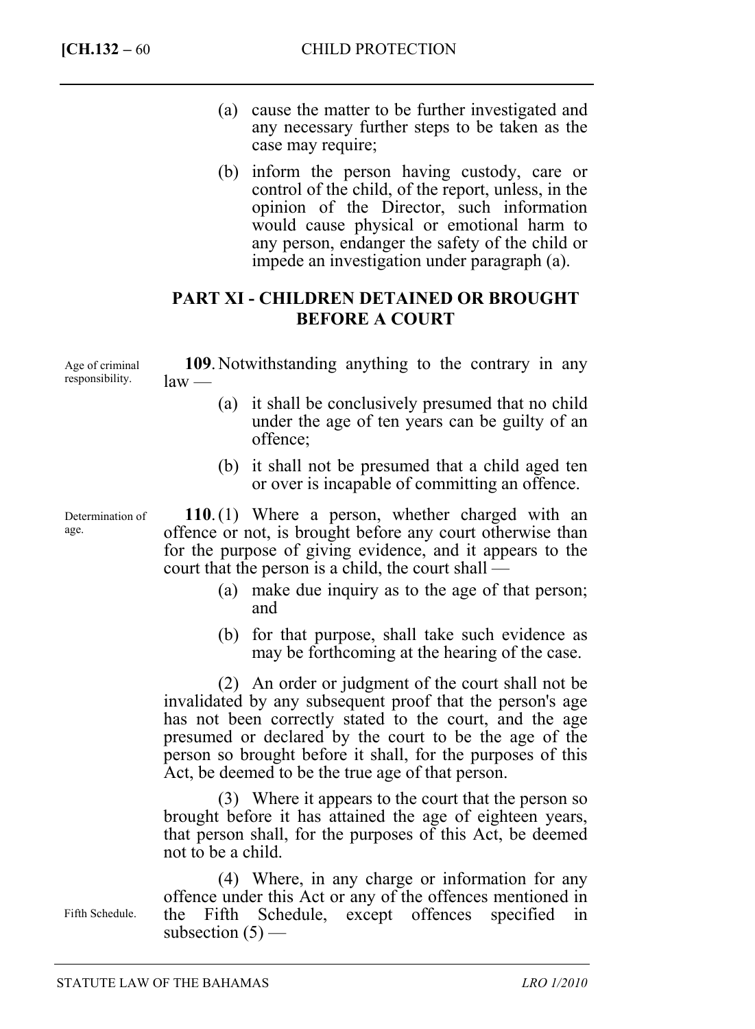(a) cause the matter to be further investigated and any necessary further steps to be taken as the case may require;

(b) inform the person having custody, care or control of the child, of the report, unless, in the opinion of the Director, such information would cause physical or emotional harm to any person, endanger the safety of the child or impede an investigation under paragraph (a).

## PART XI - CHILDREN DETAINED OR BROUGHT BEFORE A COURT

Age of criminal responsibility.

**109**. Notwithstanding anything to the contrary in any law —

(a) it shall be conclusively presumed that no child under the age of ten years can be guilty of an offence;

(b) it shall not be presumed that a child aged ten or over is incapable of committing an offence.

Determination of age.

**110**. (1) Where a person, whether charged with an offence or not, is brought before any court otherwise than for the purpose of giving evidence, and it appears to the court that the person is a child, the court shall —

(a) make due inquiry as to the age of that person; and

(b) for that purpose, shall take such evidence as may be forthcoming at the hearing of the case.

(2) An order or judgment of the court shall not be invalidated by any subsequent proof that the person's age has not been correctly stated to the court, and the age presumed or declared by the court to be the age of the person so brought before it shall, for the purposes of this Act, be deemed to be the true age of that person.

(3) Where it appears to the court that the person so brought before it has attained the age of eighteen years, that person shall, for the purposes of this Act, be deemed not to be a child.

Fifth Schedule.

(4) Where, in any charge or information for any offence under this Act or any of the offences mentioned in the Fifth Schedule, except offences specified in subsection (5) —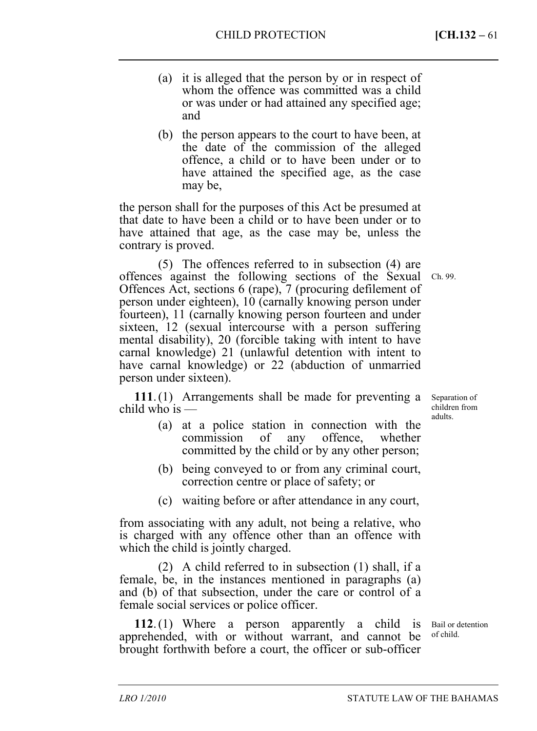(a) it is alleged that the person by or in respect of whom the offence was committed was a child or was under or had attained any specified age; and

(b) the person appears to the court to have been, at the date of the commission of the alleged offence, a child or to have been under or to have attained the specified age, as the case may be,

the person shall for the purposes of this Act be presumed at that date to have been a child or to have been under or to have attained that age, as the case may be, unless the contrary is proved.

(5) The offences referred to in subsection (4) are offences against the following sections of the Sexual Offences Act, sections 6 (rape), 7 (procuring defilement of person under eighteen), 10 (carnally knowing person under fourteen), 11 (carnally knowing person fourteen and under sixteen, 12 (sexual intercourse with a person suffering mental disability), 20 (forcible taking with intent to have carnal knowledge) 21 (unlawful detention with intent to have carnal knowledge) or 22 (abduction of unmarried person under sixteen).

Ch. 99.

Separation of children from adults.

**111.** (1) Arrangements shall be made for preventing a child who is —

(a) at a police station in connection with the commission of any offence, whether committed by the child or by any other person;

(b) being conveyed to or from any criminal court, correction centre or place of safety; or

(c) waiting before or after attendance in any court,

from associating with any adult, not being a relative, who is charged with any offence other than an offence with which the child is jointly charged.

(2) A child referred to in subsection (1) shall, if a female, be, in the instances mentioned in paragraphs (a) and (b) of that subsection, under the care or control of a female social services or police officer.

Bail or detention of child.

**112.** (1) Where a person apparently a child is apprehended, with or without warrant, and cannot be brought forthwith before a court, the officer or sub-officer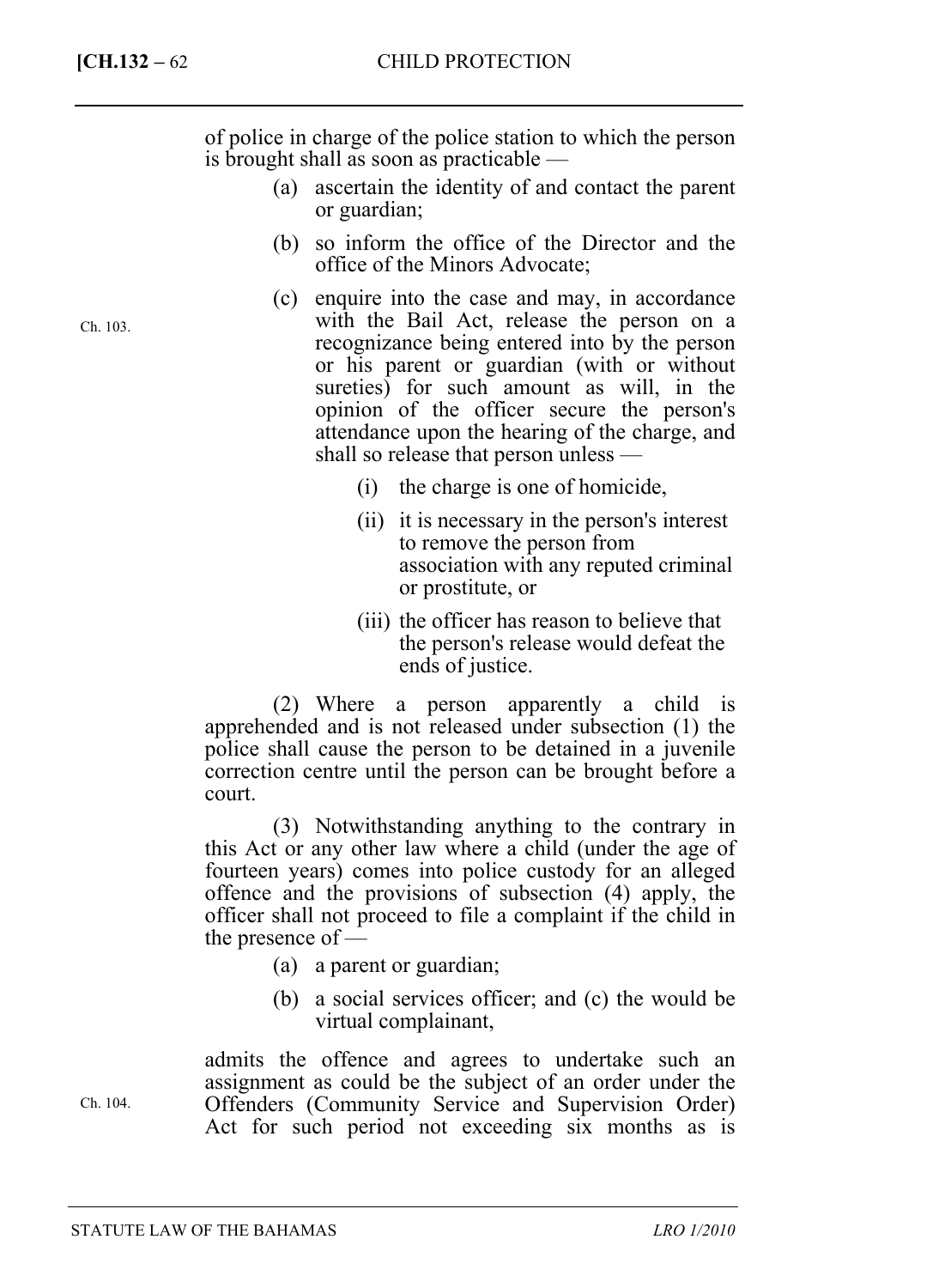of police in charge of the police station to which the person is brought shall as soon as practicable —

(a) ascertain the identity of and contact the parent or guardian;

(b) so inform the office of the Director and the office of the Minors Advocate;

Ch. 103.

(c) enquire into the case and may, in accordance with the Bail Act, release the person on a recognizance being entered into by the person or his parent or guardian (with or without sureties) for such amount as will, in the opinion of the officer secure the person's attendance upon the hearing of the charge, and shall so release that person unless —

(i) the charge is one of homicide,

(ii) it is necessary in the person's interest to remove the person from association with any reputed criminal or prostitute, or

(iii) the officer has reason to believe that the person's release would defeat the ends of justice.

(2) Where a person apparently a child is apprehended and is not released under subsection (1) the police shall cause the person to be detained in a juvenile correction centre until the person can be brought before a court.

(3) Notwithstanding anything to the contrary in this Act or any other law where a child (under the age of fourteen years) comes into police custody for an alleged offence and the provisions of subsection (4) apply, the officer shall not proceed to file a complaint if the child in the presence of —

(a) a parent or guardian;

(b) a social services officer; and (c) the would be virtual complainant,

Ch. 104.

admits the offence and agrees to undertake such an assignment as could be the subject of an order under the Offenders (Community Service and Supervision Order) Act for such period not exceeding six months as is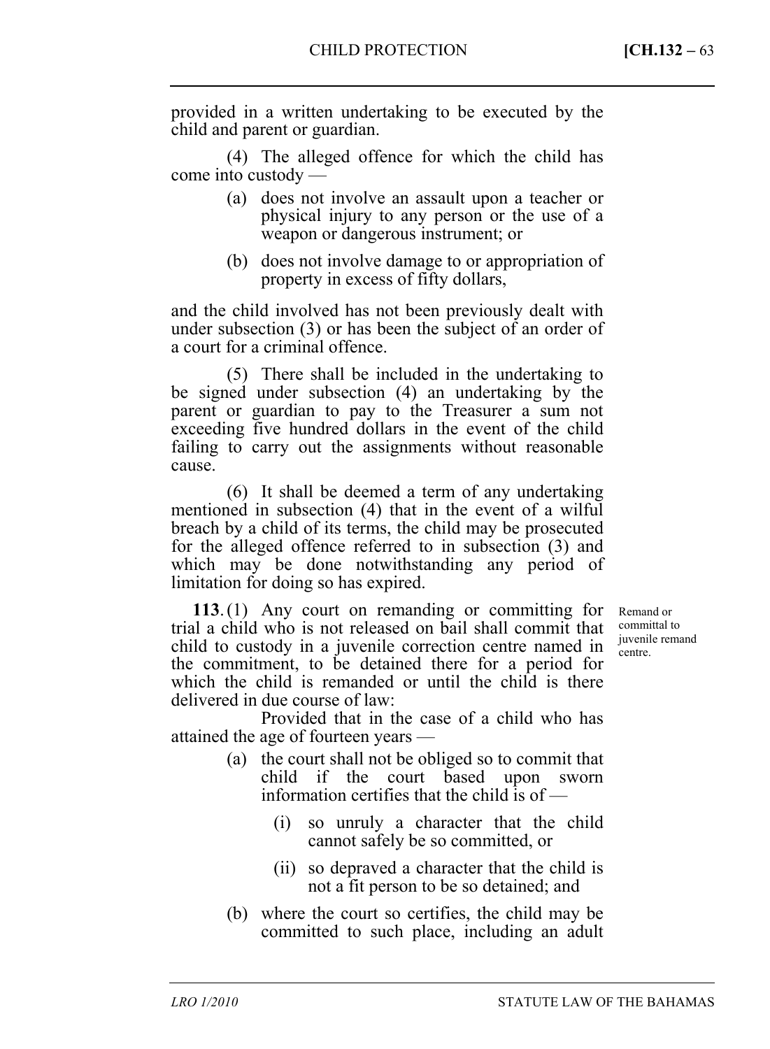provided in a written undertaking to be executed by the child and parent or guardian.

(4) The alleged offence for which the child has come into custody —

(a) does not involve an assault upon a teacher or physical injury to any person or the use of a weapon or dangerous instrument; or

(b) does not involve damage to or appropriation of property in excess of fifty dollars,

and the child involved has not been previously dealt with under subsection (3) or has been the subject of an order of a court for a criminal offence.

(5) There shall be included in the undertaking to be signed under subsection (4) an undertaking by the parent or guardian to pay to the Treasurer a sum not exceeding five hundred dollars in the event of the child failing to carry out the assignments without reasonable cause.

(6) It shall be deemed a term of any undertaking mentioned in subsection (4) that in the event of a wilful breach by a child of its terms, the child may be prosecuted for the alleged offence referred to in subsection (3) and which may be done notwithstanding any period of limitation for doing so has expired.

*Remand or committal to juvenile remand centre.*

**113**. (1) Any court on remanding or committing for trial a child who is not released on bail shall commit that child to custody in a juvenile correction centre named in the commitment, to be detained there for a period for which the child is remanded or until the child is there delivered in due course of law:

Provided that in the case of a child who has attained the age of fourteen years —

(a) the court shall not be obliged so to commit that child if the court based upon sworn information certifies that the child is of —

(i) so unruly a character that the child cannot safely be so committed, or

(ii) so depraved a character that the child is not a fit person to be so detained; and

(b) where the court so certifies, the child may be committed to such place, including an adult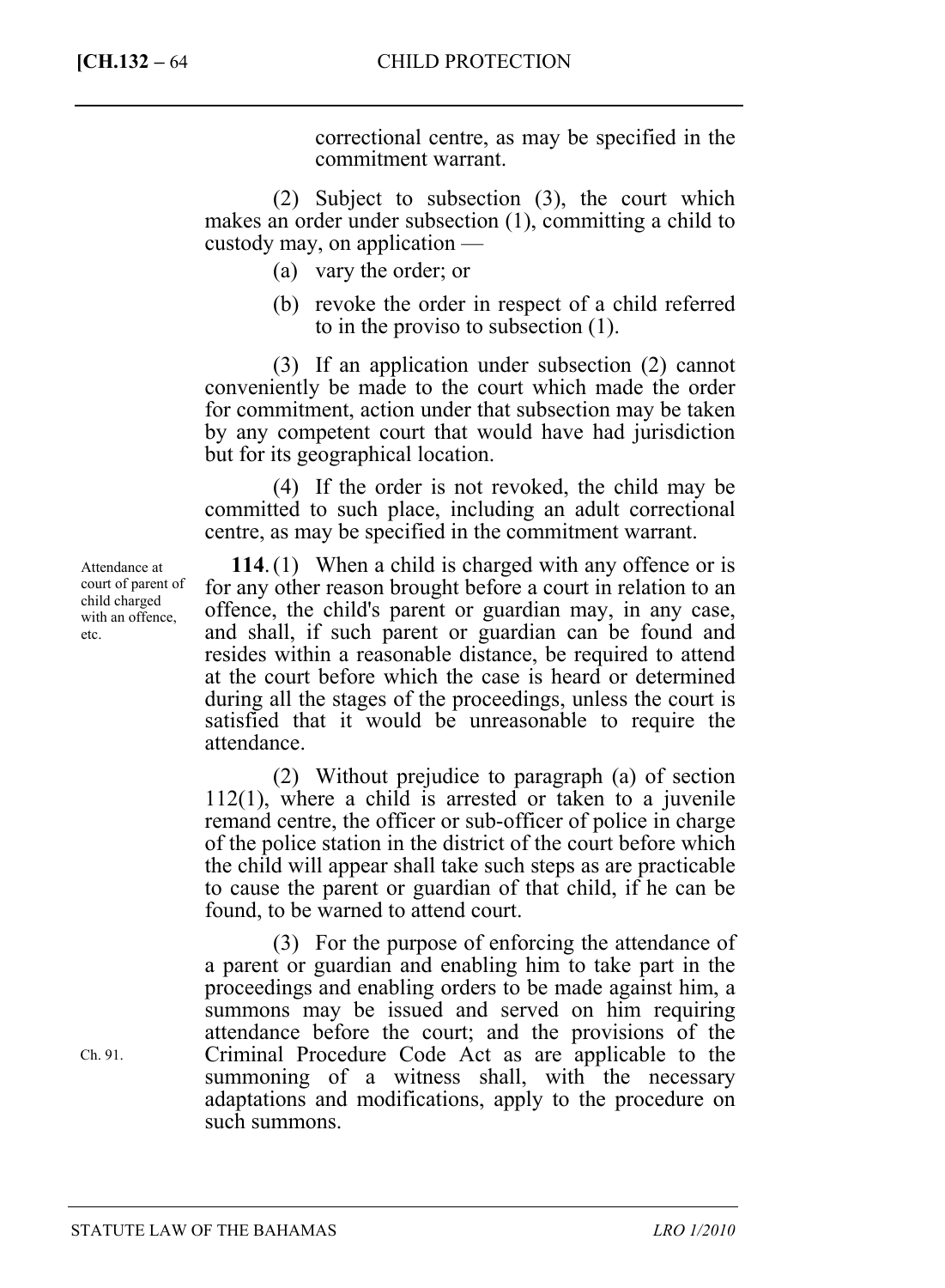correctional centre, as may be specified in the commitment warrant.

(2) Subject to subsection (3), the court which makes an order under subsection (1), committing a child to custody may, on application —

(a) vary the order; or

(b) revoke the order in respect of a child referred to in the proviso to subsection (1).

(3) If an application under subsection (2) cannot conveniently be made to the court which made the order for commitment, action under that subsection may be taken by any competent court that would have had jurisdiction but for its geographical location.

(4) If the order is not revoked, the child may be committed to such place, including an adult correctional centre, as may be specified in the commitment warrant.

Attendance at court of parent of child charged with an offence, etc.

**114.** (1) When a child is charged with any offence or is for any other reason brought before a court in relation to an offence, the child's parent or guardian may, in any case, and shall, if such parent or guardian can be found and resides within a reasonable distance, be required to attend at the court before which the case is heard or determined during all the stages of the proceedings, unless the court is satisfied that it would be unreasonable to require the attendance.

(2) Without prejudice to paragraph (a) of section 112(1), where a child is arrested or taken to a juvenile remand centre, the officer or sub-officer of police in charge of the police station in the district of the court before which the child will appear shall take such steps as are practicable to cause the parent or guardian of that child, if he can be found, to be warned to attend court.

(3) For the purpose of enforcing the attendance of a parent or guardian and enabling him to take part in the proceedings and enabling orders to be made against him, a summons may be issued and served on him requiring attendance before the court; and the provisions of the Criminal Procedure Code Act as are applicable to the summoning of a witness shall, with the necessary adaptations and modifications, apply to the procedure on such summons.

Ch. 91.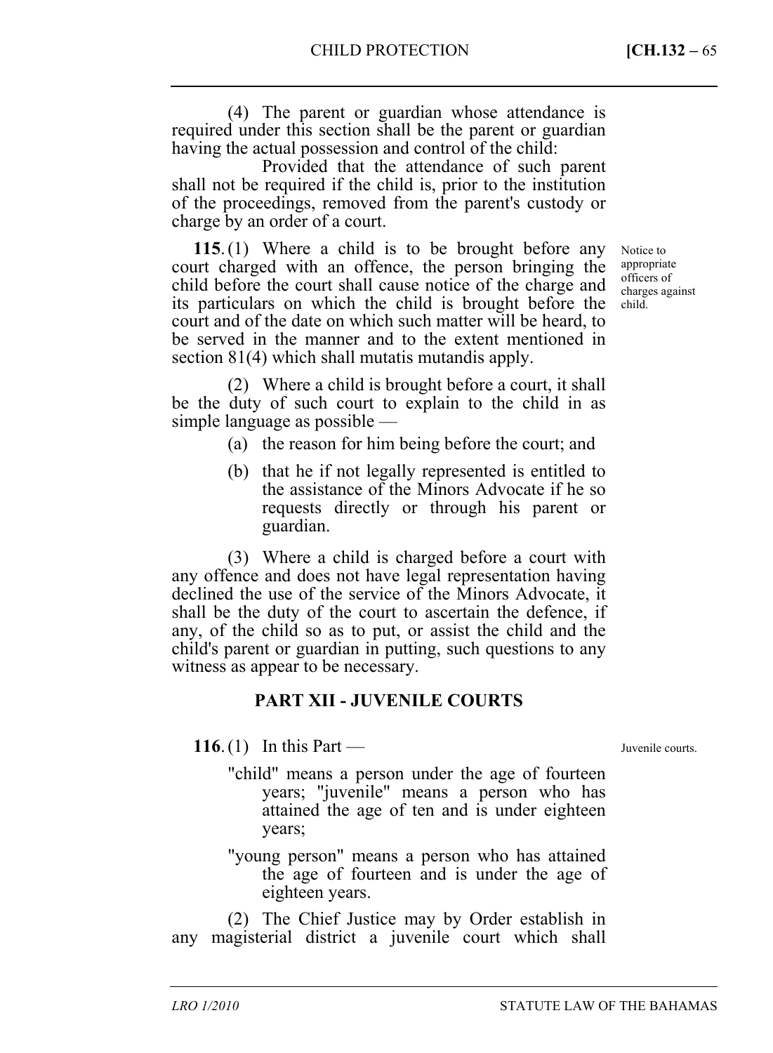(4) The parent or guardian whose attendance is required under this section shall be the parent or guardian having the actual possession and control of the child:

Provided that the attendance of such parent shall not be required if the child is, prior to the institution of the proceedings, removed from the parent's custody or charge by an order of a court.

Notice to appropriate officers of charges against child.

**115**. (1) Where a child is to be brought before any court charged with an offence, the person bringing the child before the court shall cause notice of the charge and its particulars on which the child is brought before the court and of the date on which such matter will be heard, to be served in the manner and to the extent mentioned in section 81(4) which shall mutatis mutandis apply.

(2) Where a child is brought before a court, it shall be the duty of such court to explain to the child in as simple language as possible —

(a) the reason for him being before the court; and

(b) that he if not legally represented is entitled to the assistance of the Minors Advocate if he so requests directly or through his parent or guardian.

(3) Where a child is charged before a court with any offence and does not have legal representation having declined the use of the service of the Minors Advocate, it shall be the duty of the court to ascertain the defence, if any, of the child so as to put, or assist the child and the child's parent or guardian in putting, such questions to any witness as appear to be necessary.

## PART XII - JUVENILE COURTS

Juvenile courts.

**116**. (1) In this Part —

"child" means a person under the age of fourteen years; "juvenile" means a person who has attained the age of ten and is under eighteen years;

"young person" means a person who has attained the age of fourteen and is under the age of eighteen years.

(2) The Chief Justice may by Order establish in any magisterial district a juvenile court which shall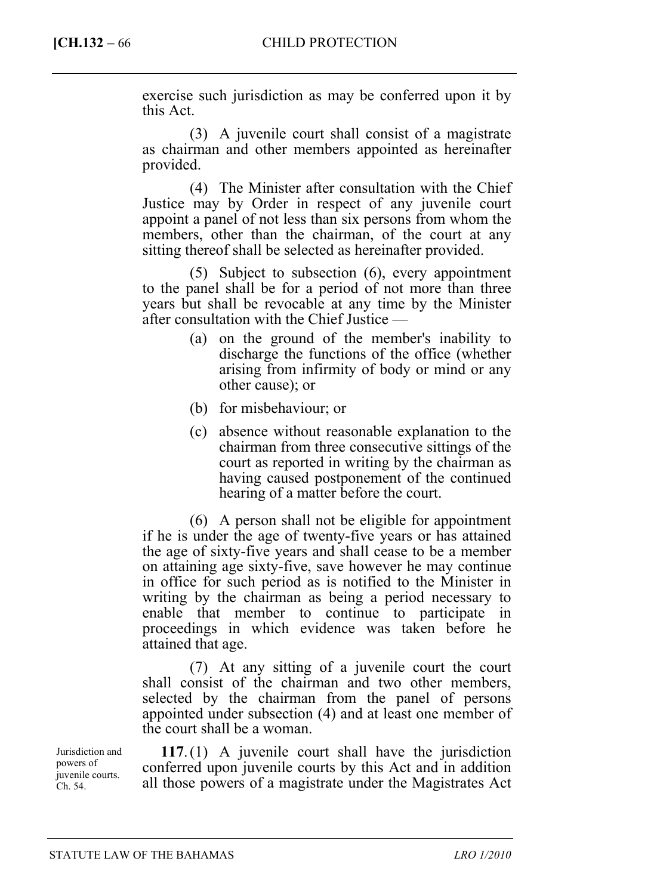exercise such jurisdiction as may be conferred upon it by this Act.

(3) A juvenile court shall consist of a magistrate as chairman and other members appointed as hereinafter provided.

(4) The Minister after consultation with the Chief Justice may by Order in respect of any juvenile court appoint a panel of not less than six persons from whom the members, other than the chairman, of the court at any sitting thereof shall be selected as hereinafter provided.

(5) Subject to subsection (6), every appointment to the panel shall be for a period of not more than three years but shall be revocable at any time by the Minister after consultation with the Chief Justice —

(a) on the ground of the member's inability to discharge the functions of the office (whether arising from infirmity of body or mind or any other cause); or

(b) for misbehaviour; or

(c) absence without reasonable explanation to the chairman from three consecutive sittings of the court as reported in writing by the chairman as having caused postponement of the continued hearing of a matter before the court.

(6) A person shall not be eligible for appointment if he is under the age of twenty-five years or has attained the age of sixty-five years and shall cease to be a member on attaining age sixty-five, save however he may continue in office for such period as is notified to the Minister in writing by the chairman as being a period necessary to enable that member to continue to participate in proceedings in which evidence was taken before he attained that age.

(7) At any sitting of a juvenile court the court shall consist of the chairman and two other members, selected by the chairman from the panel of persons appointed under subsection (4) and at least one member of the court shall be a woman.

Jurisdiction and powers of juvenile courts. Ch. 54.

**117.** (1) A juvenile court shall have the jurisdiction conferred upon juvenile courts by this Act and in addition all those powers of a magistrate under the Magistrates Act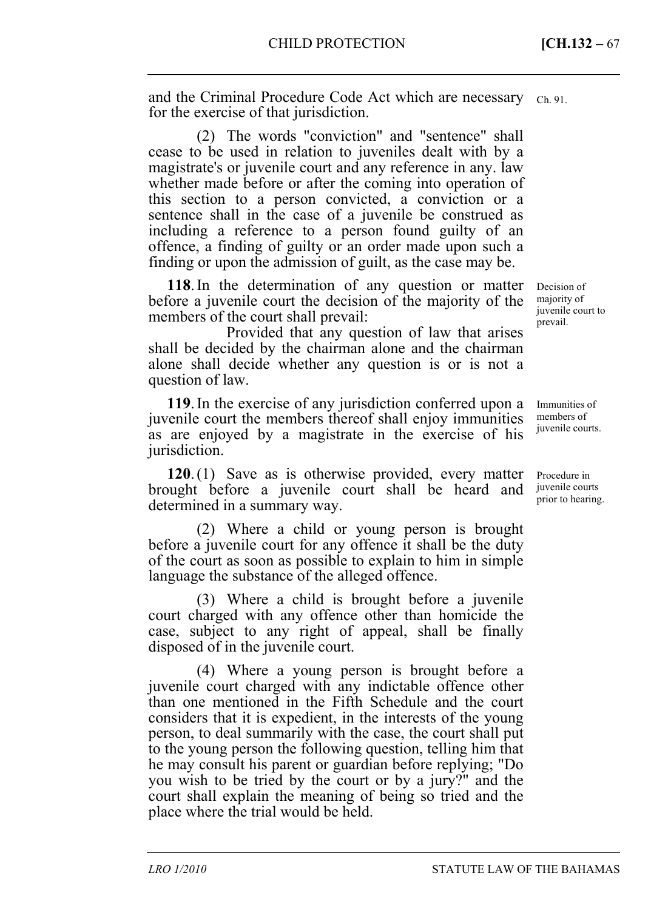and the Criminal Procedure Code Act which are necessary for the exercise of that jurisdiction. Ch. 91.

(2) The words "conviction" and "sentence" shall cease to be used in relation to juveniles dealt with by a magistrate's or juvenile court and any reference in any. law whether made before or after the coming into operation of this section to a person convicted, a conviction or a sentence shall in the case of a juvenile be construed as including a reference to a person found guilty of an offence, a finding of guilty or an order made upon such a finding or upon the admission of guilt, as the case may be.

Decision of majority of juvenile court to prevail.

**118**. In the determination of any question or matter before a juvenile court the decision of the majority of the members of the court shall prevail:

Provided that any question of law that arises shall be decided by the chairman alone and the chairman alone shall decide whether any question is or is not a question of law.

Immunities of members of juvenile courts.

**119**. In the exercise of any jurisdiction conferred upon a juvenile court the members thereof shall enjoy immunities as are enjoyed by a magistrate in the exercise of his jurisdiction.

Procedure in juvenile courts prior to hearing.

**120**. (1) Save as is otherwise provided, every matter brought before a juvenile court shall be heard and determined in a summary way.

(2) Where a child or young person is brought before a juvenile court for any offence it shall be the duty of the court as soon as possible to explain to him in simple language the substance of the alleged offence.

(3) Where a child is brought before a juvenile court charged with any offence other than homicide the case, subject to any right of appeal, shall be finally disposed of in the juvenile court.

(4) Where a young person is brought before a juvenile court charged with any indictable offence other than one mentioned in the Fifth Schedule and the court considers that it is expedient, in the interests of the young person, to deal summarily with the case, the court shall put to the young person the following question, telling him that he may consult his parent or guardian before replying; "Do you wish to be tried by the court or by a jury?" and the court shall explain the meaning of being so tried and the place where the trial would be held.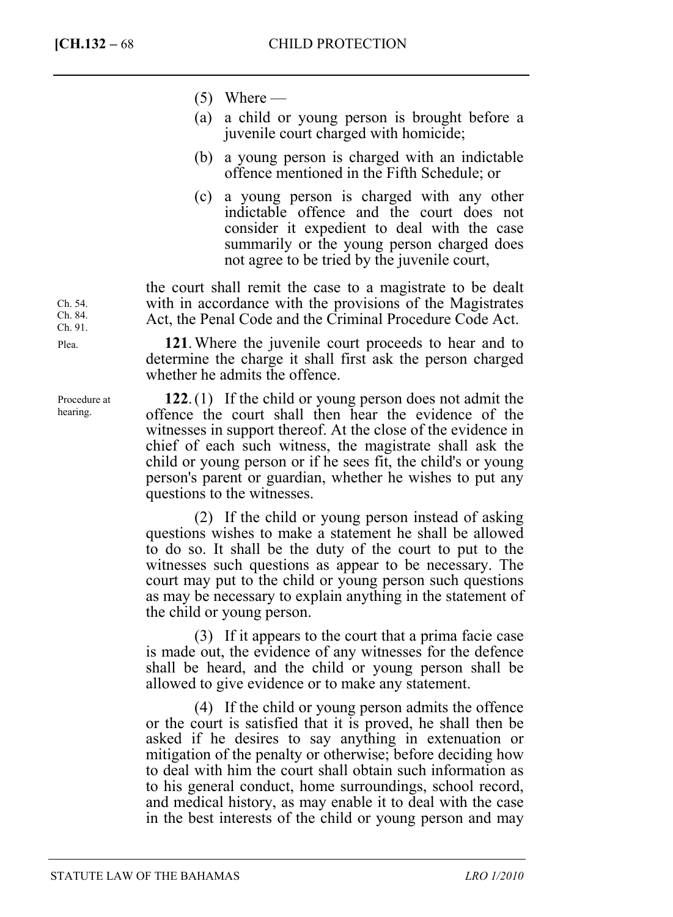(5) Where —

(a) a child or young person is brought before a juvenile court charged with homicide;

(b) a young person is charged with an indictable offence mentioned in the Fifth Schedule; or

(c) a young person is charged with any other indictable offence and the court does not consider it expedient to deal with the case summarily or the young person charged does not agree to be tried by the juvenile court,

the court shall remit the case to a magistrate to be dealt with in accordance with the provisions of the Magistrates Act, the Penal Code and the Criminal Procedure Code Act.

Ch. 54.
Ch. 84.
Ch. 91.

Plea.

**121**. Where the juvenile court proceeds to hear and to determine the charge it shall first ask the person charged whether he admits the offence.

Procedure at hearing.

**122**. (1) If the child or young person does not admit the offence the court shall then hear the evidence of the witnesses in support thereof. At the close of the evidence in chief of each such witness, the magistrate shall ask the child or young person or if he sees fit, the child's or young person's parent or guardian, whether he wishes to put any questions to the witnesses.

(2) If the child or young person instead of asking questions wishes to make a statement he shall be allowed to do so. It shall be the duty of the court to put to the witnesses such questions as appear to be necessary. The court may put to the child or young person such questions as may be necessary to explain anything in the statement of the child or young person.

(3) If it appears to the court that a prima facie case is made out, the evidence of any witnesses for the defence shall be heard, and the child or young person shall be allowed to give evidence or to make any statement.

(4) If the child or young person admits the offence or the court is satisfied that it is proved, he shall then be asked if he desires to say anything in extenuation or mitigation of the penalty or otherwise; before deciding how to deal with him the court shall obtain such information as to his general conduct, home surroundings, school record, and medical history, as may enable it to deal with the case in the best interests of the child or young person and may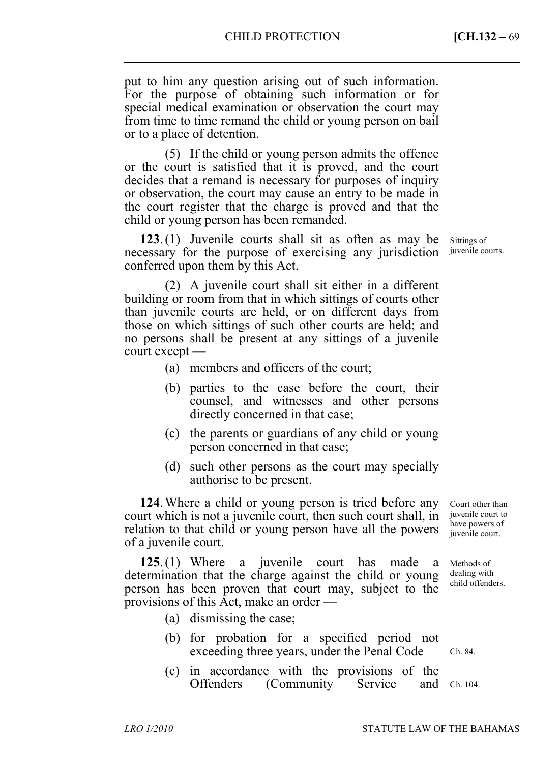put to him any question arising out of such information. For the purpose of obtaining such information or for special medical examination or observation the court may from time to time remand the child or young person on bail or to a place of detention.

(5) If the child or young person admits the offence or the court is satisfied that it is proved, and the court decides that a remand is necessary for purposes of inquiry or observation, the court may cause an entry to be made in the court register that the charge is proved and that the child or young person has been remanded.

Sittings of juvenile courts.

**123**. (1) Juvenile courts shall sit as often as may be necessary for the purpose of exercising any jurisdiction conferred upon them by this Act.

(2) A juvenile court shall sit either in a different building or room from that in which sittings of courts other than juvenile courts are held, or on different days from those on which sittings of such other courts are held; and no persons shall be present at any sittings of a juvenile court except —

(a) members and officers of the court;

(b) parties to the case before the court, their counsel, and witnesses and other persons directly concerned in that case;

(c) the parents or guardians of any child or young person concerned in that case;

(d) such other persons as the court may specially authorise to be present.

Court other than juvenile court to have powers of juvenile court.

**124**. Where a child or young person is tried before any court which is not a juvenile court, then such court shall, in relation to that child or young person have all the powers of a juvenile court.

Methods of dealing with child offenders.

**125**. (1) Where a juvenile court has made a determination that the charge against the child or young person has been proven that court may, subject to the provisions of this Act, make an order —

(a) dismissing the case;

(b) for probation for a specified period not exceeding three years, under the Penal Code (Ch. 84.)

(c) in accordance with the provisions of the Offenders (Community Service and (Ch. 104.)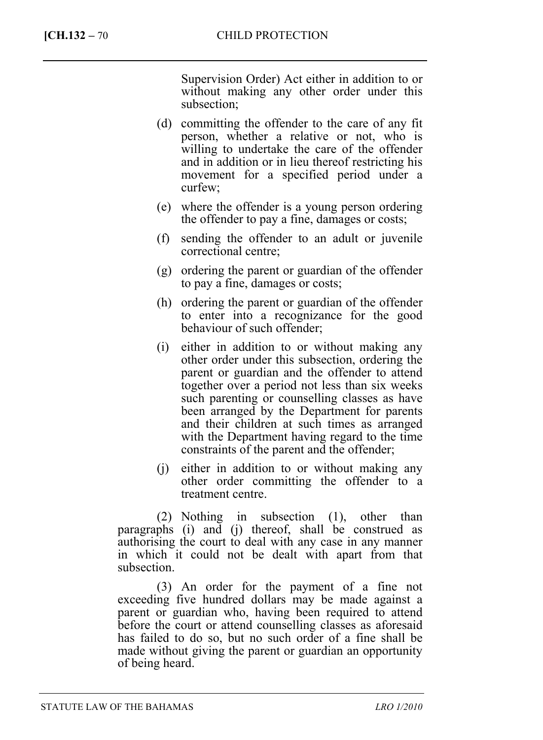Supervision Order) Act either in addition to or without making any other order under this subsection;

(d) committing the offender to the care of any fit person, whether a relative or not, who is willing to undertake the care of the offender and in addition or in lieu thereof restricting his movement for a specified period under a curfew;

(e) where the offender is a young person ordering the offender to pay a fine, damages or costs;

(f) sending the offender to an adult or juvenile correctional centre;

(g) ordering the parent or guardian of the offender to pay a fine, damages or costs;

(h) ordering the parent or guardian of the offender to enter into a recognizance for the good behaviour of such offender;

(i) either in addition to or without making any other order under this subsection, ordering the parent or guardian and the offender to attend together over a period not less than six weeks such parenting or counselling classes as have been arranged by the Department for parents and their children at such times as arranged with the Department having regard to the time constraints of the parent and the offender;

(j) either in addition to or without making any other order committing the offender to a treatment centre.

(2) Nothing in subsection (1), other than paragraphs (i) and (j) thereof, shall be construed as authorising the court to deal with any case in any manner in which it could not be dealt with apart from that subsection.

(3) An order for the payment of a fine not exceeding five hundred dollars may be made against a parent or guardian who, having been required to attend before the court or attend counselling classes as aforesaid has failed to do so, but no such order of a fine shall be made without giving the parent or guardian an opportunity of being heard.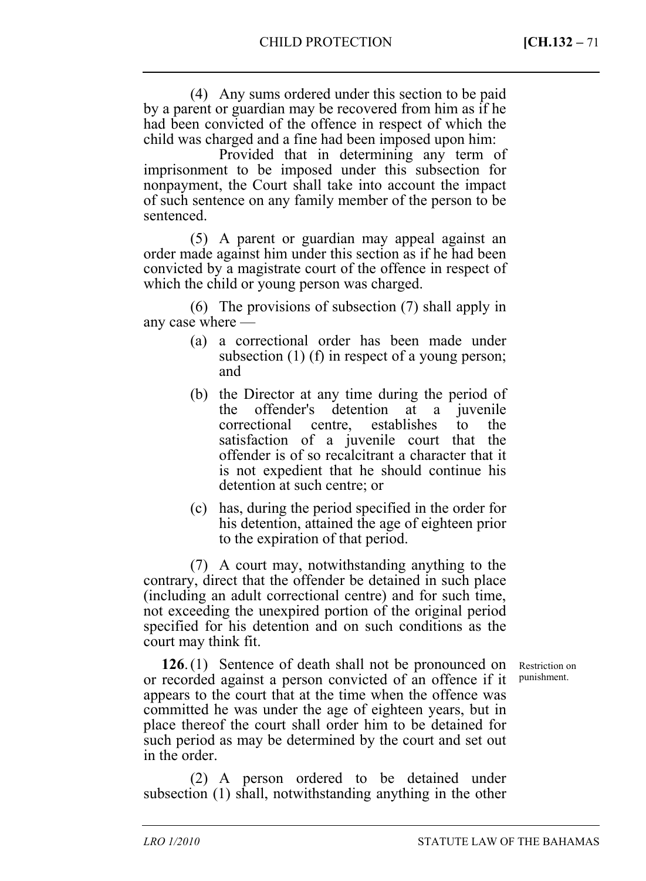(4) Any sums ordered under this section to be paid by a parent or guardian may be recovered from him as if he had been convicted of the offence in respect of which the child was charged and a fine had been imposed upon him:

Provided that in determining any term of imprisonment to be imposed under this subsection for nonpayment, the Court shall take into account the impact of such sentence on any family member of the person to be sentenced.

(5) A parent or guardian may appeal against an order made against him under this section as if he had been convicted by a magistrate court of the offence in respect of which the child or young person was charged.

(6) The provisions of subsection (7) shall apply in any case where —

(a) a correctional order has been made under subsection (1) (f) in respect of a young person; and

(b) the Director at any time during the period of the offender's detention at a juvenile correctional centre, establishes to the satisfaction of a juvenile court that the offender is of so recalcitrant a character that it is not expedient that he should continue his detention at such centre; or

(c) has, during the period specified in the order for his detention, attained the age of eighteen prior to the expiration of that period.

(7) A court may, notwithstanding anything to the contrary, direct that the offender be detained in such place (including an adult correctional centre) and for such time, not exceeding the unexpired portion of the original period specified for his detention and on such conditions as the court may think fit.

Restriction on punishment.

**126.** (1) Sentence of death shall not be pronounced on or recorded against a person convicted of an offence if it appears to the court that at the time when the offence was committed he was under the age of eighteen years, but in place thereof the court shall order him to be detained for such period as may be determined by the court and set out in the order.

(2) A person ordered to be detained under subsection (1) shall, notwithstanding anything in the other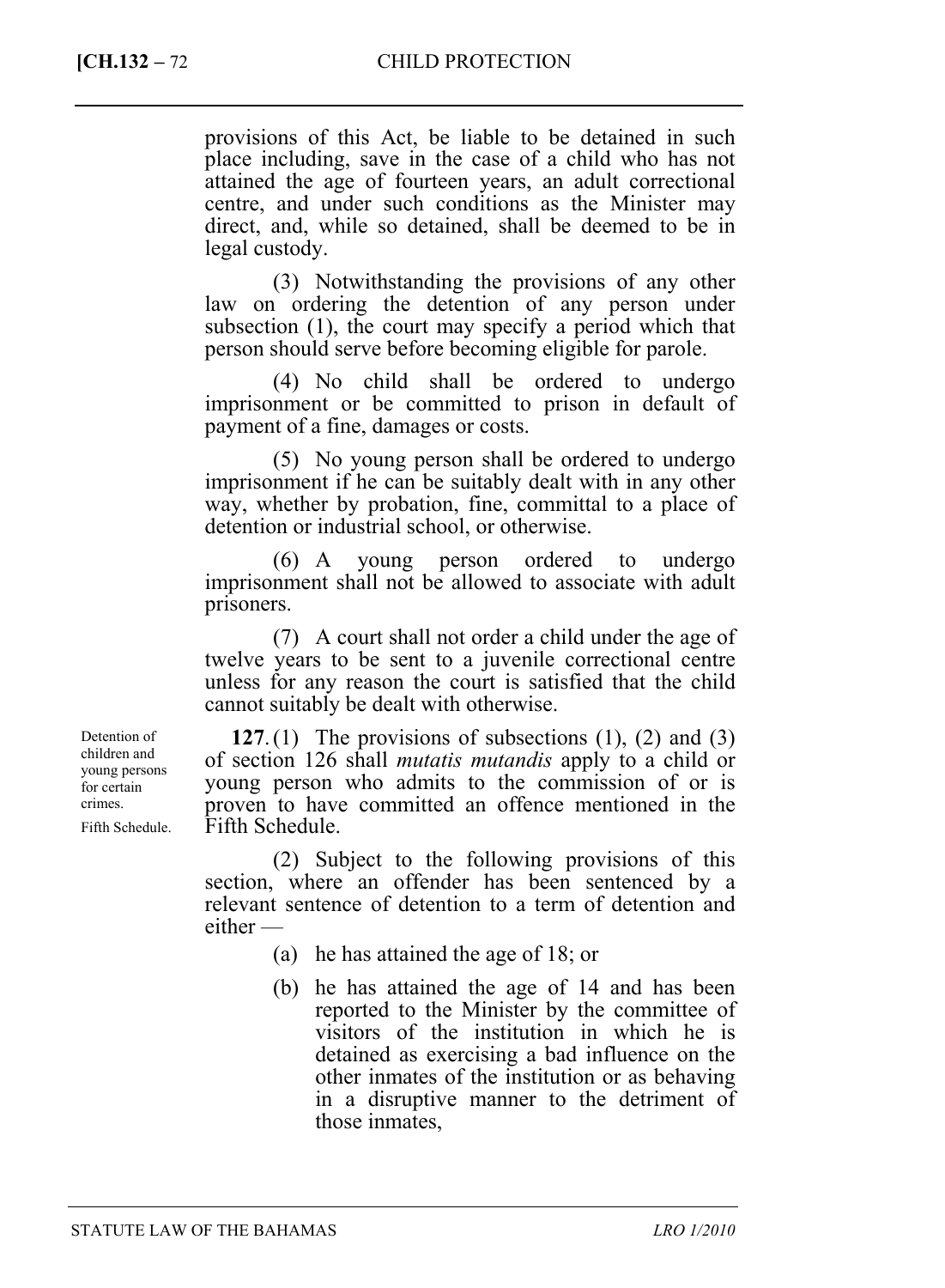provisions of this Act, be liable to be detained in such place including, save in the case of a child who has not attained the age of fourteen years, an adult correctional centre, and under such conditions as the Minister may direct, and, while so detained, shall be deemed to be in legal custody.

(3) Notwithstanding the provisions of any other law on ordering the detention of any person under subsection (1), the court may specify a period which that person should serve before becoming eligible for parole.

(4) No child shall be ordered to undergo imprisonment or be committed to prison in default of payment of a fine, damages or costs.

(5) No young person shall be ordered to undergo imprisonment if he can be suitably dealt with in any other way, whether by probation, fine, committal to a place of detention or industrial school, or otherwise.

(6) A young person ordered to undergo imprisonment shall not be allowed to associate with adult prisoners.

(7) A court shall not order a child under the age of twelve years to be sent to a juvenile correctional centre unless for any reason the court is satisfied that the child cannot suitably be dealt with otherwise.

Detention of children and young persons for certain crimes.

Fifth Schedule.

**127.** (1) The provisions of subsections (1), (2) and (3) of section 126 shall *mutatis mutandis* apply to a child or young person who admits to the commission of or is proven to have committed an offence mentioned in the Fifth Schedule.

(2) Subject to the following provisions of this section, where an offender has been sentenced by a relevant sentence of detention to a term of detention and either —

(a) he has attained the age of 18; or

(b) he has attained the age of 14 and has been reported to the Minister by the committee of visitors of the institution in which he is detained as exercising a bad influence on the other inmates of the institution or as behaving in a disruptive manner to the detriment of those inmates,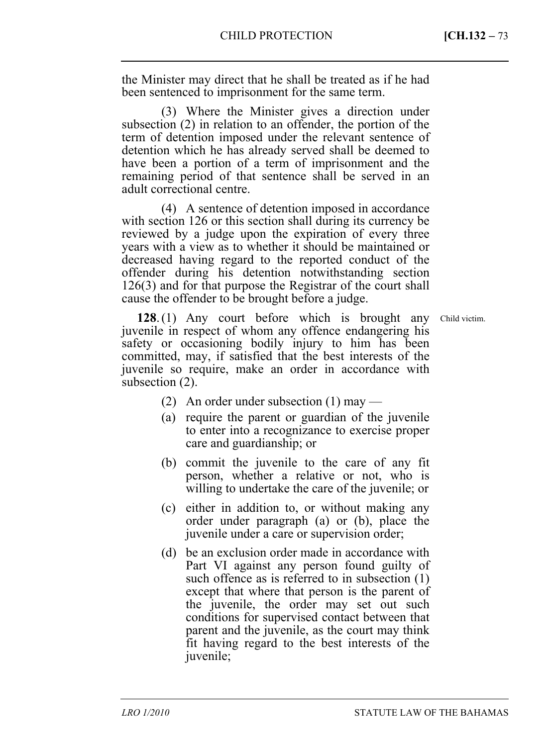the Minister may direct that he shall be treated as if he had been sentenced to imprisonment for the same term.

(3) Where the Minister gives a direction under subsection (2) in relation to an offender, the portion of the term of detention imposed under the relevant sentence of detention which he has already served shall be deemed to have been a portion of a term of imprisonment and the remaining period of that sentence shall be served in an adult correctional centre.

(4) A sentence of detention imposed in accordance with section 126 or this section shall during its currency be reviewed by a judge upon the expiration of every three years with a view as to whether it should be maintained or decreased having regard to the reported conduct of the offender during his detention notwithstanding section 126(3) and for that purpose the Registrar of the court shall cause the offender to be brought before a judge.

Child victim.

**128.** (1) Any court before which is brought any juvenile in respect of whom any offence endangering his safety or occasioning bodily injury to him has been committed, may, if satisfied that the best interests of the juvenile so require, make an order in accordance with subsection (2).

(2) An order under subsection (1) may —

(a) require the parent or guardian of the juvenile to enter into a recognizance to exercise proper care and guardianship; or

(b) commit the juvenile to the care of any fit person, whether a relative or not, who is willing to undertake the care of the juvenile; or

(c) either in addition to, or without making any order under paragraph (a) or (b), place the juvenile under a care or supervision order;

(d) be an exclusion order made in accordance with Part VI against any person found guilty of such offence as is referred to in subsection (1) except that where that person is the parent of the juvenile, the order may set out such conditions for supervised contact between that parent and the juvenile, as the court may think fit having regard to the best interests of the juvenile;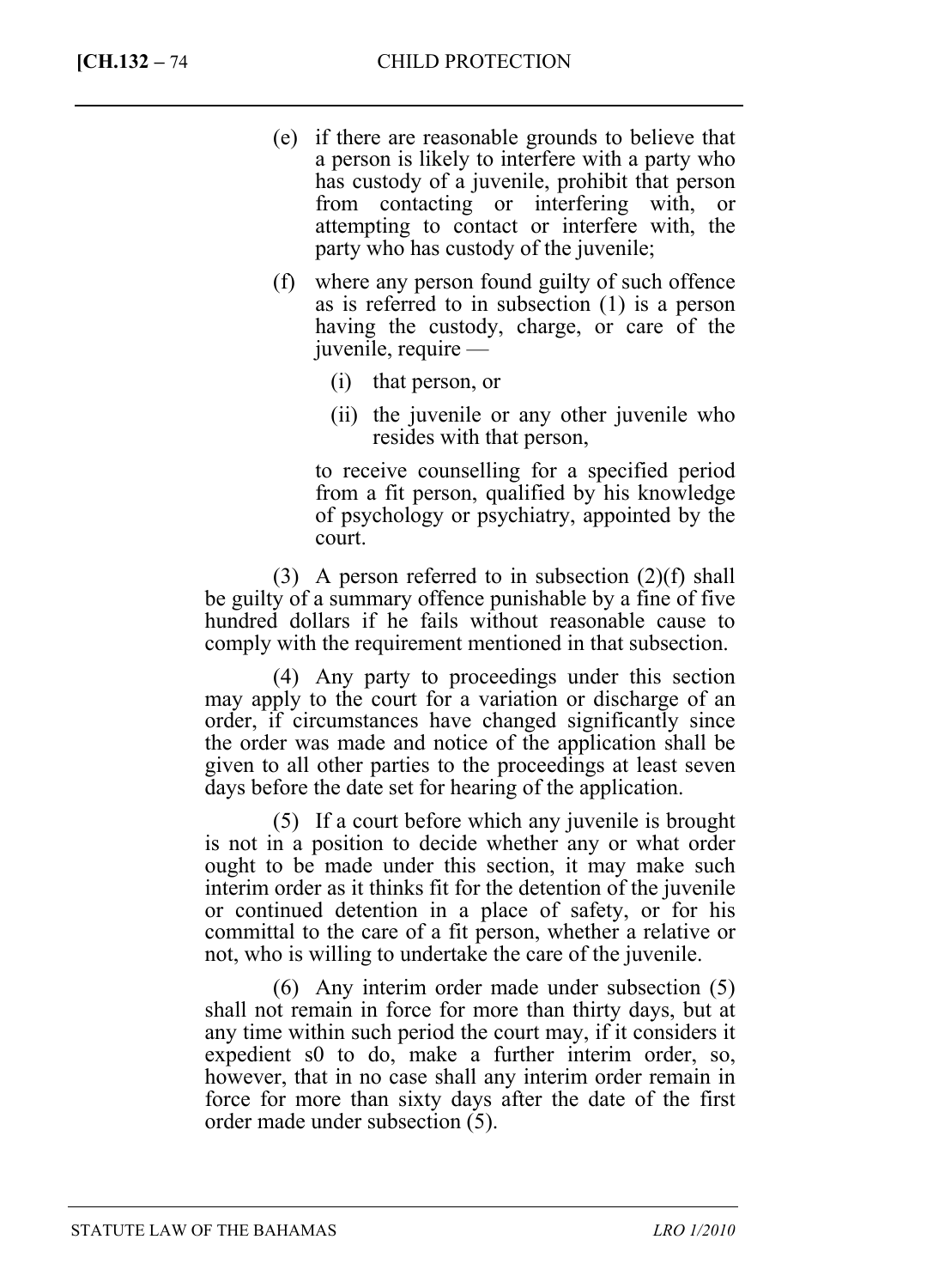(e) if there are reasonable grounds to believe that a person is likely to interfere with a party who has custody of a juvenile, prohibit that person from contacting or interfering with, or attempting to contact or interfere with, the party who has custody of the juvenile;

(f) where any person found guilty of such offence as is referred to in subsection (1) is a person having the custody, charge, or care of the juvenile, require —

(i) that person, or

(ii) the juvenile or any other juvenile who resides with that person,

to receive counselling for a specified period from a fit person, qualified by his knowledge of psychology or psychiatry, appointed by the court.

(3) A person referred to in subsection (2)(f) shall be guilty of a summary offence punishable by a fine of five hundred dollars if he fails without reasonable cause to comply with the requirement mentioned in that subsection.

(4) Any party to proceedings under this section may apply to the court for a variation or discharge of an order, if circumstances have changed significantly since the order was made and notice of the application shall be given to all other parties to the proceedings at least seven days before the date set for hearing of the application.

(5) If a court before which any juvenile is brought is not in a position to decide whether any or what order ought to be made under this section, it may make such interim order as it thinks fit for the detention of the juvenile or continued detention in a place of safety, or for his committal to the care of a fit person, whether a relative or not, who is willing to undertake the care of the juvenile.

(6) Any interim order made under subsection (5) shall not remain in force for more than thirty days, but at any time within such period the court may, if it considers it expedient s0 to do, make a further interim order, so, however, that in no case shall any interim order remain in force for more than sixty days after the date of the first order made under subsection (5).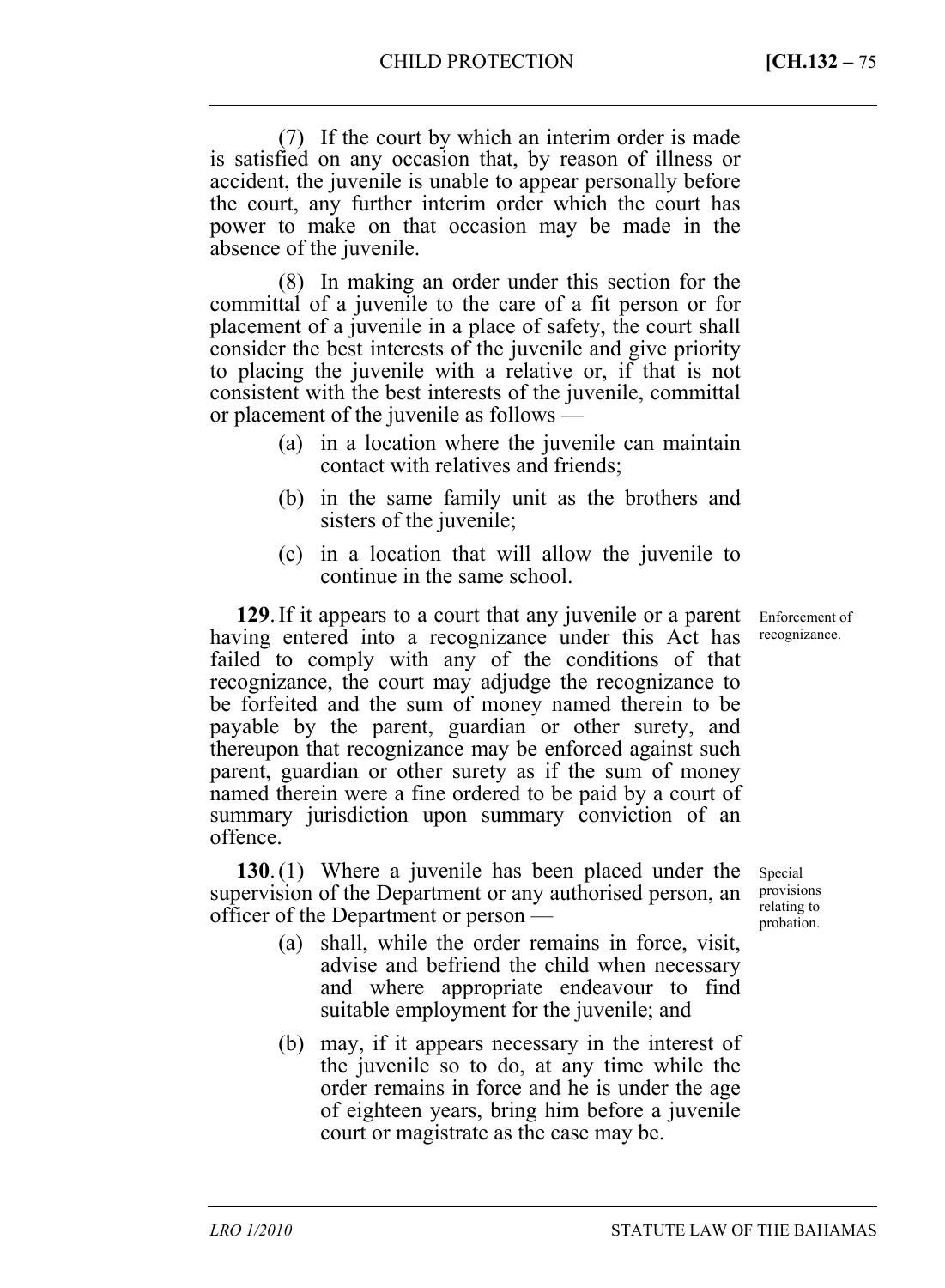(7) If the court by which an interim order is made is satisfied on any occasion that, by reason of illness or accident, the juvenile is unable to appear personally before the court, any further interim order which the court has power to make on that occasion may be made in the absence of the juvenile.

(8) In making an order under this section for the committal of a juvenile to the care of a fit person or for placement of a juvenile in a place of safety, the court shall consider the best interests of the juvenile and give priority to placing the juvenile with a relative or, if that is not consistent with the best interests of the juvenile, committal or placement of the juvenile as follows —

(a) in a location where the juvenile can maintain contact with relatives and friends;

(b) in the same family unit as the brothers and sisters of the juvenile;

(c) in a location that will allow the juvenile to continue in the same school.

*Enforcement of recognizance.*

**129**. If it appears to a court that any juvenile or a parent having entered into a recognizance under this Act has failed to comply with any of the conditions of that recognizance, the court may adjudge the recognizance to be forfeited and the sum of money named therein to be payable by the parent, guardian or other surety, and thereupon that recognizance may be enforced against such parent, guardian or other surety as if the sum of money named therein were a fine ordered to be paid by a court of summary jurisdiction upon summary conviction of an offence.

*Special provisions relating to probation.*

**130**. (1) Where a juvenile has been placed under the supervision of the Department or any authorised person, an officer of the Department or person —

(a) shall, while the order remains in force, visit, advise and befriend the child when necessary and where appropriate endeavour to find suitable employment for the juvenile; and

(b) may, if it appears necessary in the interest of the juvenile so to do, at any time while the order remains in force and he is under the age of eighteen years, bring him before a juvenile court or magistrate as the case may be.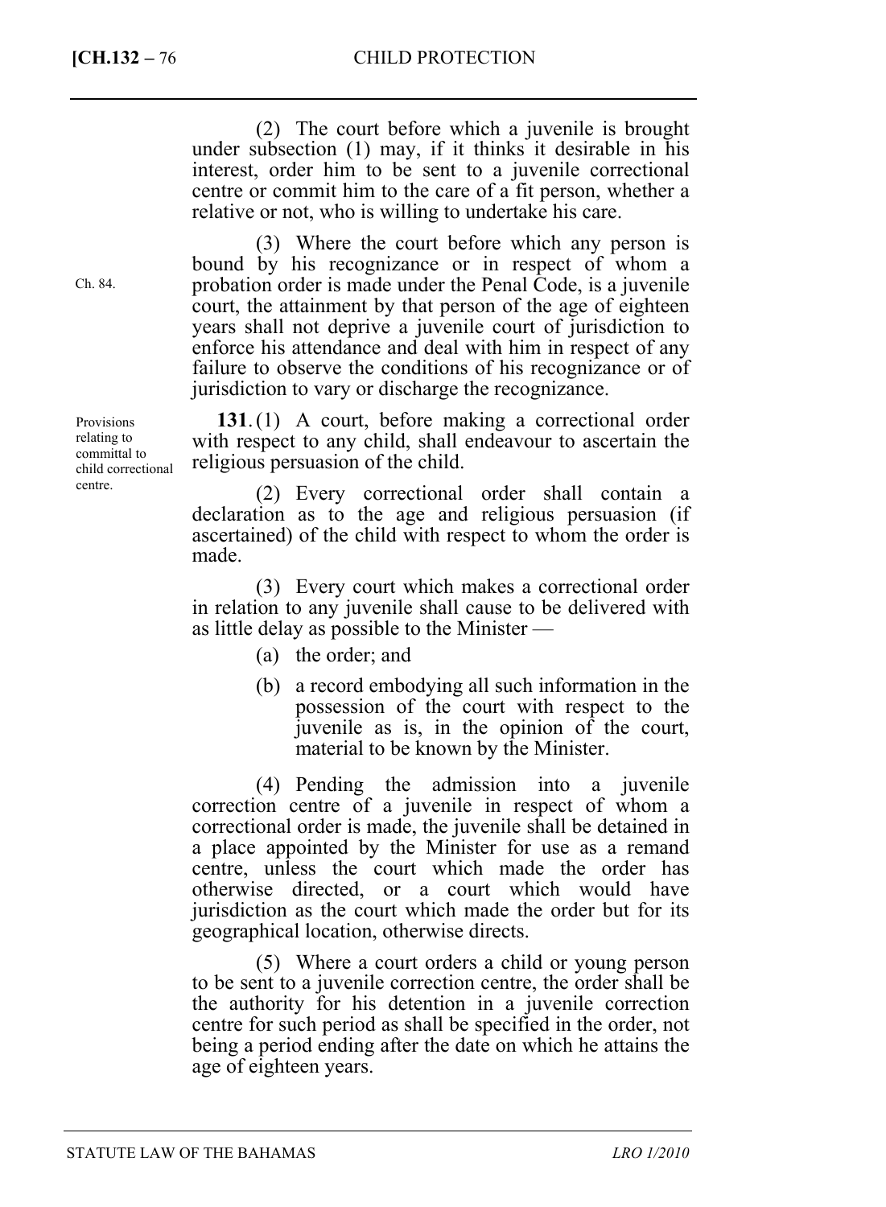(2) The court before which a juvenile is brought under subsection (1) may, if it thinks it desirable in his interest, order him to be sent to a juvenile correctional centre or commit him to the care of a fit person, whether a relative or not, who is willing to undertake his care.

Ch. 84.

(3) Where the court before which any person is bound by his recognizance or in respect of whom a probation order is made under the Penal Code, is a juvenile court, the attainment by that person of the age of eighteen years shall not deprive a juvenile court of jurisdiction to enforce his attendance and deal with him in respect of any failure to observe the conditions of his recognizance or of jurisdiction to vary or discharge the recognizance.

Provisions relating to committal to child correctional centre.

**131.** (1) A court, before making a correctional order with respect to any child, shall endeavour to ascertain the religious persuasion of the child.

(2) Every correctional order shall contain a declaration as to the age and religious persuasion (if ascertained) of the child with respect to whom the order is made.

(3) Every court which makes a correctional order in relation to any juvenile shall cause to be delivered with as little delay as possible to the Minister —

(a) the order; and

(b) a record embodying all such information in the possession of the court with respect to the juvenile as is, in the opinion of the court, material to be known by the Minister.

(4) Pending the admission into a juvenile correction centre of a juvenile in respect of whom a correctional order is made, the juvenile shall be detained in a place appointed by the Minister for use as a remand centre, unless the court which made the order has otherwise directed, or a court which would have jurisdiction as the court which made the order but for its geographical location, otherwise directs.

(5) Where a court orders a child or young person to be sent to a juvenile correction centre, the order shall be the authority for his detention in a juvenile correction centre for such period as shall be specified in the order, not being a period ending after the date on which he attains the age of eighteen years.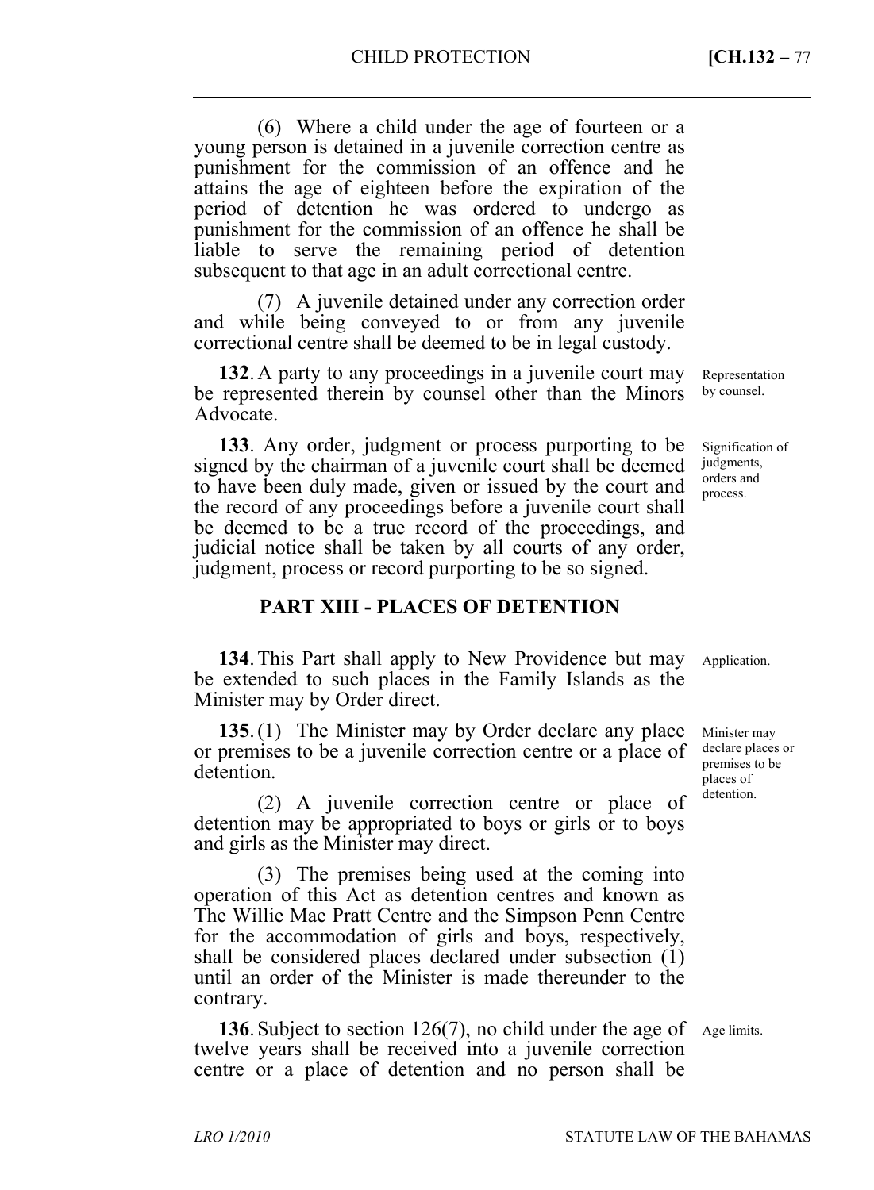(6) Where a child under the age of fourteen or a young person is detained in a juvenile correction centre as punishment for the commission of an offence and he attains the age of eighteen before the expiration of the period of detention he was ordered to undergo as punishment for the commission of an offence he shall be liable to serve the remaining period of detention subsequent to that age in an adult correctional centre.

(7) A juvenile detained under any correction order and while being conveyed to or from any juvenile correctional centre shall be deemed to be in legal custody.

Representation by counsel.

**132**. A party to any proceedings in a juvenile court may be represented therein by counsel other than the Minors Advocate.

Signification of judgments, orders and process.

**133**. Any order, judgment or process purporting to be signed by the chairman of a juvenile court shall be deemed to have been duly made, given or issued by the court and the record of any proceedings before a juvenile court shall be deemed to be a true record of the proceedings, and judicial notice shall be taken by all courts of any order, judgment, process or record purporting to be so signed.

## PART XIII - PLACES OF DETENTION

Application.

**134**. This Part shall apply to New Providence but may be extended to such places in the Family Islands as the Minister may by Order direct.

Minister may declare places or premises to be places of detention.

**135**. (1) The Minister may by Order declare any place or premises to be a juvenile correction centre or a place of detention.

(2) A juvenile correction centre or place of detention may be appropriated to boys or girls or to boys and girls as the Minister may direct.

(3) The premises being used at the coming into operation of this Act as detention centres and known as The Willie Mae Pratt Centre and the Simpson Penn Centre for the accommodation of girls and boys, respectively, shall be considered places declared under subsection (1) until an order of the Minister is made thereunder to the contrary.

Age limits.

**136**. Subject to section 126(7), no child under the age of twelve years shall be received into a juvenile correction centre or a place of detention and no person shall be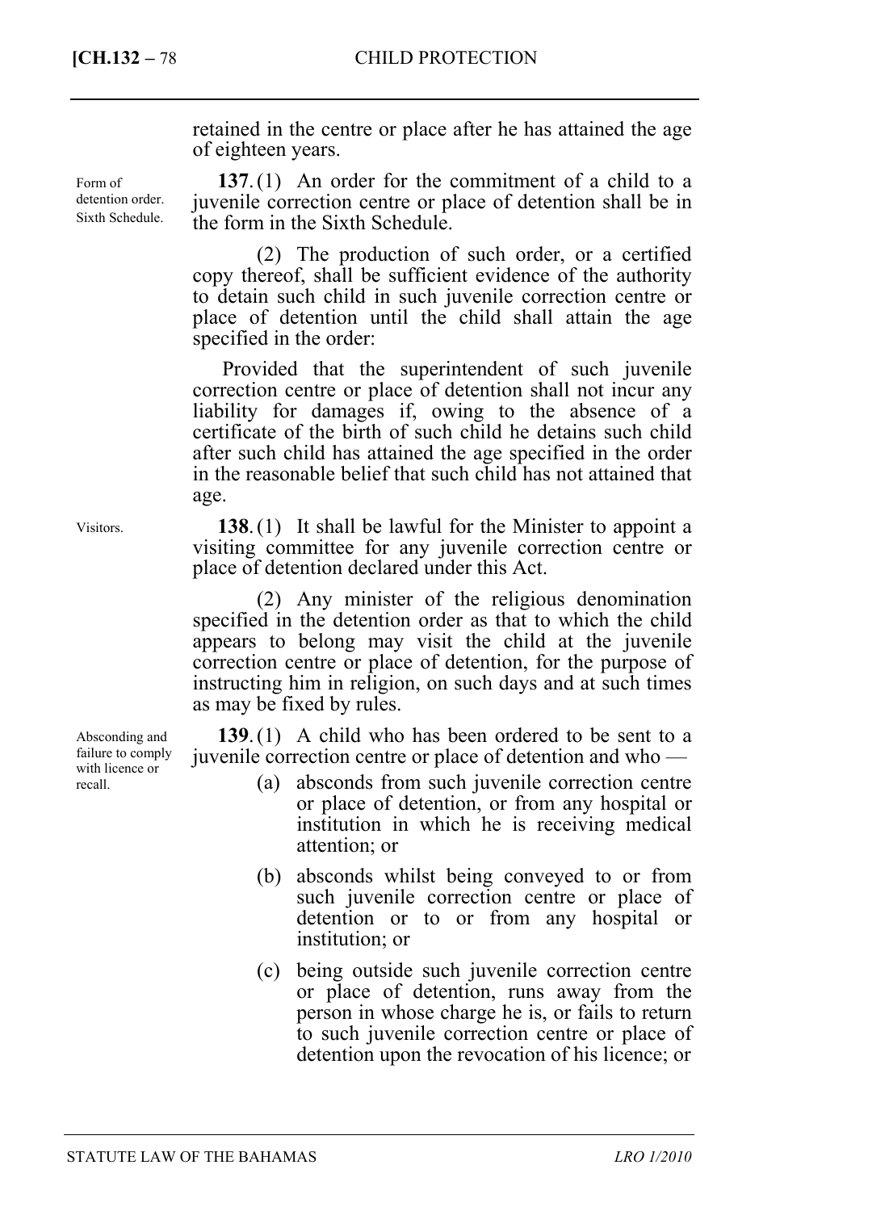retained in the centre or place after he has attained the age of eighteen years.

Form of detention order. Sixth Schedule.

**137.** (1) An order for the commitment of a child to a juvenile correction centre or place of detention shall be in the form in the Sixth Schedule.

(2) The production of such order, or a certified copy thereof, shall be sufficient evidence of the authority to detain such child in such juvenile correction centre or place of detention until the child shall attain the age specified in the order:

Provided that the superintendent of such juvenile correction centre or place of detention shall not incur any liability for damages if, owing to the absence of a certificate of the birth of such child he detains such child after such child has attained the age specified in the order in the reasonable belief that such child has not attained that age.

Visitors.

**138.** (1) It shall be lawful for the Minister to appoint a visiting committee for any juvenile correction centre or place of detention declared under this Act.

(2) Any minister of the religious denomination specified in the detention order as that to which the child appears to belong may visit the child at the juvenile correction centre or place of detention, for the purpose of instructing him in religion, on such days and at such times as may be fixed by rules.

Absconding and failure to comply with licence or recall.

**139.** (1) A child who has been ordered to be sent to a juvenile correction centre or place of detention and who —

(a) absconds from such juvenile correction centre or place of detention, or from any hospital or institution in which he is receiving medical attention; or

(b) absconds whilst being conveyed to or from such juvenile correction centre or place of detention or to or from any hospital or institution; or

(c) being outside such juvenile correction centre or place of detention, runs away from the person in whose charge he is, or fails to return to such juvenile correction centre or place of detention upon the revocation of his licence; or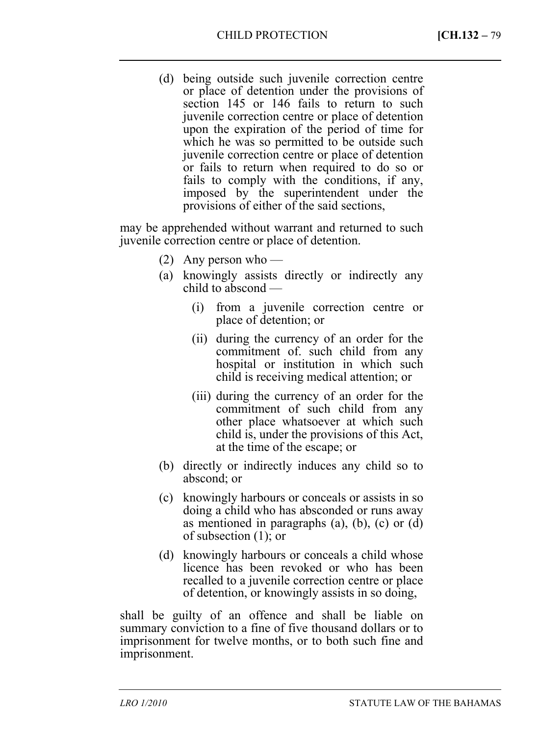(d) being outside such juvenile correction centre or place of detention under the provisions of section 145 or 146 fails to return to such juvenile correction centre or place of detention upon the expiration of the period of time for which he was so permitted to be outside such juvenile correction centre or place of detention or fails to return when required to do so or fails to comply with the conditions, if any, imposed by the superintendent under the provisions of either of the said sections,

may be apprehended without warrant and returned to such juvenile correction centre or place of detention.

(2) Any person who —

(a) knowingly assists directly or indirectly any child to abscond —

(i) from a juvenile correction centre or place of detention; or

(ii) during the currency of an order for the commitment of. such child from any hospital or institution in which such child is receiving medical attention; or

(iii) during the currency of an order for the commitment of such child from any other place whatsoever at which such child is, under the provisions of this Act, at the time of the escape; or

(b) directly or indirectly induces any child so to abscond; or

(c) knowingly harbours or conceals or assists in so doing a child who has absconded or runs away as mentioned in paragraphs (a), (b), (c) or (d) of subsection (1); or

(d) knowingly harbours or conceals a child whose licence has been revoked or who has been recalled to a juvenile correction centre or place of detention, or knowingly assists in so doing,

shall be guilty of an offence and shall be liable on summary conviction to a fine of five thousand dollars or to imprisonment for twelve months, or to both such fine and imprisonment.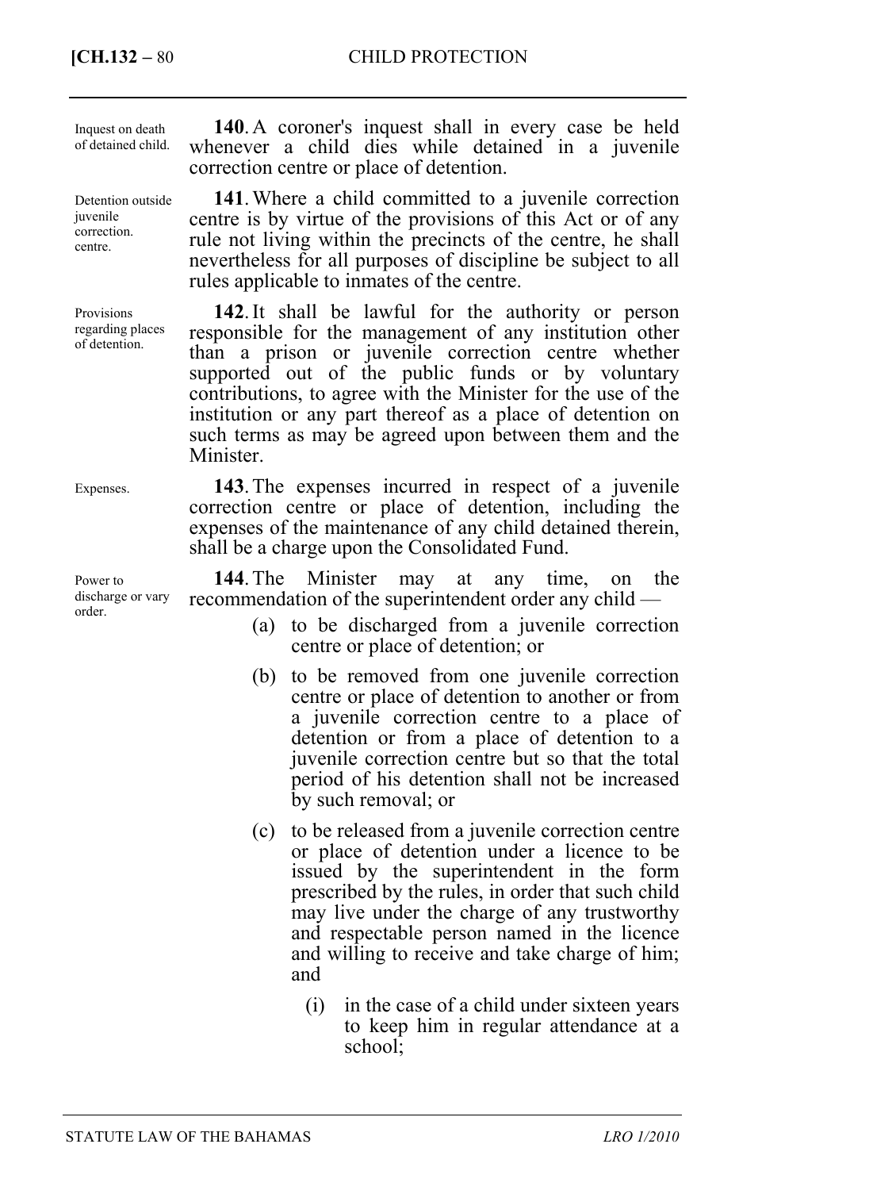Inquest on death of detained child.

**140**. A coroner's inquest shall in every case be held whenever a child dies while detained in a juvenile correction centre or place of detention.

Detention outside juvenile correction. centre.

**141**. Where a child committed to a juvenile correction centre is by virtue of the provisions of this Act or of any rule not living within the precincts of the centre, he shall nevertheless for all purposes of discipline be subject to all rules applicable to inmates of the centre.

Provisions regarding places of detention.

**142**. It shall be lawful for the authority or person responsible for the management of any institution other than a prison or juvenile correction centre whether supported out of the public funds or by voluntary contributions, to agree with the Minister for the use of the institution or any part thereof as a place of detention on such terms as may be agreed upon between them and the Minister.

Expenses.

**143**. The expenses incurred in respect of a juvenile correction centre or place of detention, including the expenses of the maintenance of any child detained therein, shall be a charge upon the Consolidated Fund.

Power to discharge or vary order.

**144**. The Minister may at any time, on the recommendation of the superintendent order any child —

(a) to be discharged from a juvenile correction centre or place of detention; or

(b) to be removed from one juvenile correction centre or place of detention to another or from a juvenile correction centre to a place of detention or from a place of detention to a juvenile correction centre but so that the total period of his detention shall not be increased by such removal; or

(c) to be released from a juvenile correction centre or place of detention under a licence to be issued by the superintendent in the form prescribed by the rules, in order that such child may live under the charge of any trustworthy and respectable person named in the licence and willing to receive and take charge of him; and

(i) in the case of a child under sixteen years to keep him in regular attendance at a school;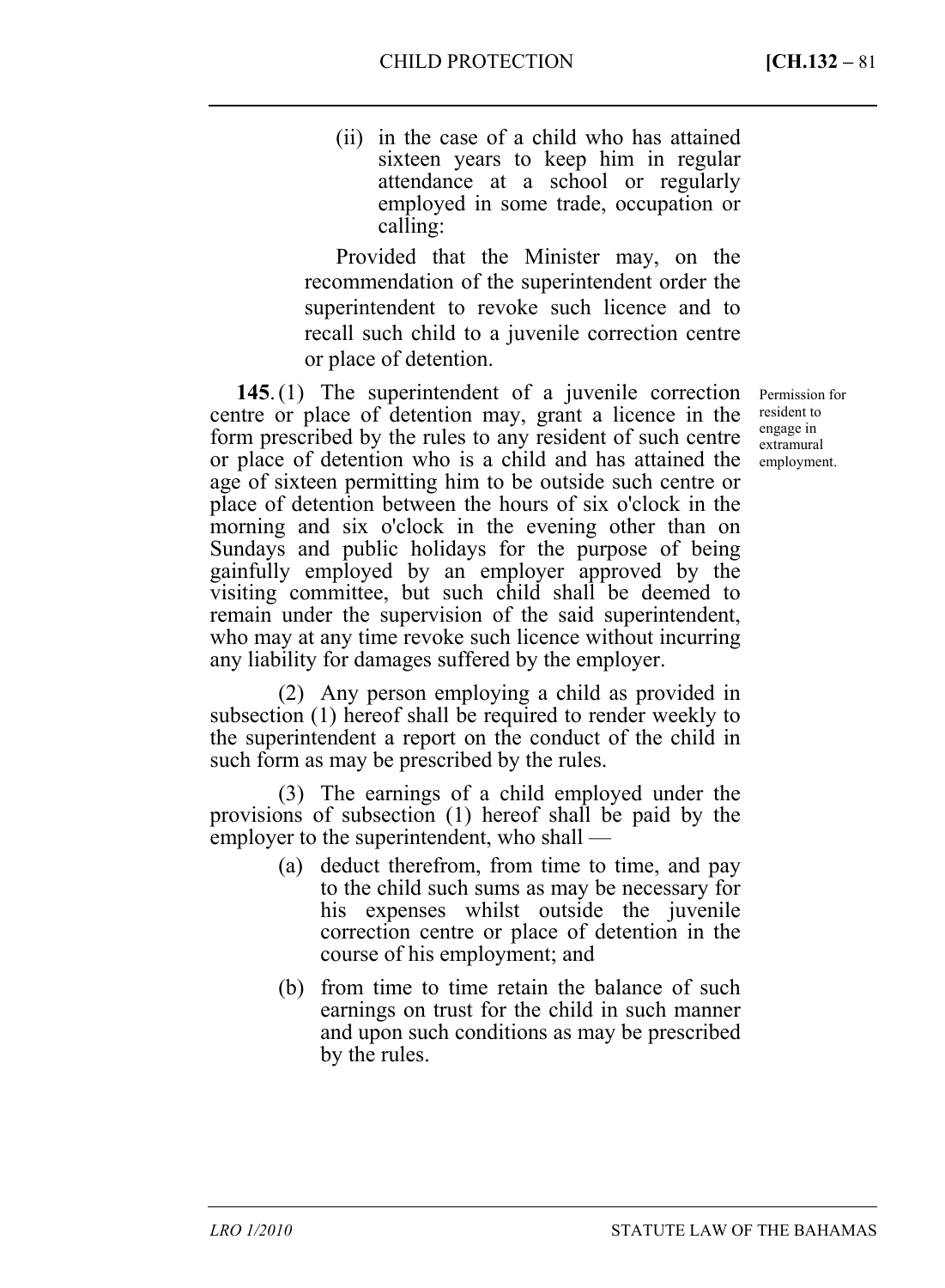(ii) in the case of a child who has attained sixteen years to keep him in regular attendance at a school or regularly employed in some trade, occupation or calling:

Provided that the Minister may, on the recommendation of the superintendent order the superintendent to revoke such licence and to recall such child to a juvenile correction centre or place of detention.

*Permission for resident to engage in extramural employment.*

**145.** (1) The superintendent of a juvenile correction centre or place of detention may, grant a licence in the form prescribed by the rules to any resident of such centre or place of detention who is a child and has attained the age of sixteen permitting him to be outside such centre or place of detention between the hours of six o'clock in the morning and six o'clock in the evening other than on Sundays and public holidays for the purpose of being gainfully employed by an employer approved by the visiting committee, but such child shall be deemed to remain under the supervision of the said superintendent, who may at any time revoke such licence without incurring any liability for damages suffered by the employer.

(2) Any person employing a child as provided in subsection (1) hereof shall be required to render weekly to the superintendent a report on the conduct of the child in such form as may be prescribed by the rules.

(3) The earnings of a child employed under the provisions of subsection (1) hereof shall be paid by the employer to the superintendent, who shall —

(a) deduct therefrom, from time to time, and pay to the child such sums as may be necessary for his expenses whilst outside the juvenile correction centre or place of detention in the course of his employment; and

(b) from time to time retain the balance of such earnings on trust for the child in such manner and upon such conditions as may be prescribed by the rules.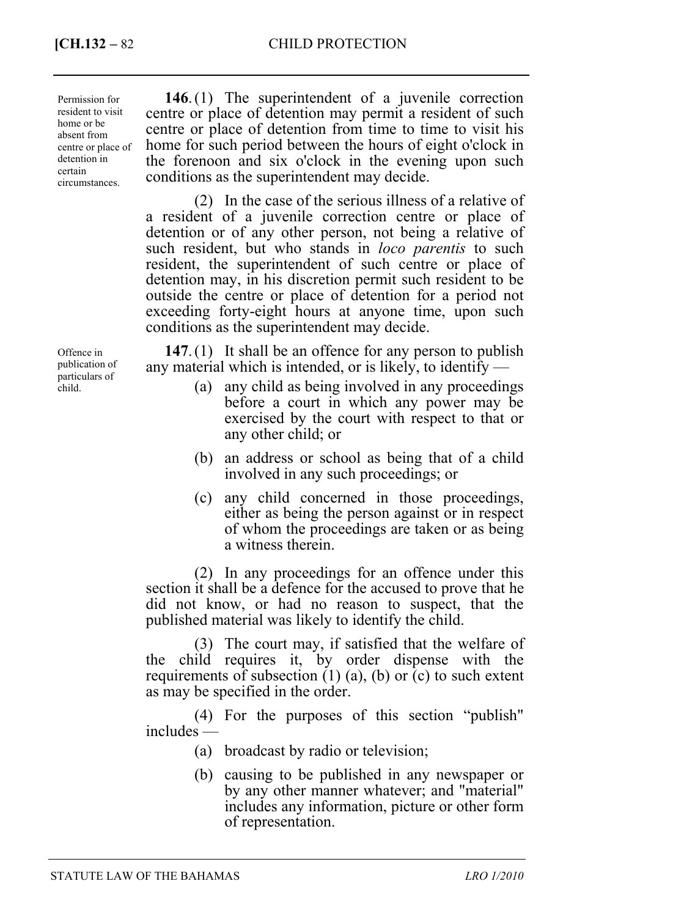Permission for resident to visit home or be absent from centre or place of detention in certain circumstances.

**146.** (1) The superintendent of a juvenile correction centre or place of detention may permit a resident of such centre or place of detention from time to time to visit his home for such period between the hours of eight o'clock in the forenoon and six o'clock in the evening upon such conditions as the superintendent may decide.

(2) In the case of the serious illness of a relative of a resident of a juvenile correction centre or place of detention or of any other person, not being a relative of such resident, but who stands in *loco parentis* to such resident, the superintendent of such centre or place of detention may, in his discretion permit such resident to be outside the centre or place of detention for a period not exceeding forty-eight hours at anyone time, upon such conditions as the superintendent may decide.

Offence in publication of particulars of child.

**147.** (1) It shall be an offence for any person to publish any material which is intended, or is likely, to identify —

(a) any child as being involved in any proceedings before a court in which any power may be exercised by the court with respect to that or any other child; or

(b) an address or school as being that of a child involved in any such proceedings; or

(c) any child concerned in those proceedings, either as being the person against or in respect of whom the proceedings are taken or as being a witness therein.

(2) In any proceedings for an offence under this section it shall be a defence for the accused to prove that he did not know, or had no reason to suspect, that the published material was likely to identify the child.

(3) The court may, if satisfied that the welfare of the child requires it, by order dispense with the requirements of subsection (1) (a), (b) or (c) to such extent as may be specified in the order.

(4) For the purposes of this section "publish" includes —

(a) broadcast by radio or television;

(b) causing to be published in any newspaper or by any other manner whatever; and "material" includes any information, picture or other form of representation.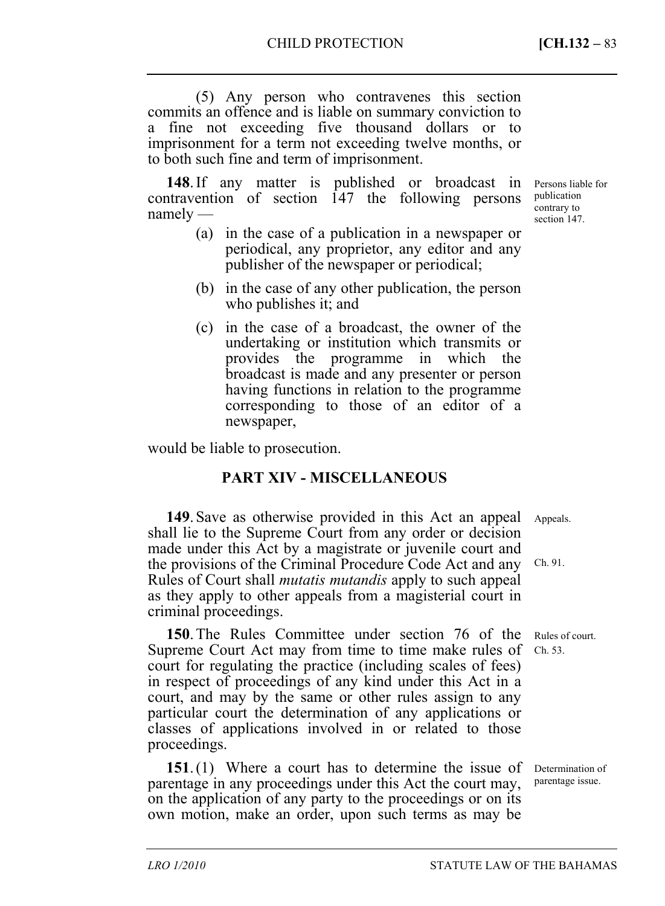(5) Any person who contravenes this section commits an offence and is liable on summary conviction to a fine not exceeding five thousand dollars or to imprisonment for a term not exceeding twelve months, or to both such fine and term of imprisonment.

Persons liable for publication contrary to section 147.

**148**. If any matter is published or broadcast in contravention of section 147 the following persons namely —

(a) in the case of a publication in a newspaper or periodical, any proprietor, any editor and any publisher of the newspaper or periodical;

(b) in the case of any other publication, the person who publishes it; and

(c) in the case of a broadcast, the owner of the undertaking or institution which transmits or provides the programme in which the broadcast is made and any presenter or person having functions in relation to the programme corresponding to those of an editor of a newspaper,

would be liable to prosecution.

## PART XIV - MISCELLANEOUS

Appeals.

Ch. 91.

**149**. Save as otherwise provided in this Act an appeal shall lie to the Supreme Court from any order or decision made under this Act by a magistrate or juvenile court and the provisions of the Criminal Procedure Code Act and any Rules of Court shall *mutatis mutandis* apply to such appeal as they apply to other appeals from a magisterial court in criminal proceedings.

Rules of court. Ch. 53.

**150**. The Rules Committee under section 76 of the Supreme Court Act may from time to time make rules of court for regulating the practice (including scales of fees) in respect of proceedings of any kind under this Act in a court, and may by the same or other rules assign to any particular court the determination of any applications or classes of applications involved in or related to those proceedings.

Determination of parentage issue.

**151**. (1) Where a court has to determine the issue of parentage in any proceedings under this Act the court may, on the application of any party to the proceedings or on its own motion, make an order, upon such terms as may be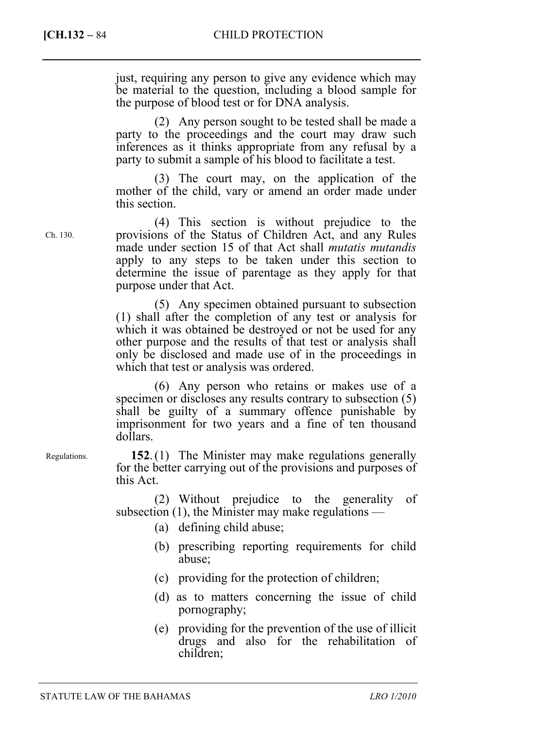just, requiring any person to give any evidence which may be material to the question, including a blood sample for the purpose of blood test or for DNA analysis.

(2) Any person sought to be tested shall be made a party to the proceedings and the court may draw such inferences as it thinks appropriate from any refusal by a party to submit a sample of his blood to facilitate a test.

(3) The court may, on the application of the mother of the child, vary or amend an order made under this section.

Ch. 130.

(4) This section is without prejudice to the provisions of the Status of Children Act, and any Rules made under section 15 of that Act shall *mutatis mutandis* apply to any steps to be taken under this section to determine the issue of parentage as they apply for that purpose under that Act.

(5) Any specimen obtained pursuant to subsection (1) shall after the completion of any test or analysis for which it was obtained be destroyed or not be used for any other purpose and the results of that test or analysis shall only be disclosed and made use of in the proceedings in which that test or analysis was ordered.

(6) Any person who retains or makes use of a specimen or discloses any results contrary to subsection (5) shall be guilty of a summary offence punishable by imprisonment for two years and a fine of ten thousand dollars.

Regulations.

**152.** (1) The Minister may make regulations generally for the better carrying out of the provisions and purposes of this Act.

(2) Without prejudice to the generality of subsection (1), the Minister may make regulations —

(a) defining child abuse;

(b) prescribing reporting requirements for child abuse;

(c) providing for the protection of children;

(d) as to matters concerning the issue of child pornography;

(e) providing for the prevention of the use of illicit drugs and also for the rehabilitation of children;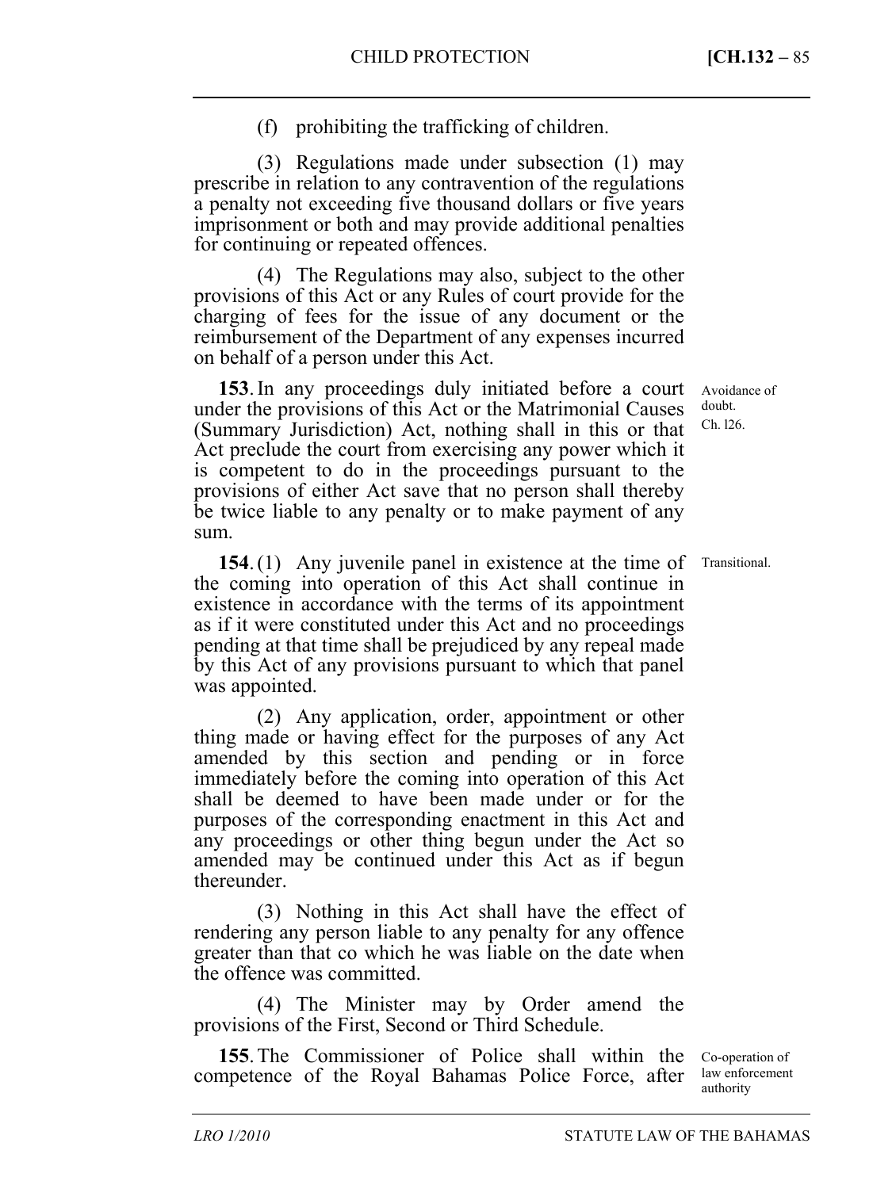(f) prohibiting the trafficking of children.

(3) Regulations made under subsection (1) may prescribe in relation to any contravention of the regulations a penalty not exceeding five thousand dollars or five years imprisonment or both and may provide additional penalties for continuing or repeated offences.

(4) The Regulations may also, subject to the other provisions of this Act or any Rules of court provide for the charging of fees for the issue of any document or the reimbursement of the Department of any expenses incurred on behalf of a person under this Act.

**153**. In any proceedings duly initiated before a court under the provisions of this Act or the Matrimonial Causes (Summary Jurisdiction) Act, nothing shall in this or that Act preclude the court from exercising any power which it is competent to do in the proceedings pursuant to the provisions of either Act save that no person shall thereby be twice liable to any penalty or to make payment of any sum.

Avoidance of doubt. Ch. l26.

**154**. (1) Any juvenile panel in existence at the time of the coming into operation of this Act shall continue in existence in accordance with the terms of its appointment as if it were constituted under this Act and no proceedings pending at that time shall be prejudiced by any repeal made by this Act of any provisions pursuant to which that panel was appointed.

Transitional.

(2) Any application, order, appointment or other thing made or having effect for the purposes of any Act amended by this section and pending or in force immediately before the coming into operation of this Act shall be deemed to have been made under or for the purposes of the corresponding enactment in this Act and any proceedings or other thing begun under the Act so amended may be continued under this Act as if begun thereunder.

(3) Nothing in this Act shall have the effect of rendering any person liable to any penalty for any offence greater than that co which he was liable on the date when the offence was committed.

(4) The Minister may by Order amend the provisions of the First, Second or Third Schedule.

**155**. The Commissioner of Police shall within the competence of the Royal Bahamas Police Force, after

Co-operation of law enforcement authority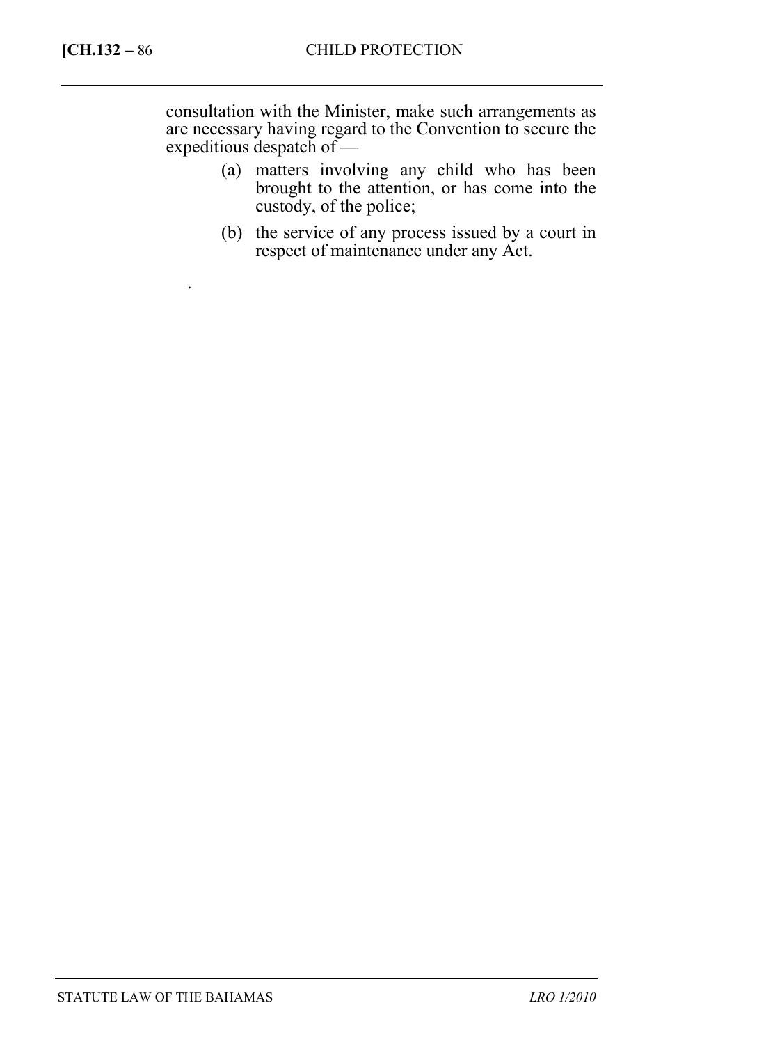consultation with the Minister, make such arrangements as are necessary having regard to the Convention to secure the expeditious despatch of —

(a) matters involving any child who has been brought to the attention, or has come into the custody, of the police;

(b) the service of any process issued by a court in respect of maintenance under any Act.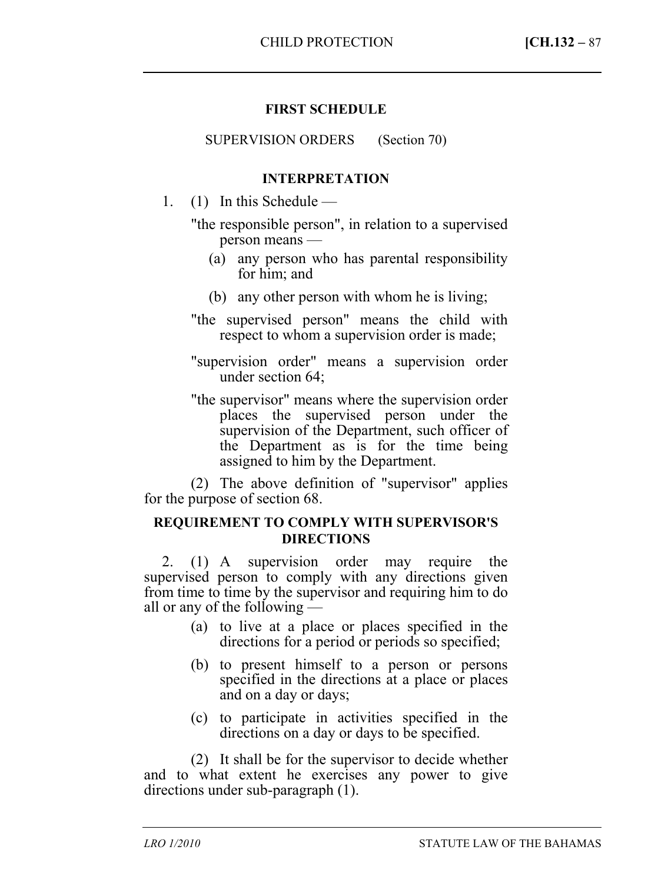## FIRST SCHEDULE

SUPERVISION ORDERS (Section 70)

### INTERPRETATION

1. (1) In this Schedule —

"the responsible person", in relation to a supervised person means —

(a) any person who has parental responsibility for him; and

(b) any other person with whom he is living;

"the supervised person" means the child with respect to whom a supervision order is made;

"supervision order" means a supervision order under section 64;

"the supervisor" means where the supervision order places the supervised person under the supervision of the Department, such officer of the Department as is for the time being assigned to him by the Department.

(2) The above definition of "supervisor" applies for the purpose of section 68.

### REQUIREMENT TO COMPLY WITH SUPERVISOR'S DIRECTIONS

2. (1) A supervision order may require the supervised person to comply with any directions given from time to time by the supervisor and requiring him to do all or any of the following —

(a) to live at a place or places specified in the directions for a period or periods so specified;

(b) to present himself to a person or persons specified in the directions at a place or places and on a day or days;

(c) to participate in activities specified in the directions on a day or days to be specified.

(2) It shall be for the supervisor to decide whether and to what extent he exercises any power to give directions under sub-paragraph (1).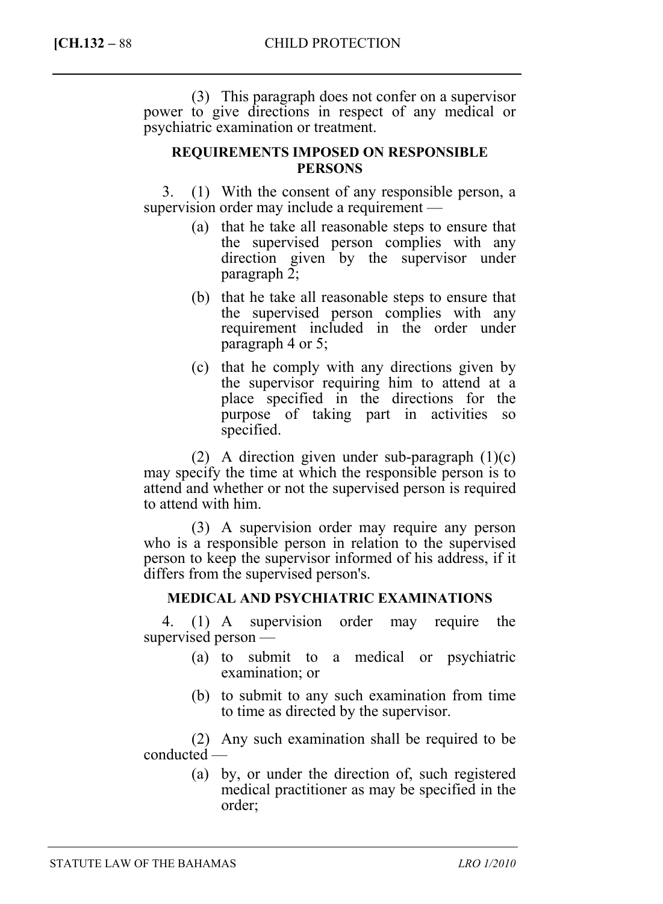(3) This paragraph does not confer on a supervisor power to give directions in respect of any medical or psychiatric examination or treatment.

### REQUIREMENTS IMPOSED ON RESPONSIBLE PERSONS

3. (1) With the consent of any responsible person, a supervision order may include a requirement —

- (a) that he take all reasonable steps to ensure that the supervised person complies with any direction given by the supervisor under paragraph 2;
- (b) that he take all reasonable steps to ensure that the supervised person complies with any requirement included in the order under paragraph 4 or 5;
- (c) that he comply with any directions given by the supervisor requiring him to attend at a place specified in the directions for the purpose of taking part in activities so specified.

(2) A direction given under sub-paragraph (1)(c) may specify the time at which the responsible person is to attend and whether or not the supervised person is required to attend with him.

(3) A supervision order may require any person who is a responsible person in relation to the supervised person to keep the supervisor informed of his address, if it differs from the supervised person's.

### MEDICAL AND PSYCHIATRIC EXAMINATIONS

4. (1) A supervision order may require the supervised person —

- (a) to submit to a medical or psychiatric examination; or
- (b) to submit to any such examination from time to time as directed by the supervisor.

(2) Any such examination shall be required to be conducted —

- (a) by, or under the direction of, such registered medical practitioner as may be specified in the order;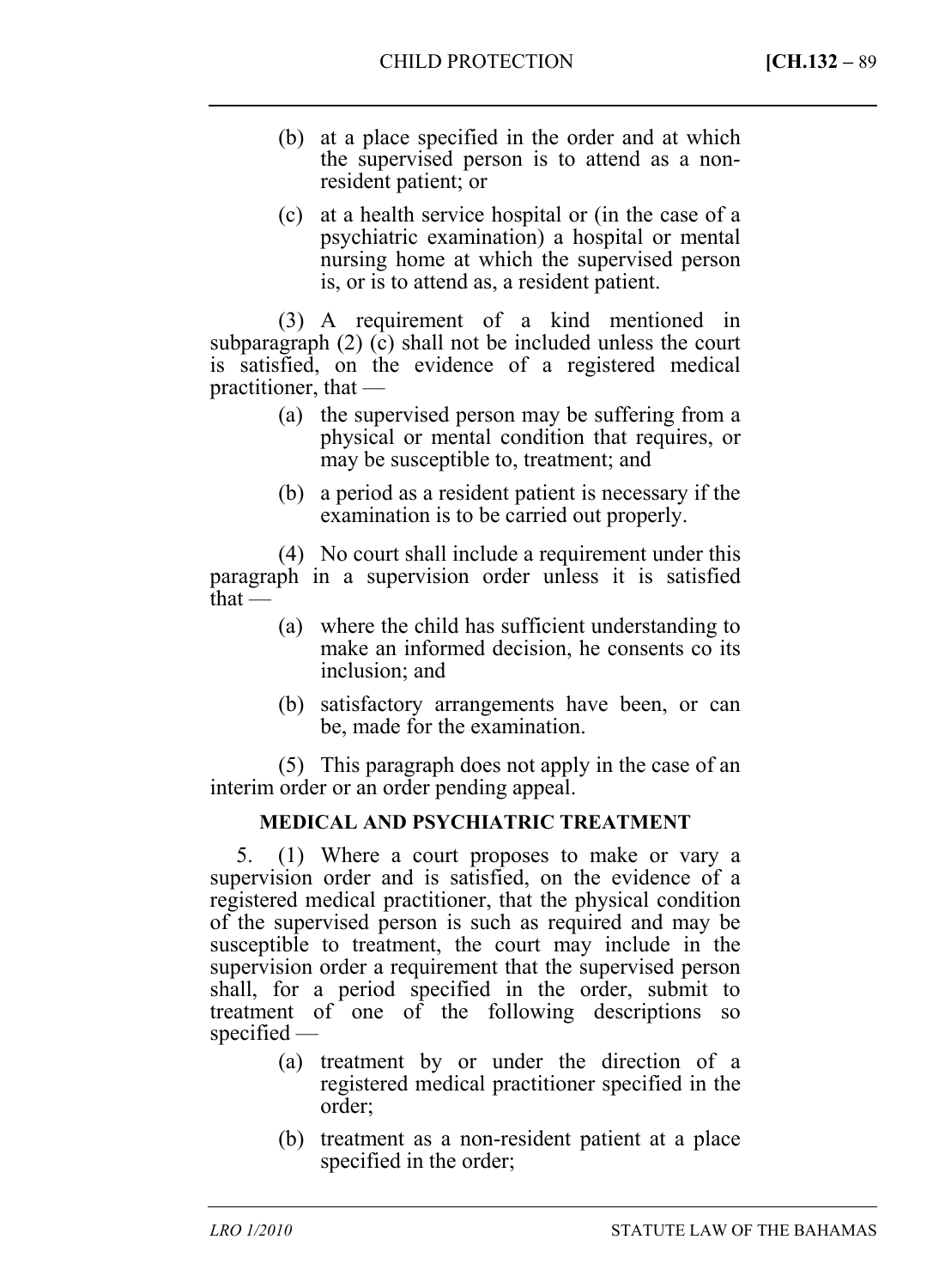(b) at a place specified in the order and at which the supervised person is to attend as a non-resident patient; or

(c) at a health service hospital or (in the case of a psychiatric examination) a hospital or mental nursing home at which the supervised person is, or is to attend as, a resident patient.

(3) A requirement of a kind mentioned in subparagraph (2) (c) shall not be included unless the court is satisfied, on the evidence of a registered medical practitioner, that —

(a) the supervised person may be suffering from a physical or mental condition that requires, or may be susceptible to, treatment; and

(b) a period as a resident patient is necessary if the examination is to be carried out properly.

(4) No court shall include a requirement under this paragraph in a supervision order unless it is satisfied that —

(a) where the child has sufficient understanding to make an informed decision, he consents co its inclusion; and

(b) satisfactory arrangements have been, or can be, made for the examination.

(5) This paragraph does not apply in the case of an interim order or an order pending appeal.

**MEDICAL AND PSYCHIATRIC TREATMENT**

5. (1) Where a court proposes to make or vary a supervision order and is satisfied, on the evidence of a registered medical practitioner, that the physical condition of the supervised person is such as required and may be susceptible to treatment, the court may include in the supervision order a requirement that the supervised person shall, for a period specified in the order, submit to treatment of one of the following descriptions so specified —

(a) treatment by or under the direction of a registered medical practitioner specified in the order;

(b) treatment as a non-resident patient at a place specified in the order;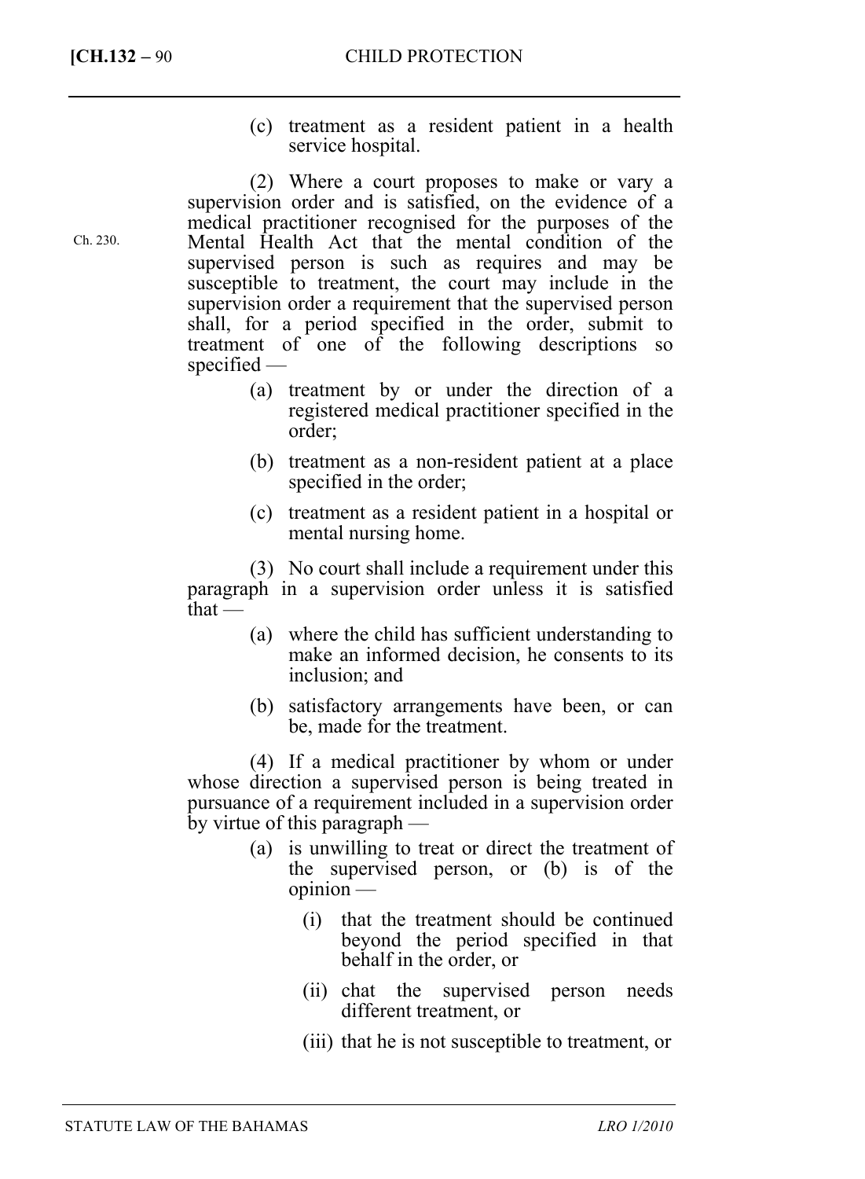(c) treatment as a resident patient in a health service hospital.

(2) Where a court proposes to make or vary a supervision order and is satisfied, on the evidence of a medical practitioner recognised for the purposes of the Mental Health Act that the mental condition of the supervised person is such as requires and may be susceptible to treatment, the court may include in the supervision order a requirement that the supervised person shall, for a period specified in the order, submit to treatment of one of the following descriptions so specified —

Ch. 230.

(a) treatment by or under the direction of a registered medical practitioner specified in the order;

(b) treatment as a non-resident patient at a place specified in the order;

(c) treatment as a resident patient in a hospital or mental nursing home.

(3) No court shall include a requirement under this paragraph in a supervision order unless it is satisfied that —

(a) where the child has sufficient understanding to make an informed decision, he consents to its inclusion; and

(b) satisfactory arrangements have been, or can be, made for the treatment.

(4) If a medical practitioner by whom or under whose direction a supervised person is being treated in pursuance of a requirement included in a supervision order by virtue of this paragraph —

(a) is unwilling to treat or direct the treatment of the supervised person, or (b) is of the opinion —

(i) that the treatment should be continued beyond the period specified in that behalf in the order, or

(ii) chat the supervised person needs different treatment, or

(iii) that he is not susceptible to treatment, or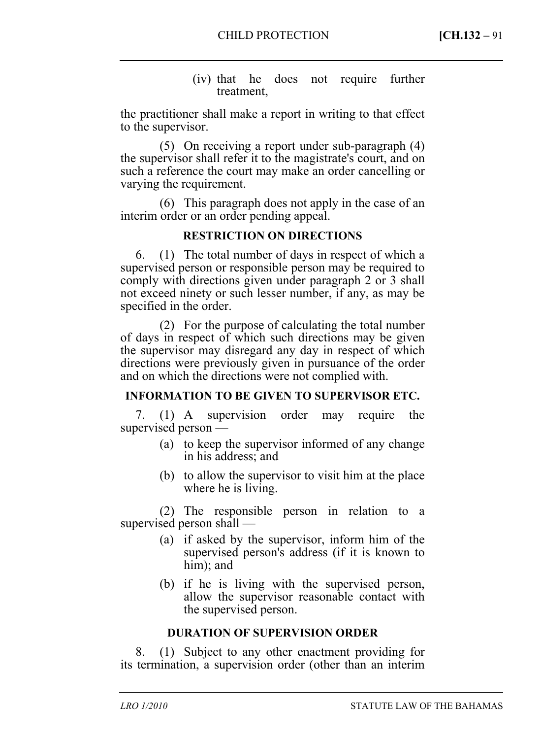(iv) that he does not require further treatment,

the practitioner shall make a report in writing to that effect to the supervisor.

(5) On receiving a report under sub-paragraph (4) the supervisor shall refer it to the magistrate's court, and on such a reference the court may make an order cancelling or varying the requirement.

(6) This paragraph does not apply in the case of an interim order or an order pending appeal.

**RESTRICTION ON DIRECTIONS**

6. (1) The total number of days in respect of which a supervised person or responsible person may be required to comply with directions given under paragraph 2 or 3 shall not exceed ninety or such lesser number, if any, as may be specified in the order.

(2) For the purpose of calculating the total number of days in respect of which such directions may be given the supervisor may disregard any day in respect of which directions were previously given in pursuance of the order and on which the directions were not complied with.

**INFORMATION TO BE GIVEN TO SUPERVISOR ETC.**

7. (1) A supervision order may require the supervised person —

(a) to keep the supervisor informed of any change in his address; and

(b) to allow the supervisor to visit him at the place where he is living.

(2) The responsible person in relation to a supervised person shall —

(a) if asked by the supervisor, inform him of the supervised person's address (if it is known to him); and

(b) if he is living with the supervised person, allow the supervisor reasonable contact with the supervised person.

**DURATION OF SUPERVISION ORDER**

8. (1) Subject to any other enactment providing for its termination, a supervision order (other than an interim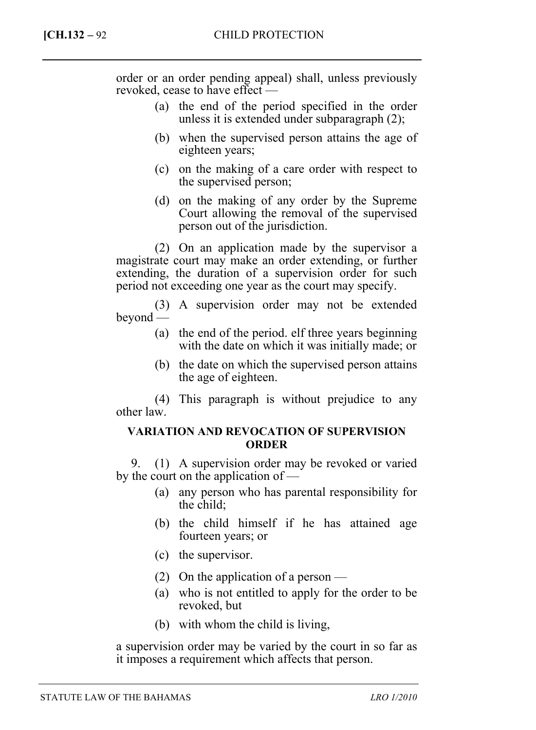order or an order pending appeal) shall, unless previously revoked, cease to have effect —

(a) the end of the period specified in the order unless it is extended under subparagraph (2);

(b) when the supervised person attains the age of eighteen years;

(c) on the making of a care order with respect to the supervised person;

(d) on the making of any order by the Supreme Court allowing the removal of the supervised person out of the jurisdiction.

(2) On an application made by the supervisor a magistrate court may make an order extending, or further extending, the duration of a supervision order for such period not exceeding one year as the court may specify.

(3) A supervision order may not be extended beyond —

(a) the end of the period. elf three years beginning with the date on which it was initially made; or

(b) the date on which the supervised person attains the age of eighteen.

(4) This paragraph is without prejudice to any other law.

**VARIATION AND REVOCATION OF SUPERVISION ORDER**

9. (1) A supervision order may be revoked or varied by the court on the application of —

(a) any person who has parental responsibility for the child;

(b) the child himself if he has attained age fourteen years; or

(c) the supervisor.

(2) On the application of a person —

(a) who is not entitled to apply for the order to be revoked, but

(b) with whom the child is living,

a supervision order may be varied by the court in so far as it imposes a requirement which affects that person.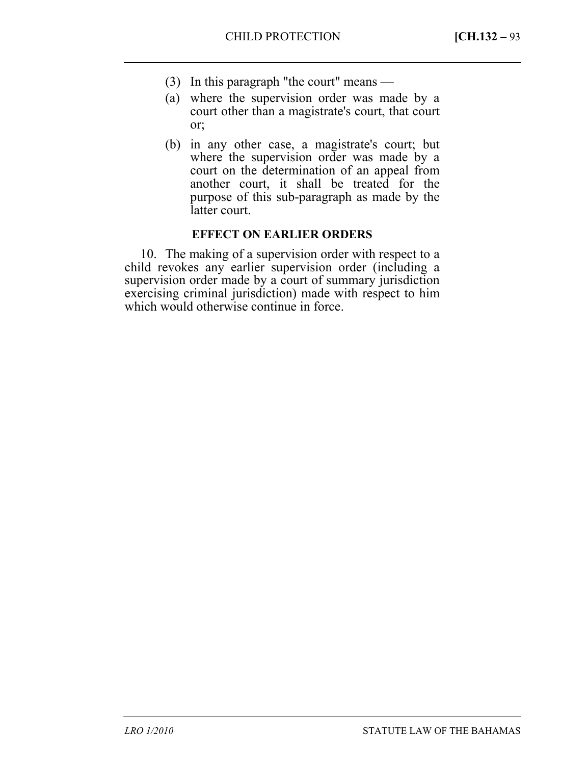(3) In this paragraph "the court" means —

(a) where the supervision order was made by a court other than a magistrate's court, that court or;

(b) in any other case, a magistrate's court; but where the supervision order was made by a court on the determination of an appeal from another court, it shall be treated for the purpose of this sub-paragraph as made by the latter court.

**EFFECT ON EARLIER ORDERS**

10. The making of a supervision order with respect to a child revokes any earlier supervision order (including a supervision order made by a court of summary jurisdiction exercising criminal jurisdiction) made with respect to him which would otherwise continue in force.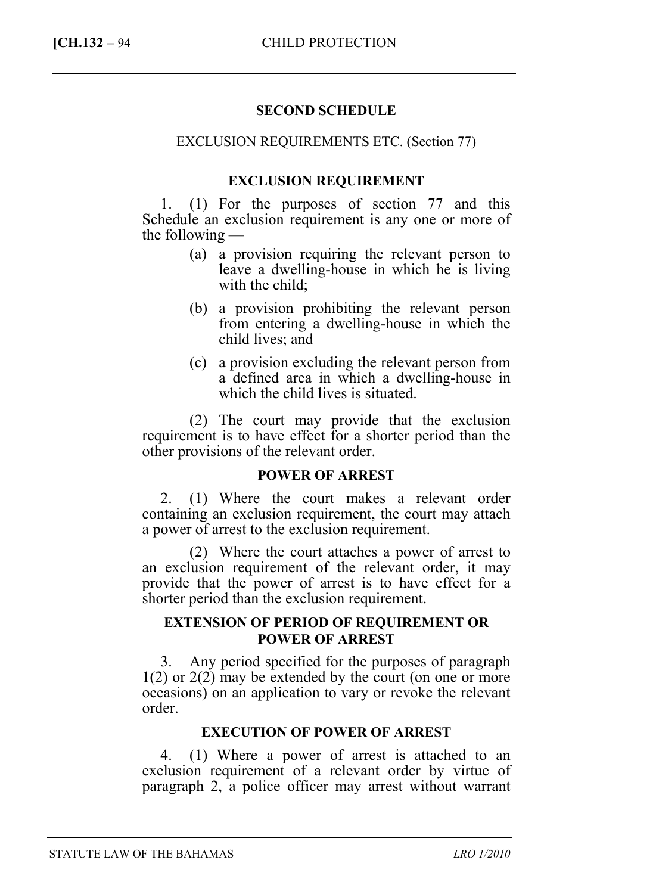## SECOND SCHEDULE

EXCLUSION REQUIREMENTS ETC. (Section 77)

### EXCLUSION REQUIREMENT

1. (1) For the purposes of section 77 and this Schedule an exclusion requirement is any one or more of the following —

   (a) a provision requiring the relevant person to leave a dwelling-house in which he is living with the child;

   (b) a provision prohibiting the relevant person from entering a dwelling-house in which the child lives; and

   (c) a provision excluding the relevant person from a defined area in which a dwelling-house in which the child lives is situated.

   (2) The court may provide that the exclusion requirement is to have effect for a shorter period than the other provisions of the relevant order.

### POWER OF ARREST

2. (1) Where the court makes a relevant order containing an exclusion requirement, the court may attach a power of arrest to the exclusion requirement.

   (2) Where the court attaches a power of arrest to an exclusion requirement of the relevant order, it may provide that the power of arrest is to have effect for a shorter period than the exclusion requirement.

### EXTENSION OF PERIOD OF REQUIREMENT OR POWER OF ARREST

3. Any period specified for the purposes of paragraph 1(2) or 2(2) may be extended by the court (on one or more occasions) on an application to vary or revoke the relevant order.

### EXECUTION OF POWER OF ARREST

4. (1) Where a power of arrest is attached to an exclusion requirement of a relevant order by virtue of paragraph 2, a police officer may arrest without warrant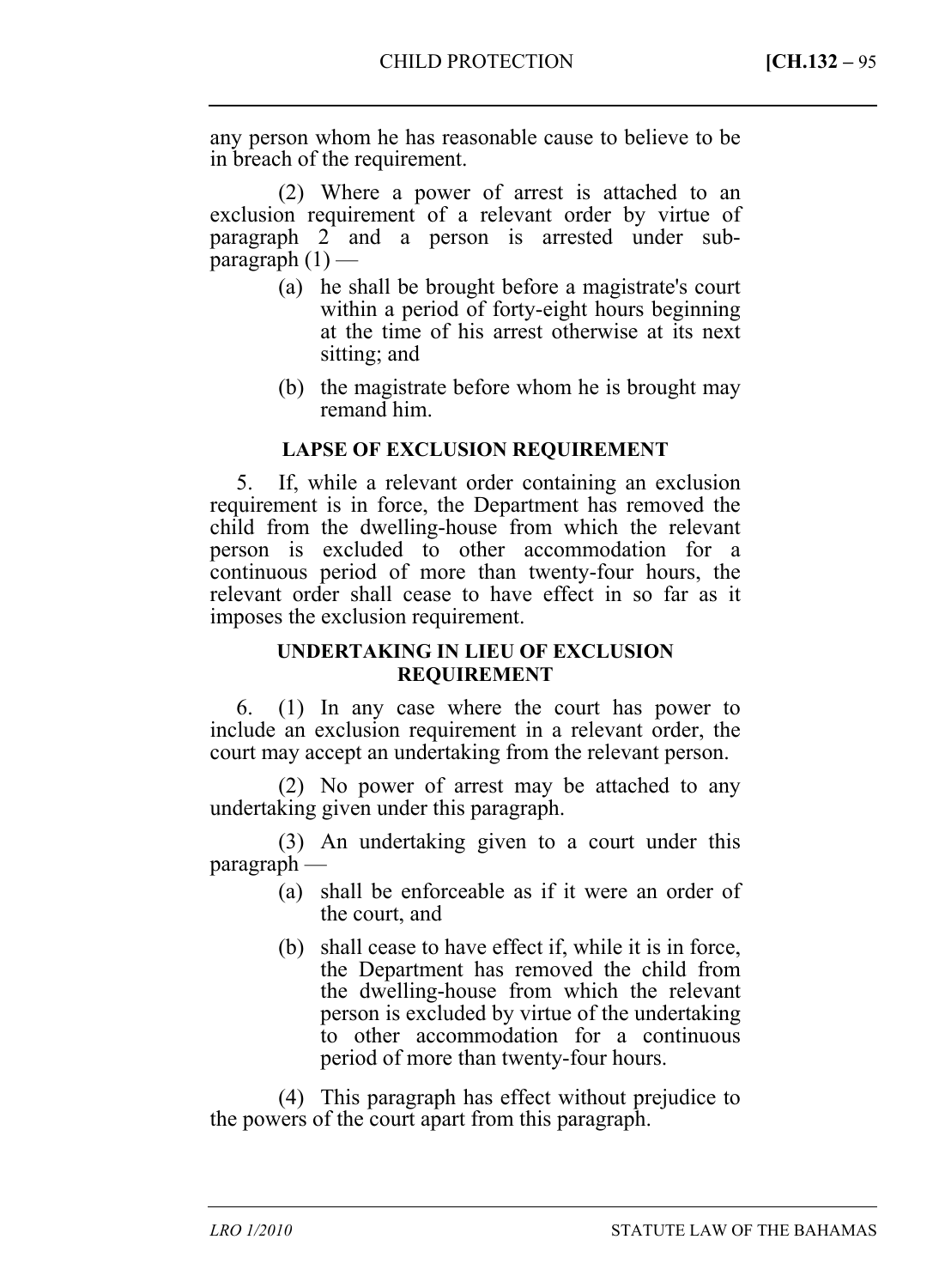any person whom he has reasonable cause to believe to be in breach of the requirement.

(2) Where a power of arrest is attached to an exclusion requirement of a relevant order by virtue of paragraph 2 and a person is arrested under sub-paragraph (1) —

- (a) he shall be brought before a magistrate's court within a period of forty-eight hours beginning at the time of his arrest otherwise at its next sitting; and
- (b) the magistrate before whom he is brought may remand him.

**LAPSE OF EXCLUSION REQUIREMENT**

5. If, while a relevant order containing an exclusion requirement is in force, the Department has removed the child from the dwelling-house from which the relevant person is excluded to other accommodation for a continuous period of more than twenty-four hours, the relevant order shall cease to have effect in so far as it imposes the exclusion requirement.

**UNDERTAKING IN LIEU OF EXCLUSION REQUIREMENT**

6. (1) In any case where the court has power to include an exclusion requirement in a relevant order, the court may accept an undertaking from the relevant person.

(2) No power of arrest may be attached to any undertaking given under this paragraph.

(3) An undertaking given to a court under this paragraph —

- (a) shall be enforceable as if it were an order of the court, and
- (b) shall cease to have effect if, while it is in force, the Department has removed the child from the dwelling-house from which the relevant person is excluded by virtue of the undertaking to other accommodation for a continuous period of more than twenty-four hours.

(4) This paragraph has effect without prejudice to the powers of the court apart from this paragraph.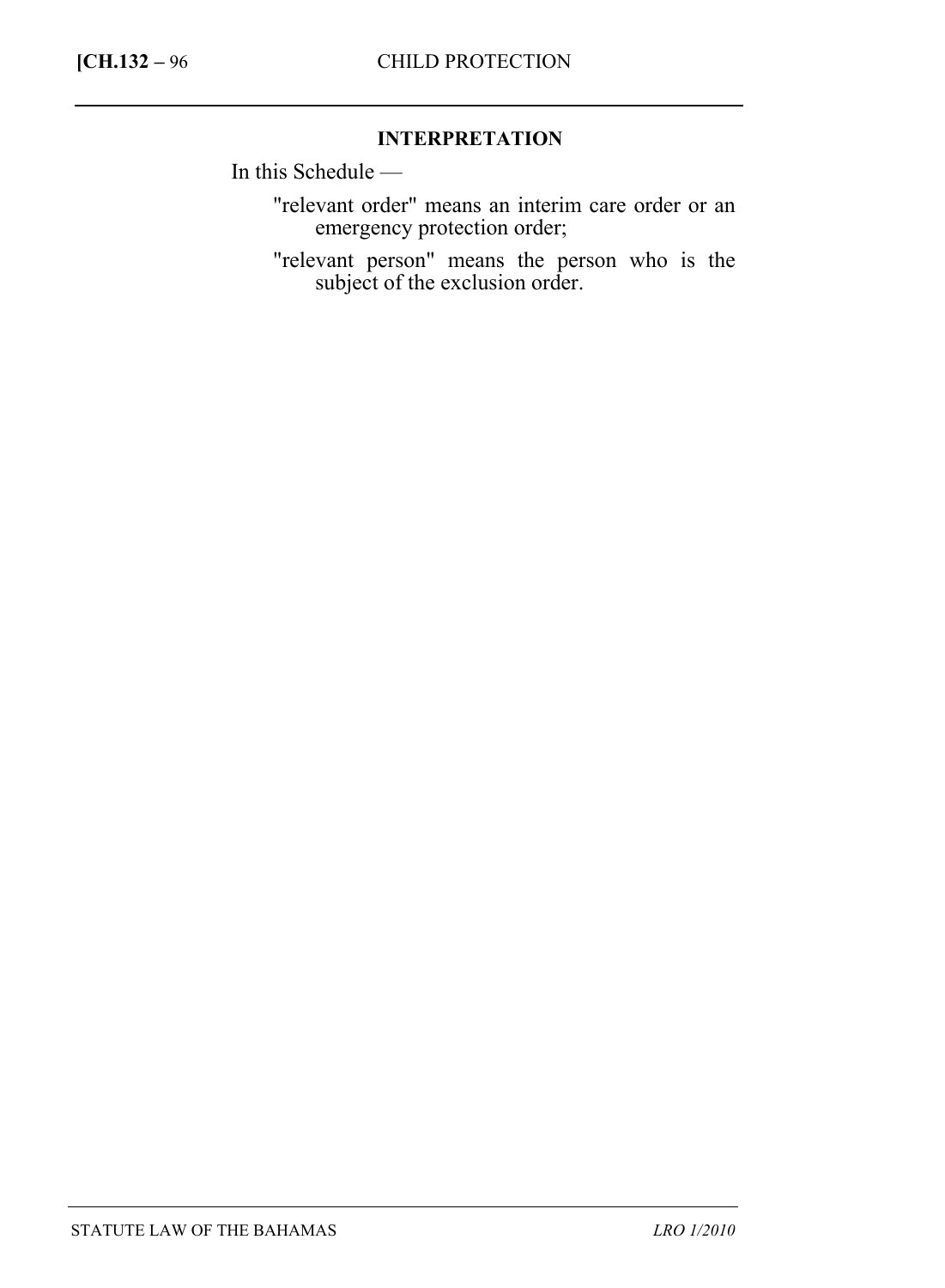**INTERPRETATION**

In this Schedule —

"relevant order" means an interim care order or an emergency protection order;

"relevant person" means the person who is the subject of the exclusion order.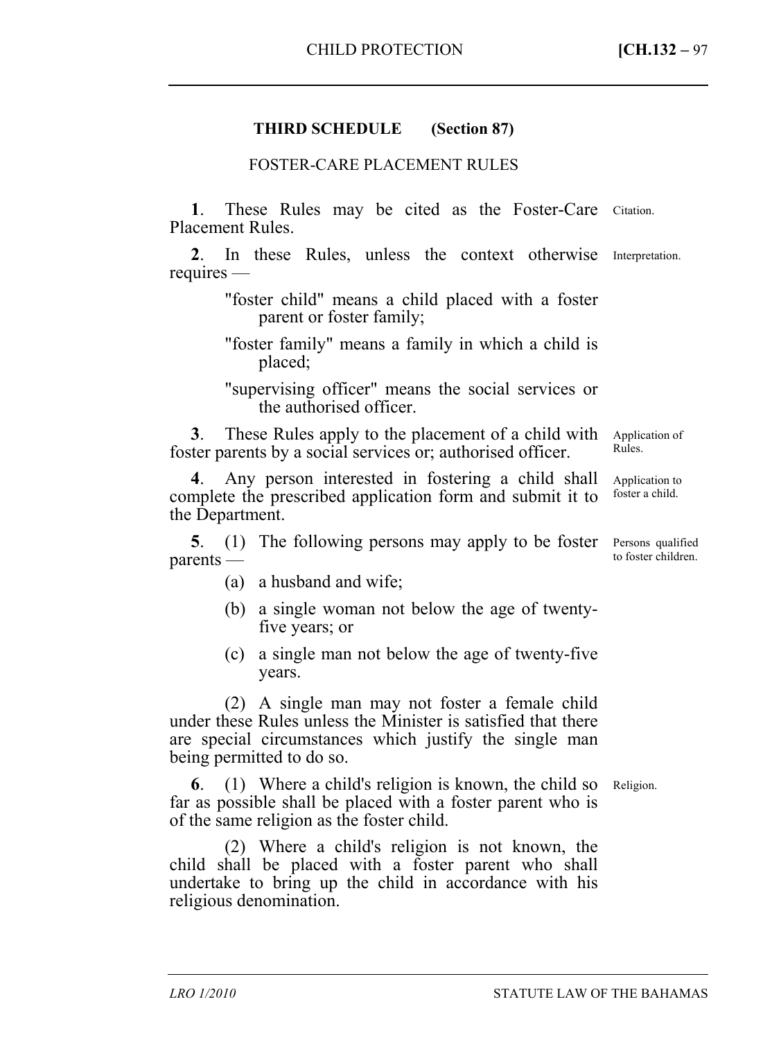**THIRD SCHEDULE (Section 87)**

FOSTER-CARE PLACEMENT RULES

**1**. These Rules may be cited as the Foster-Care Placement Rules. *Citation.*

**2**. In these Rules, unless the context otherwise requires — *Interpretation.*

"foster child" means a child placed with a foster parent or foster family;

"foster family" means a family in which a child is placed;

"supervising officer" means the social services or the authorised officer.

**3**. These Rules apply to the placement of a child with foster parents by a social services or; authorised officer. *Application of Rules.*

**4**. Any person interested in fostering a child shall complete the prescribed application form and submit it to the Department. *Application to foster a child.*

**5**. (1) The following persons may apply to be foster parents — *Persons qualified to foster children.*

(a) a husband and wife;

(b) a single woman not below the age of twenty-five years; or

(c) a single man not below the age of twenty-five years.

(2) A single man may not foster a female child under these Rules unless the Minister is satisfied that there are special circumstances which justify the single man being permitted to do so.

**6**. (1) Where a child's religion is known, the child so far as possible shall be placed with a foster parent who is of the same religion as the foster child. *Religion.*

(2) Where a child's religion is not known, the child shall be placed with a foster parent who shall undertake to bring up the child in accordance with his religious denomination.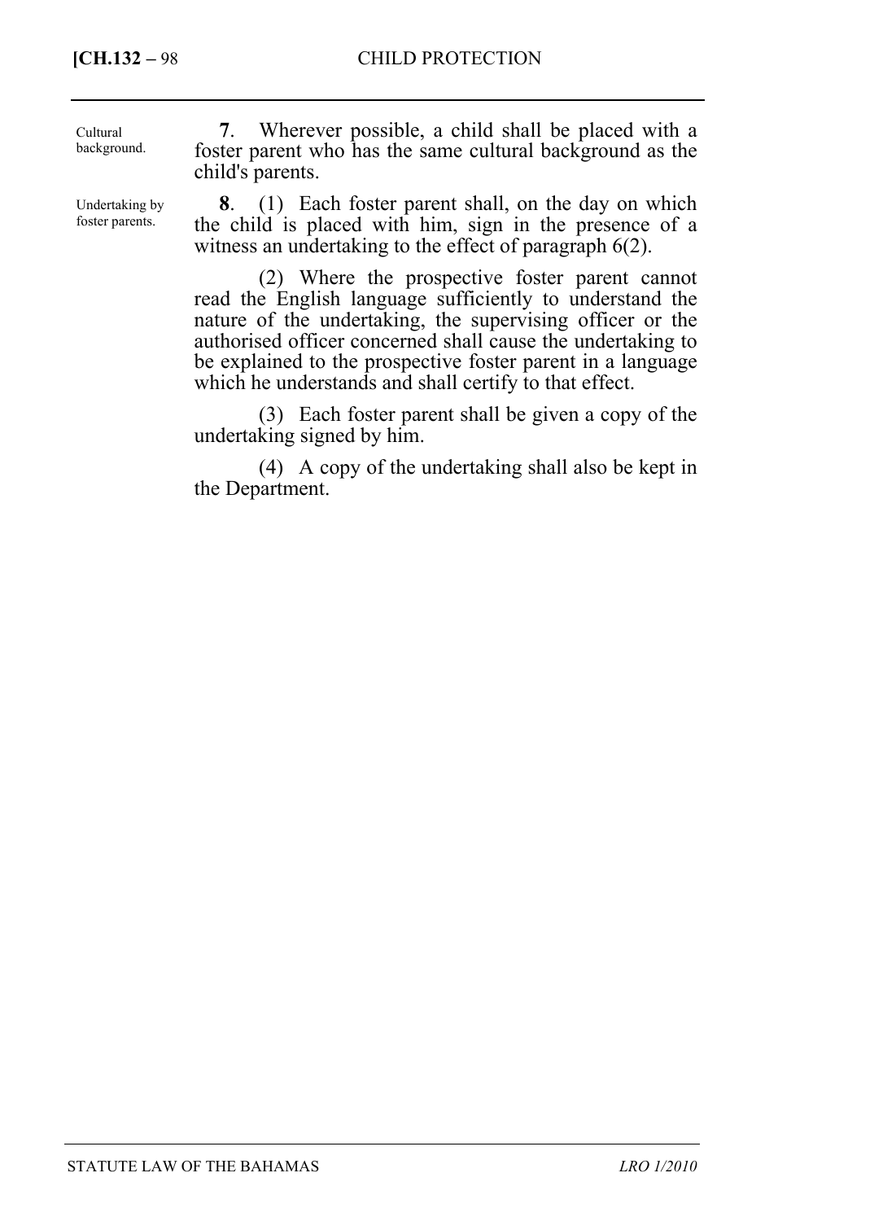Cultural background.

**7**. Wherever possible, a child shall be placed with a foster parent who has the same cultural background as the child's parents.

Undertaking by foster parents.

**8**. (1) Each foster parent shall, on the day on which the child is placed with him, sign in the presence of a witness an undertaking to the effect of paragraph 6(2).

(2) Where the prospective foster parent cannot read the English language sufficiently to understand the nature of the undertaking, the supervising officer or the authorised officer concerned shall cause the undertaking to be explained to the prospective foster parent in a language which he understands and shall certify to that effect.

(3) Each foster parent shall be given a copy of the undertaking signed by him.

(4) A copy of the undertaking shall also be kept in the Department.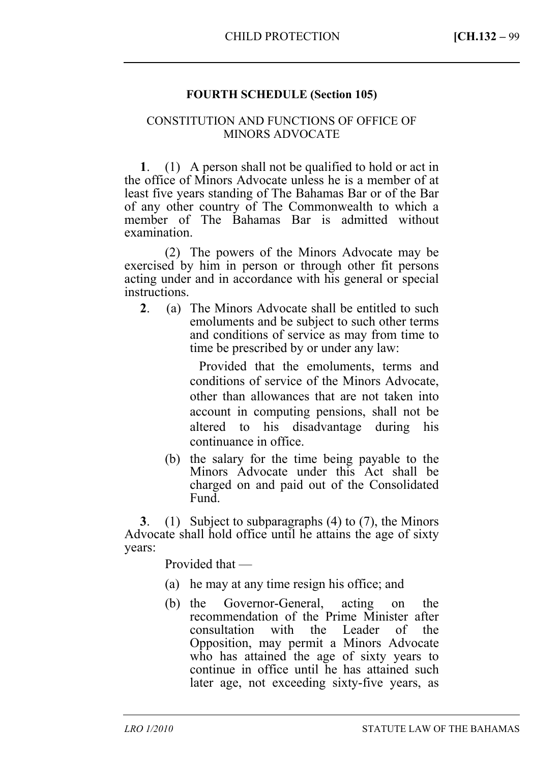**FOURTH SCHEDULE (Section 105)**

CONSTITUTION AND FUNCTIONS OF OFFICE OF MINORS ADVOCATE

**1**. (1) A person shall not be qualified to hold or act in the office of Minors Advocate unless he is a member of at least five years standing of The Bahamas Bar or of the Bar of any other country of The Commonwealth to which a member of The Bahamas Bar is admitted without examination.

(2) The powers of the Minors Advocate may be exercised by him in person or through other fit persons acting under and in accordance with his general or special instructions.

**2**. (a) The Minors Advocate shall be entitled to such emoluments and be subject to such other terms and conditions of service as may from time to time be prescribed by or under any law:

Provided that the emoluments, terms and conditions of service of the Minors Advocate, other than allowances that are not taken into account in computing pensions, shall not be altered to his disadvantage during his continuance in office.

(b) the salary for the time being payable to the Minors Advocate under this Act shall be charged on and paid out of the Consolidated Fund.

**3**. (1) Subject to subparagraphs (4) to (7), the Minors Advocate shall hold office until he attains the age of sixty years:

Provided that —

(a) he may at any time resign his office; and

(b) the Governor-General, acting on the recommendation of the Prime Minister after consultation with the Leader of the Opposition, may permit a Minors Advocate who has attained the age of sixty years to continue in office until he has attained such later age, not exceeding sixty-five years, as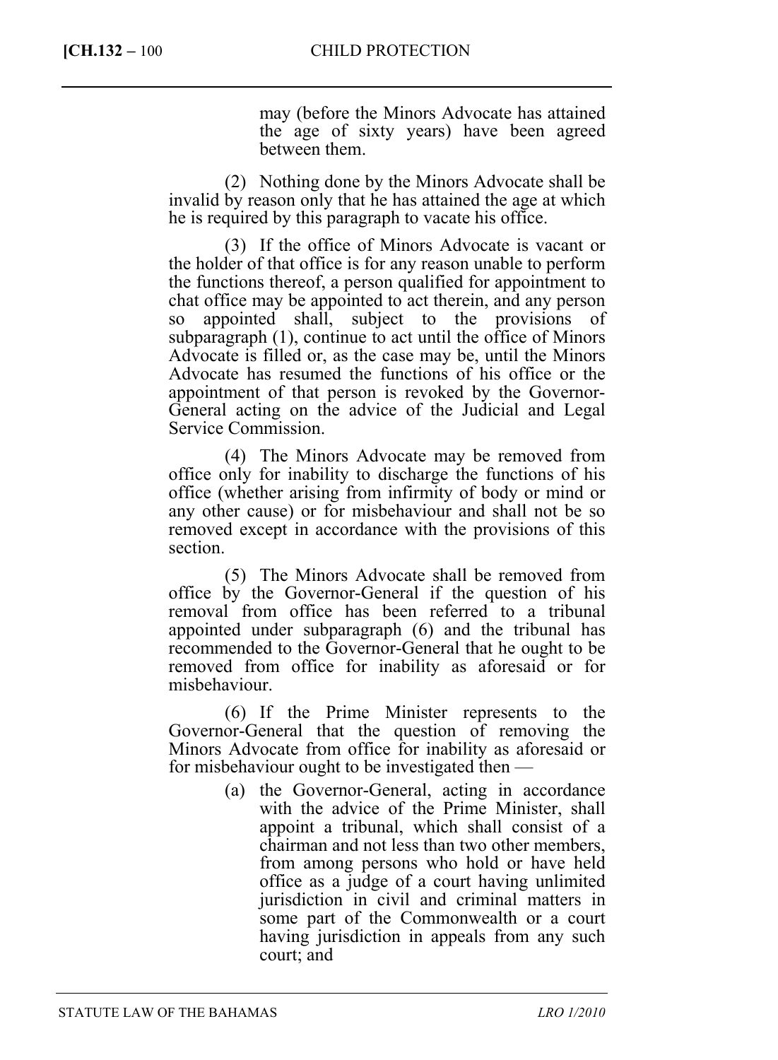may (before the Minors Advocate has attained the age of sixty years) have been agreed between them.

(2) Nothing done by the Minors Advocate shall be invalid by reason only that he has attained the age at which he is required by this paragraph to vacate his office.

(3) If the office of Minors Advocate is vacant or the holder of that office is for any reason unable to perform the functions thereof, a person qualified for appointment to chat office may be appointed to act therein, and any person so appointed shall, subject to the provisions of subparagraph (1), continue to act until the office of Minors Advocate is filled or, as the case may be, until the Minors Advocate has resumed the functions of his office or the appointment of that person is revoked by the Governor-General acting on the advice of the Judicial and Legal Service Commission.

(4) The Minors Advocate may be removed from office only for inability to discharge the functions of his office (whether arising from infirmity of body or mind or any other cause) or for misbehaviour and shall not be so removed except in accordance with the provisions of this section.

(5) The Minors Advocate shall be removed from office by the Governor-General if the question of his removal from office has been referred to a tribunal appointed under subparagraph (6) and the tribunal has recommended to the Governor-General that he ought to be removed from office for inability as aforesaid or for misbehaviour.

(6) If the Prime Minister represents to the Governor-General that the question of removing the Minors Advocate from office for inability as aforesaid or for misbehaviour ought to be investigated then —

(a) the Governor-General, acting in accordance with the advice of the Prime Minister, shall appoint a tribunal, which shall consist of a chairman and not less than two other members, from among persons who hold or have held office as a judge of a court having unlimited jurisdiction in civil and criminal matters in some part of the Commonwealth or a court having jurisdiction in appeals from any such court; and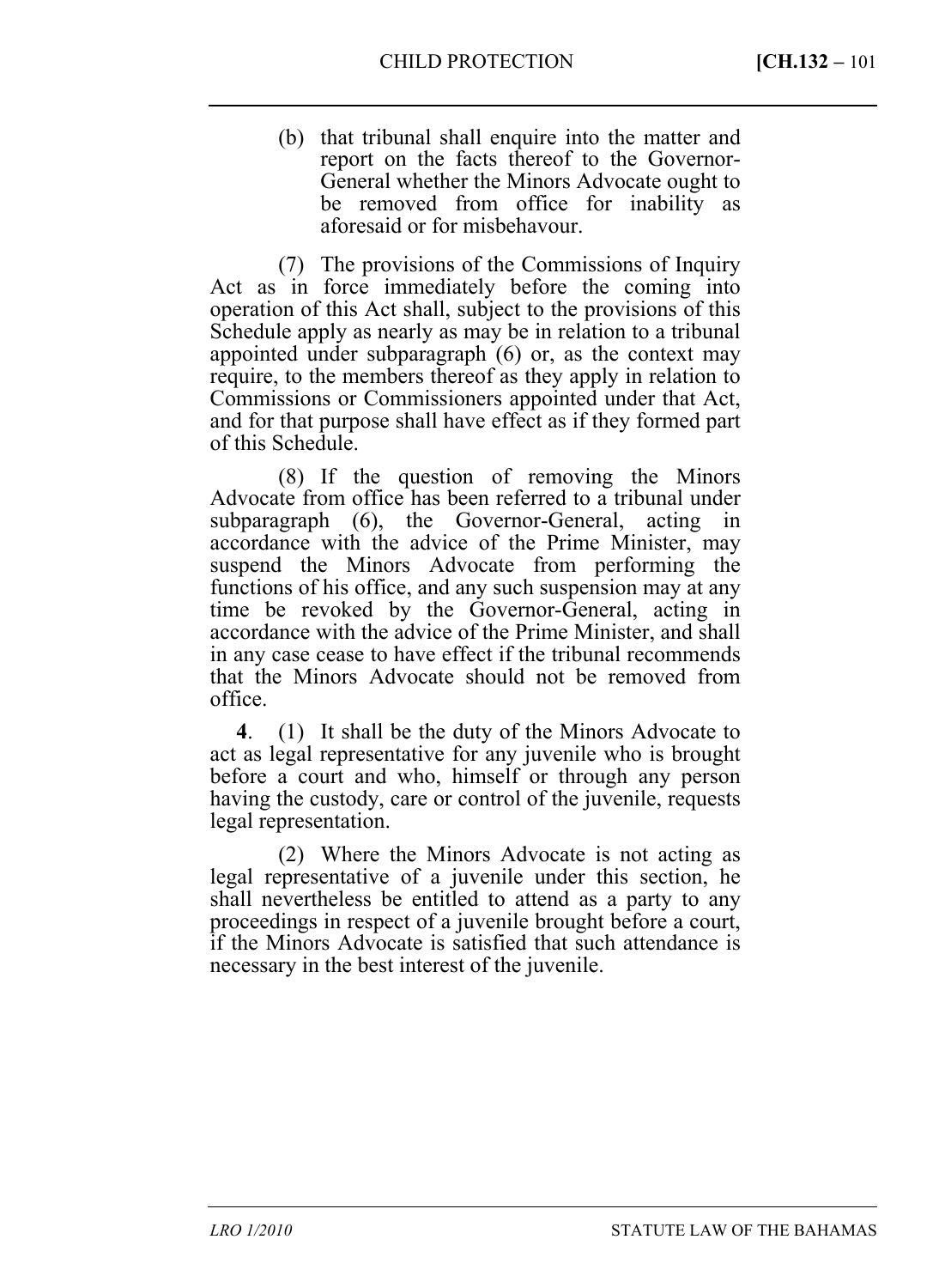(b) that tribunal shall enquire into the matter and report on the facts thereof to the Governor-General whether the Minors Advocate ought to be removed from office for inability as aforesaid or for misbehavour.

(7) The provisions of the Commissions of Inquiry Act as in force immediately before the coming into operation of this Act shall, subject to the provisions of this Schedule apply as nearly as may be in relation to a tribunal appointed under subparagraph (6) or, as the context may require, to the members thereof as they apply in relation to Commissions or Commissioners appointed under that Act, and for that purpose shall have effect as if they formed part of this Schedule.

(8) If the question of removing the Minors Advocate from office has been referred to a tribunal under subparagraph (6), the Governor-General, acting in accordance with the advice of the Prime Minister, may suspend the Minors Advocate from performing the functions of his office, and any such suspension may at any time be revoked by the Governor-General, acting in accordance with the advice of the Prime Minister, and shall in any case cease to have effect if the tribunal recommends that the Minors Advocate should not be removed from office.

**4**. (1) It shall be the duty of the Minors Advocate to act as legal representative for any juvenile who is brought before a court and who, himself or through any person having the custody, care or control of the juvenile, requests legal representation.

(2) Where the Minors Advocate is not acting as legal representative of a juvenile under this section, he shall nevertheless be entitled to attend as a party to any proceedings in respect of a juvenile brought before a court, if the Minors Advocate is satisfied that such attendance is necessary in the best interest of the juvenile.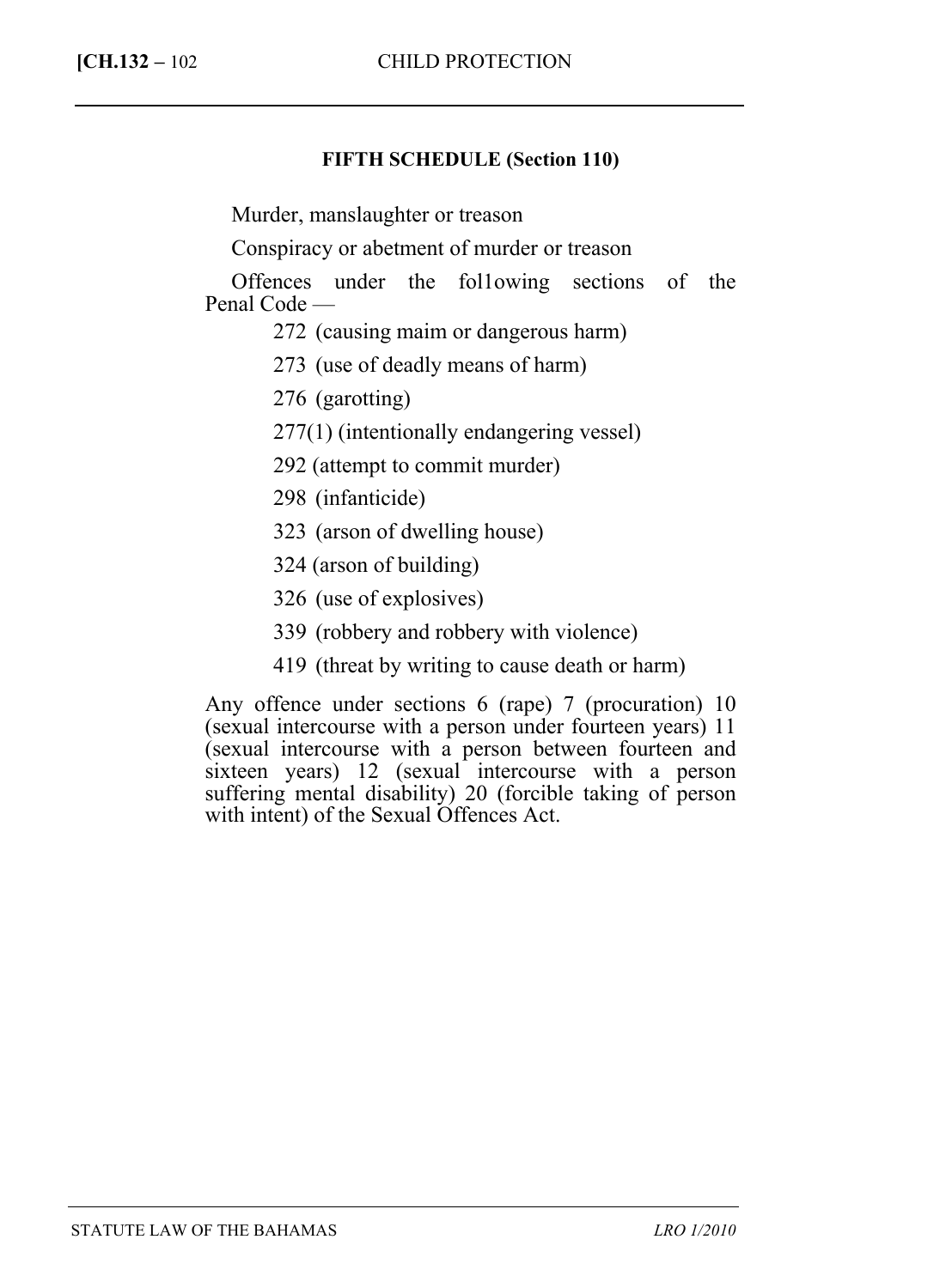## FIFTH SCHEDULE (Section 110)

Murder, manslaughter or treason

Conspiracy or abetment of murder or treason

Offences under the fol1owing sections of the Penal Code —

272 (causing maim or dangerous harm)

273 (use of deadly means of harm)

276 (garotting)

277(1) (intentionally endangering vessel)

292 (attempt to commit murder)

298 (infanticide)

323 (arson of dwelling house)

324 (arson of building)

326 (use of explosives)

339 (robbery and robbery with violence)

419 (threat by writing to cause death or harm)

Any offence under sections 6 (rape) 7 (procuration) 10 (sexual intercourse with a person under fourteen years) 11 (sexual intercourse with a person between fourteen and sixteen years) 12 (sexual intercourse with a person suffering mental disability) 20 (forcible taking of person with intent) of the Sexual Offences Act.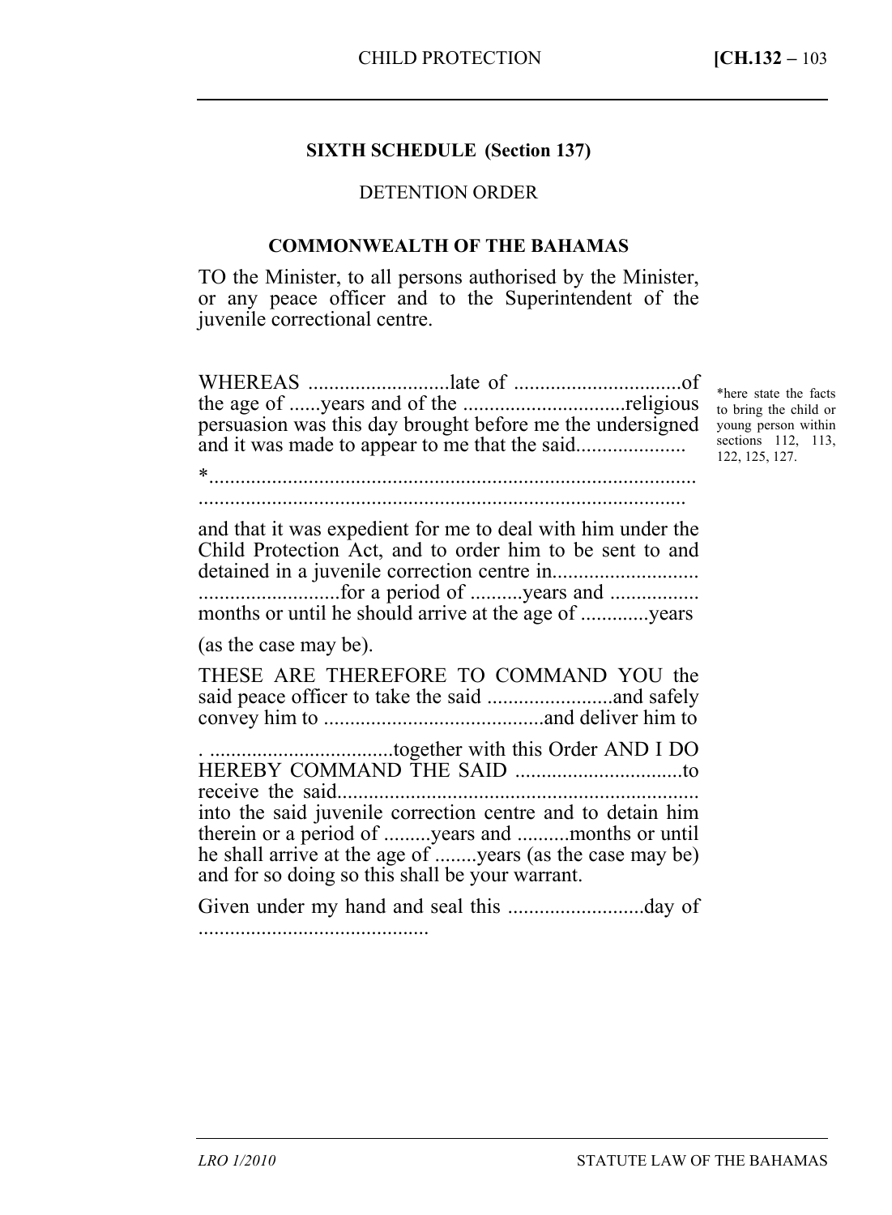## SIXTH SCHEDULE (Section 137)

DETENTION ORDER

**COMMONWEALTH OF THE BAHAMAS**

TO the Minister, to all persons authorised by the Minister, or any peace officer and to the Superintendent of the juvenile correctional centre.

WHEREAS ...........................late of ................................of the age of ......years and of the ...............................religious persuasion was this day brought before me the undersigned and it was made to appear to me that the said.....................

*...........................................................................................
............................................................................................

*here state the facts to bring the child or young person within sections 112, 113, 122, 125, 127.

and that it was expedient for me to deal with him under the Child Protection Act, and to order him to be sent to and detained in a juvenile correction centre in............................ ...........................for a period of ..........years and ................. months or until he should arrive at the age of .............years

(as the case may be).

THESE ARE THEREFORE TO COMMAND YOU the said peace officer to take the said ........................and safely convey him to .........................................and deliver him to

. ...................................together with this Order AND I DO HEREBY COMMAND THE SAID ................................to receive the said.................................................................... into the said juvenile correction centre and to detain him therein or a period of .........years and ..........months or until he shall arrive at the age of ........years (as the case may be) and for so doing so this shall be your warrant.

Given under my hand and seal this ..........................day of ............................................